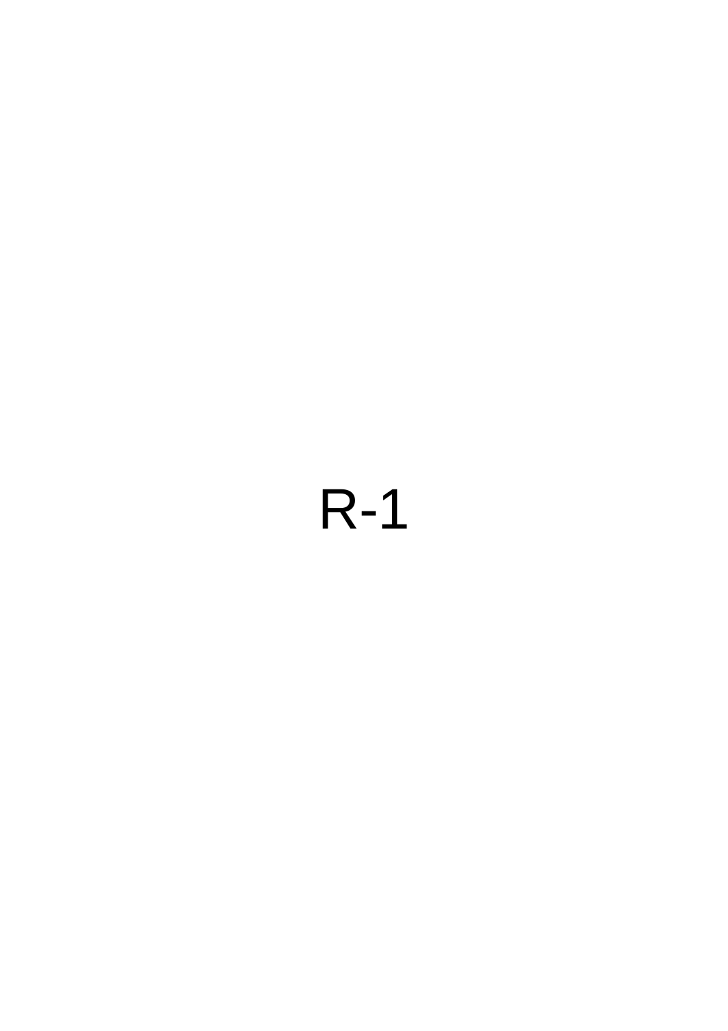R-1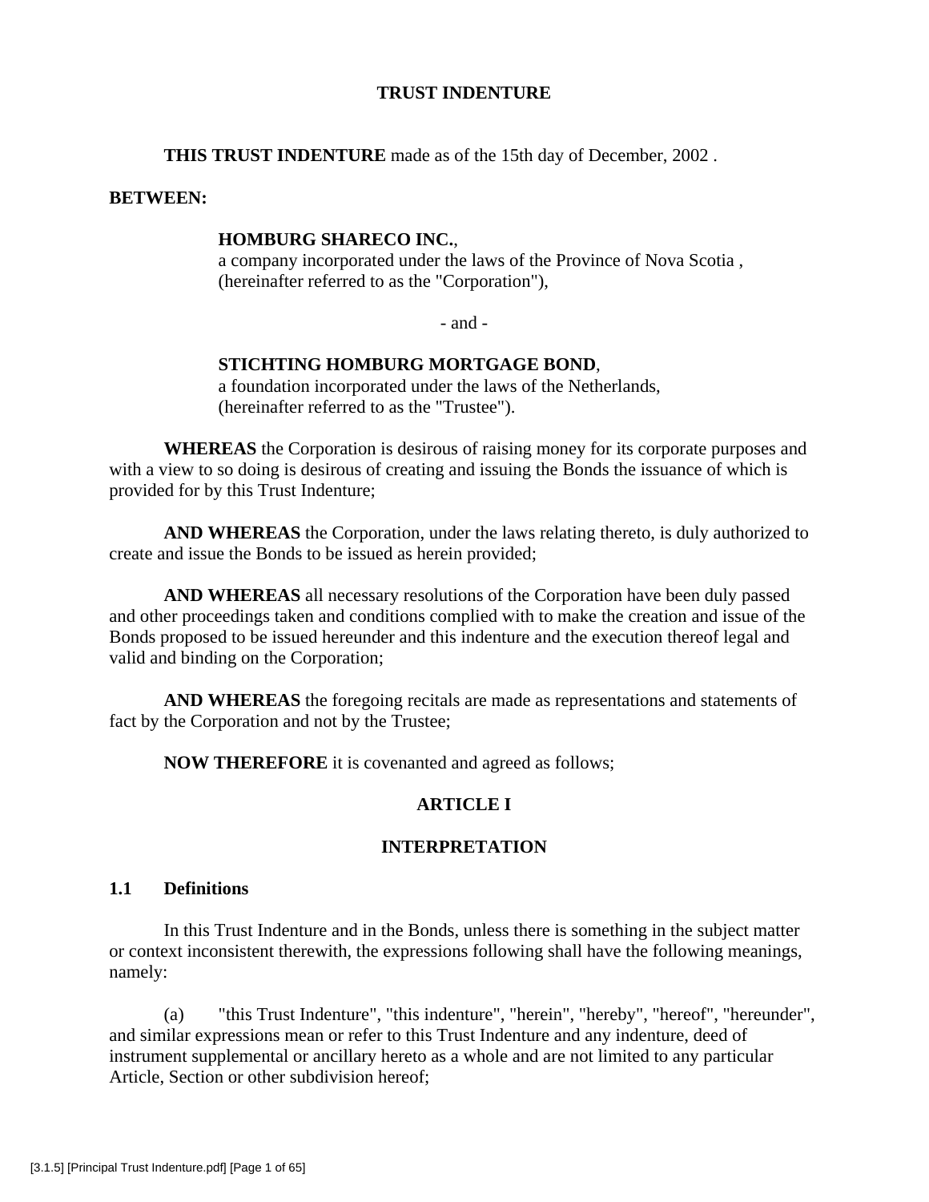## TRUST INDENTURE

**THIS TRUST INDENTURE** made as of the 15th day of December, 2002 .

**BETWEEN:**

**HOMBURG SHARECO INC.**,
a company incorporated under the laws of the Province of Nova Scotia ,
(hereinafter referred to as the "Corporation"),

- and -

**STICHTING HOMBURG MORTGAGE BOND**,
a foundation incorporated under the laws of the Netherlands,
(hereinafter referred to as the "Trustee").

**WHEREAS** the Corporation is desirous of raising money for its corporate purposes and with a view to so doing is desirous of creating and issuing the Bonds the issuance of which is provided for by this Trust Indenture;

**AND WHEREAS** the Corporation, under the laws relating thereto, is duly authorized to create and issue the Bonds to be issued as herein provided;

**AND WHEREAS** all necessary resolutions of the Corporation have been duly passed and other proceedings taken and conditions complied with to make the creation and issue of the Bonds proposed to be issued hereunder and this indenture and the execution thereof legal and valid and binding on the Corporation;

**AND WHEREAS** the foregoing recitals are made as representations and statements of fact by the Corporation and not by the Trustee;

**NOW THEREFORE** it is covenanted and agreed as follows;

## ARTICLE I

## INTERPRETATION

### 1.1 Definitions

In this Trust Indenture and in the Bonds, unless there is something in the subject matter or context inconsistent therewith, the expressions following shall have the following meanings, namely:

(a) "this Trust Indenture", "this indenture", "herein", "hereby", "hereof", "hereunder", and similar expressions mean or refer to this Trust Indenture and any indenture, deed of instrument supplemental or ancillary hereto as a whole and are not limited to any particular Article, Section or other subdivision hereof;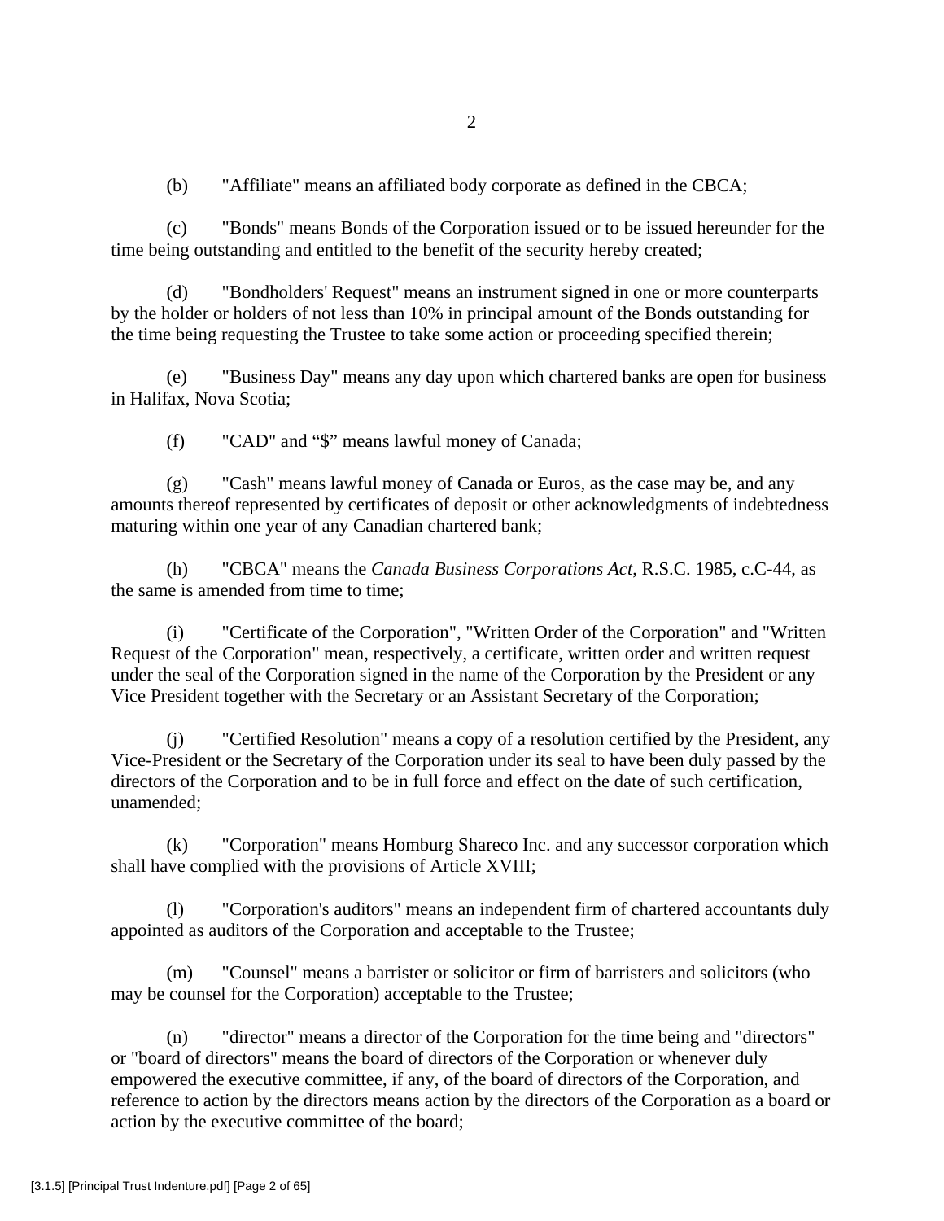(b) "Affiliate" means an affiliated body corporate as defined in the CBCA;

(c) "Bonds" means Bonds of the Corporation issued or to be issued hereunder for the time being outstanding and entitled to the benefit of the security hereby created;

(d) "Bondholders' Request" means an instrument signed in one or more counterparts by the holder or holders of not less than 10% in principal amount of the Bonds outstanding for the time being requesting the Trustee to take some action or proceeding specified therein;

(e) "Business Day" means any day upon which chartered banks are open for business in Halifax, Nova Scotia;

(f) "CAD" and "$" means lawful money of Canada;

(g) "Cash" means lawful money of Canada or Euros, as the case may be, and any amounts thereof represented by certificates of deposit or other acknowledgments of indebtedness maturing within one year of any Canadian chartered bank;

(h) "CBCA" means the *Canada Business Corporations Act*, R.S.C. 1985, c.C-44, as the same is amended from time to time;

(i) "Certificate of the Corporation", "Written Order of the Corporation" and "Written Request of the Corporation" mean, respectively, a certificate, written order and written request under the seal of the Corporation signed in the name of the Corporation by the President or any Vice President together with the Secretary or an Assistant Secretary of the Corporation;

(j) "Certified Resolution" means a copy of a resolution certified by the President, any Vice-President or the Secretary of the Corporation under its seal to have been duly passed by the directors of the Corporation and to be in full force and effect on the date of such certification, unamended;

(k) "Corporation" means Homburg Shareco Inc. and any successor corporation which shall have complied with the provisions of Article XVIII;

(l) "Corporation's auditors" means an independent firm of chartered accountants duly appointed as auditors of the Corporation and acceptable to the Trustee;

(m) "Counsel" means a barrister or solicitor or firm of barristers and solicitors (who may be counsel for the Corporation) acceptable to the Trustee;

(n) "director" means a director of the Corporation for the time being and "directors" or "board of directors" means the board of directors of the Corporation or whenever duly empowered the executive committee, if any, of the board of directors of the Corporation, and reference to action by the directors means action by the directors of the Corporation as a board or action by the executive committee of the board;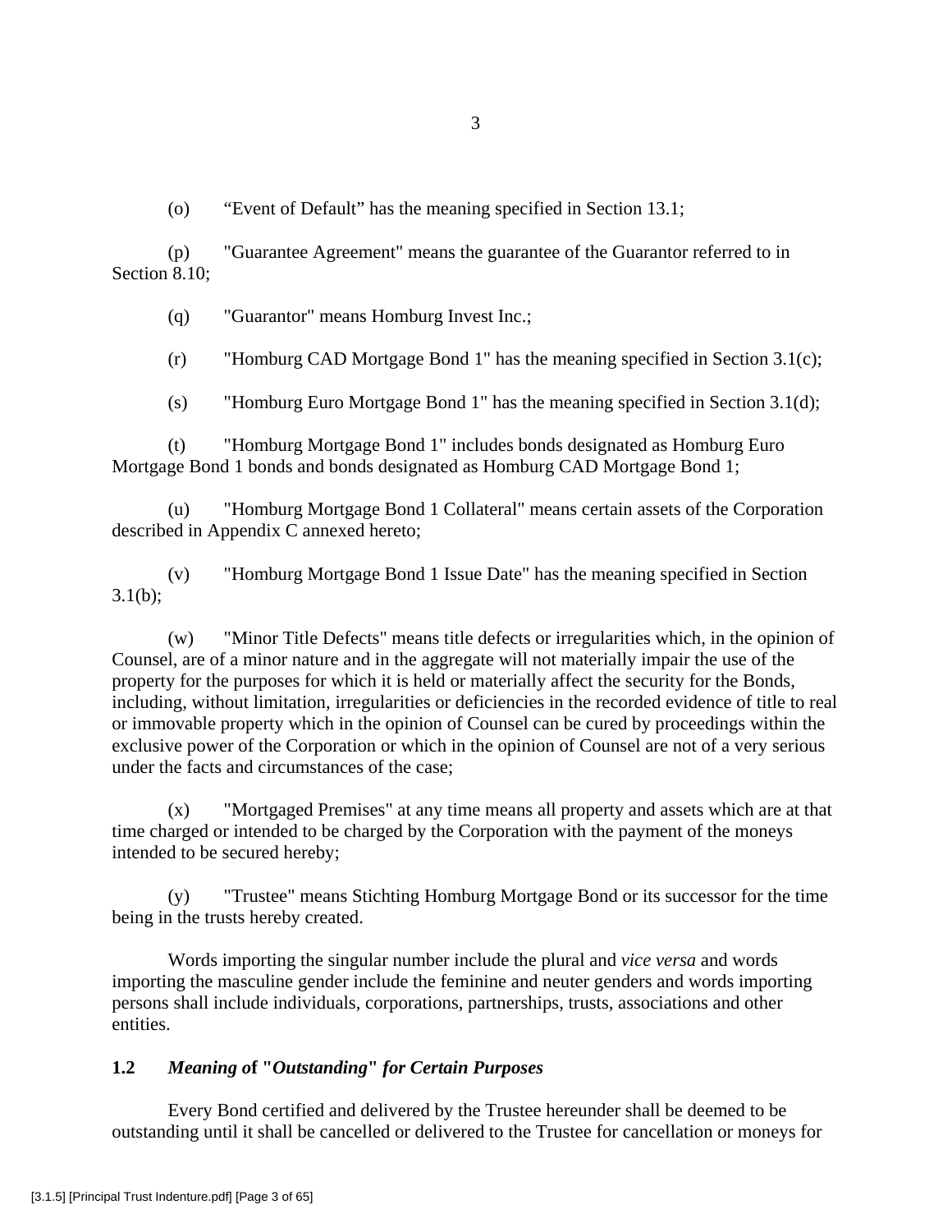(o) “Event of Default” has the meaning specified in Section 13.1;

(p) "Guarantee Agreement" means the guarantee of the Guarantor referred to in Section 8.10;

(q) "Guarantor" means Homburg Invest Inc.;

(r) "Homburg CAD Mortgage Bond 1" has the meaning specified in Section 3.1(c);

(s) "Homburg Euro Mortgage Bond 1" has the meaning specified in Section 3.1(d);

(t) "Homburg Mortgage Bond 1" includes bonds designated as Homburg Euro Mortgage Bond 1 bonds and bonds designated as Homburg CAD Mortgage Bond 1;

(u) "Homburg Mortgage Bond 1 Collateral" means certain assets of the Corporation described in Appendix C annexed hereto;

(v) "Homburg Mortgage Bond 1 Issue Date" has the meaning specified in Section 3.1(b);

(w) "Minor Title Defects" means title defects or irregularities which, in the opinion of Counsel, are of a minor nature and in the aggregate will not materially impair the use of the property for the purposes for which it is held or materially affect the security for the Bonds, including, without limitation, irregularities or deficiencies in the recorded evidence of title to real or immovable property which in the opinion of Counsel can be cured by proceedings within the exclusive power of the Corporation or which in the opinion of Counsel are not of a very serious under the facts and circumstances of the case;

(x) "Mortgaged Premises" at any time means all property and assets which are at that time charged or intended to be charged by the Corporation with the payment of the moneys intended to be secured hereby;

(y) "Trustee" means Stichting Homburg Mortgage Bond or its successor for the time being in the trusts hereby created.

Words importing the singular number include the plural and *vice versa* and words importing the masculine gender include the feminine and neuter genders and words importing persons shall include individuals, corporations, partnerships, trusts, associations and other entities.

### 1.2 *Meaning of "Outstanding" for Certain Purposes*

Every Bond certified and delivered by the Trustee hereunder shall be deemed to be outstanding until it shall be cancelled or delivered to the Trustee for cancellation or moneys for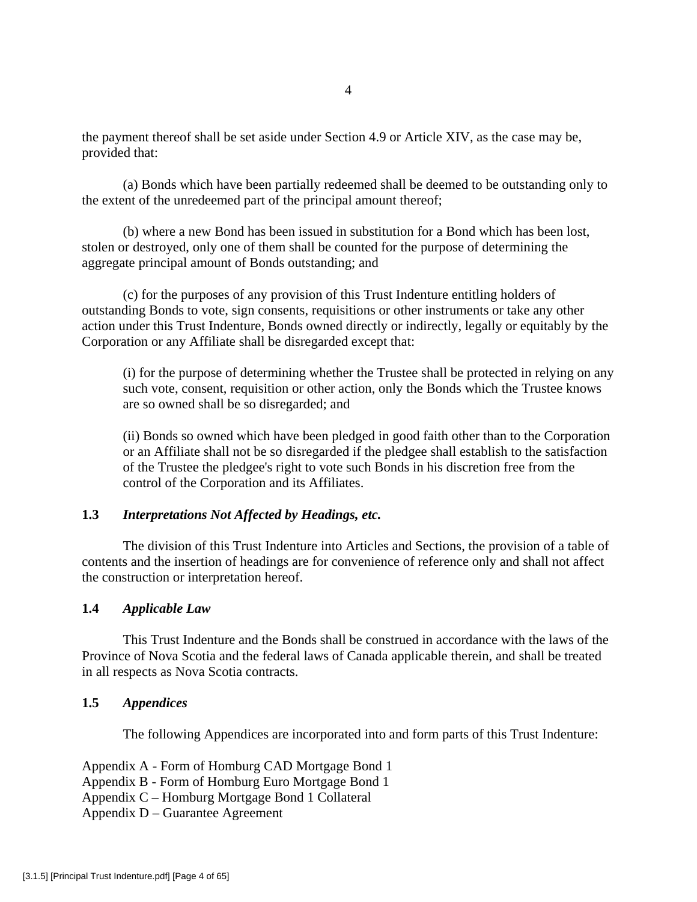the payment thereof shall be set aside under Section 4.9 or Article XIV, as the case may be, provided that:

(a) Bonds which have been partially redeemed shall be deemed to be outstanding only to the extent of the unredeemed part of the principal amount thereof;

(b) where a new Bond has been issued in substitution for a Bond which has been lost, stolen or destroyed, only one of them shall be counted for the purpose of determining the aggregate principal amount of Bonds outstanding; and

(c) for the purposes of any provision of this Trust Indenture entitling holders of outstanding Bonds to vote, sign consents, requisitions or other instruments or take any other action under this Trust Indenture, Bonds owned directly or indirectly, legally or equitably by the Corporation or any Affiliate shall be disregarded except that:

> (i) for the purpose of determining whether the Trustee shall be protected in relying on any such vote, consent, requisition or other action, only the Bonds which the Trustee knows are so owned shall be so disregarded; and
>
> (ii) Bonds so owned which have been pledged in good faith other than to the Corporation or an Affiliate shall not be so disregarded if the pledgee shall establish to the satisfaction of the Trustee the pledgee's right to vote such Bonds in his discretion free from the control of the Corporation and its Affiliates.

### 1.3 *Interpretations Not Affected by Headings, etc.*

The division of this Trust Indenture into Articles and Sections, the provision of a table of contents and the insertion of headings are for convenience of reference only and shall not affect the construction or interpretation hereof.

### 1.4 *Applicable Law*

This Trust Indenture and the Bonds shall be construed in accordance with the laws of the Province of Nova Scotia and the federal laws of Canada applicable therein, and shall be treated in all respects as Nova Scotia contracts.

### 1.5 *Appendices*

The following Appendices are incorporated into and form parts of this Trust Indenture:

Appendix A - Form of Homburg CAD Mortgage Bond 1
Appendix B - Form of Homburg Euro Mortgage Bond 1
Appendix C – Homburg Mortgage Bond 1 Collateral
Appendix D – Guarantee Agreement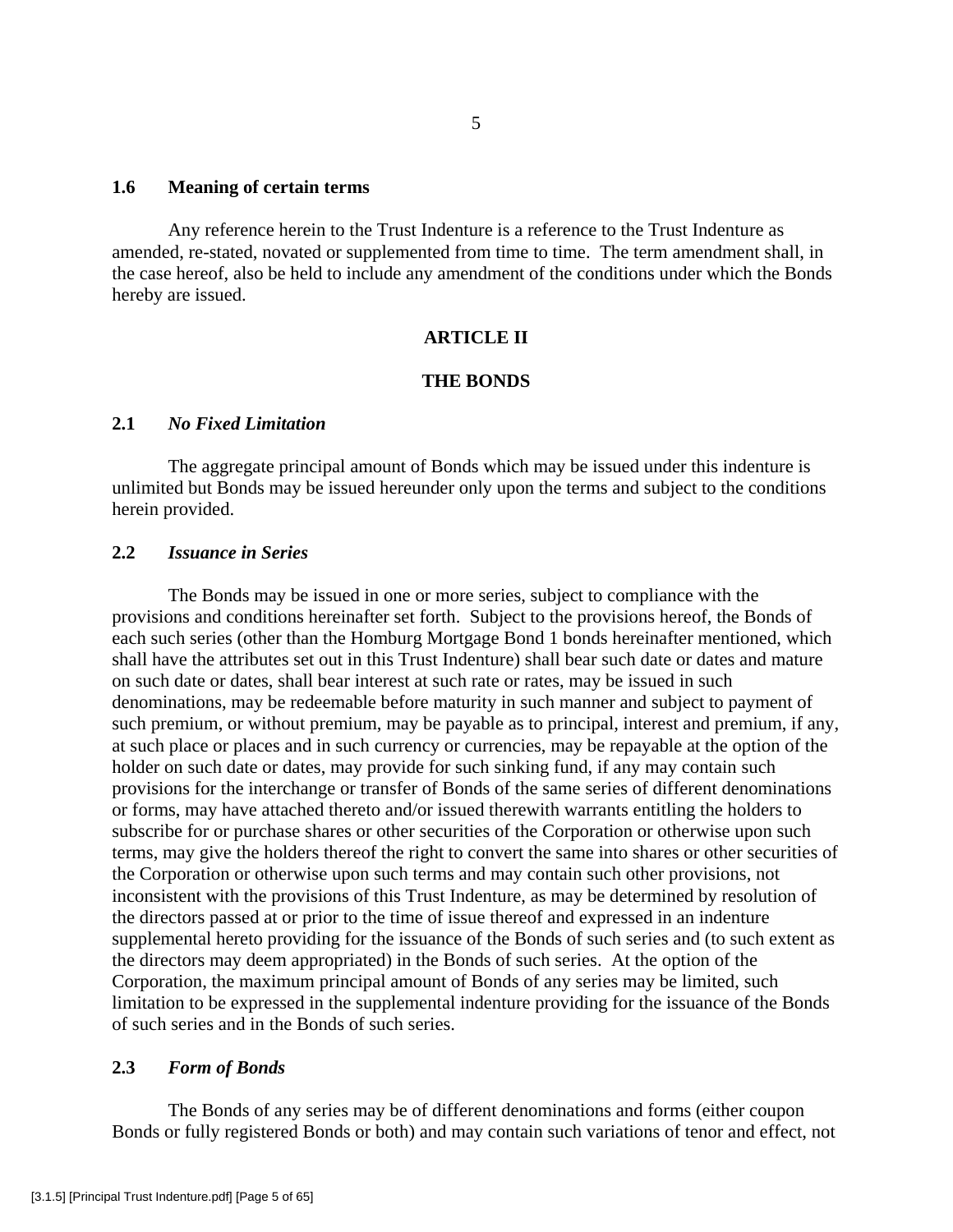### 1.6 Meaning of certain terms

Any reference herein to the Trust Indenture is a reference to the Trust Indenture as amended, re-stated, novated or supplemented from time to time. The term amendment shall, in the case hereof, also be held to include any amendment of the conditions under which the Bonds hereby are issued.

## ARTICLE II

## THE BONDS

### 2.1 *No Fixed Limitation*

The aggregate principal amount of Bonds which may be issued under this indenture is unlimited but Bonds may be issued hereunder only upon the terms and subject to the conditions herein provided.

### 2.2 *Issuance in Series*

The Bonds may be issued in one or more series, subject to compliance with the provisions and conditions hereinafter set forth. Subject to the provisions hereof, the Bonds of each such series (other than the Homburg Mortgage Bond 1 bonds hereinafter mentioned, which shall have the attributes set out in this Trust Indenture) shall bear such date or dates and mature on such date or dates, shall bear interest at such rate or rates, may be issued in such denominations, may be redeemable before maturity in such manner and subject to payment of such premium, or without premium, may be payable as to principal, interest and premium, if any, at such place or places and in such currency or currencies, may be repayable at the option of the holder on such date or dates, may provide for such sinking fund, if any may contain such provisions for the interchange or transfer of Bonds of the same series of different denominations or forms, may have attached thereto and/or issued therewith warrants entitling the holders to subscribe for or purchase shares or other securities of the Corporation or otherwise upon such terms, may give the holders thereof the right to convert the same into shares or other securities of the Corporation or otherwise upon such terms and may contain such other provisions, not inconsistent with the provisions of this Trust Indenture, as may be determined by resolution of the directors passed at or prior to the time of issue thereof and expressed in an indenture supplemental hereto providing for the issuance of the Bonds of such series and (to such extent as the directors may deem appropriated) in the Bonds of such series. At the option of the Corporation, the maximum principal amount of Bonds of any series may be limited, such limitation to be expressed in the supplemental indenture providing for the issuance of the Bonds of such series and in the Bonds of such series.

### 2.3 *Form of Bonds*

The Bonds of any series may be of different denominations and forms (either coupon Bonds or fully registered Bonds or both) and may contain such variations of tenor and effect, not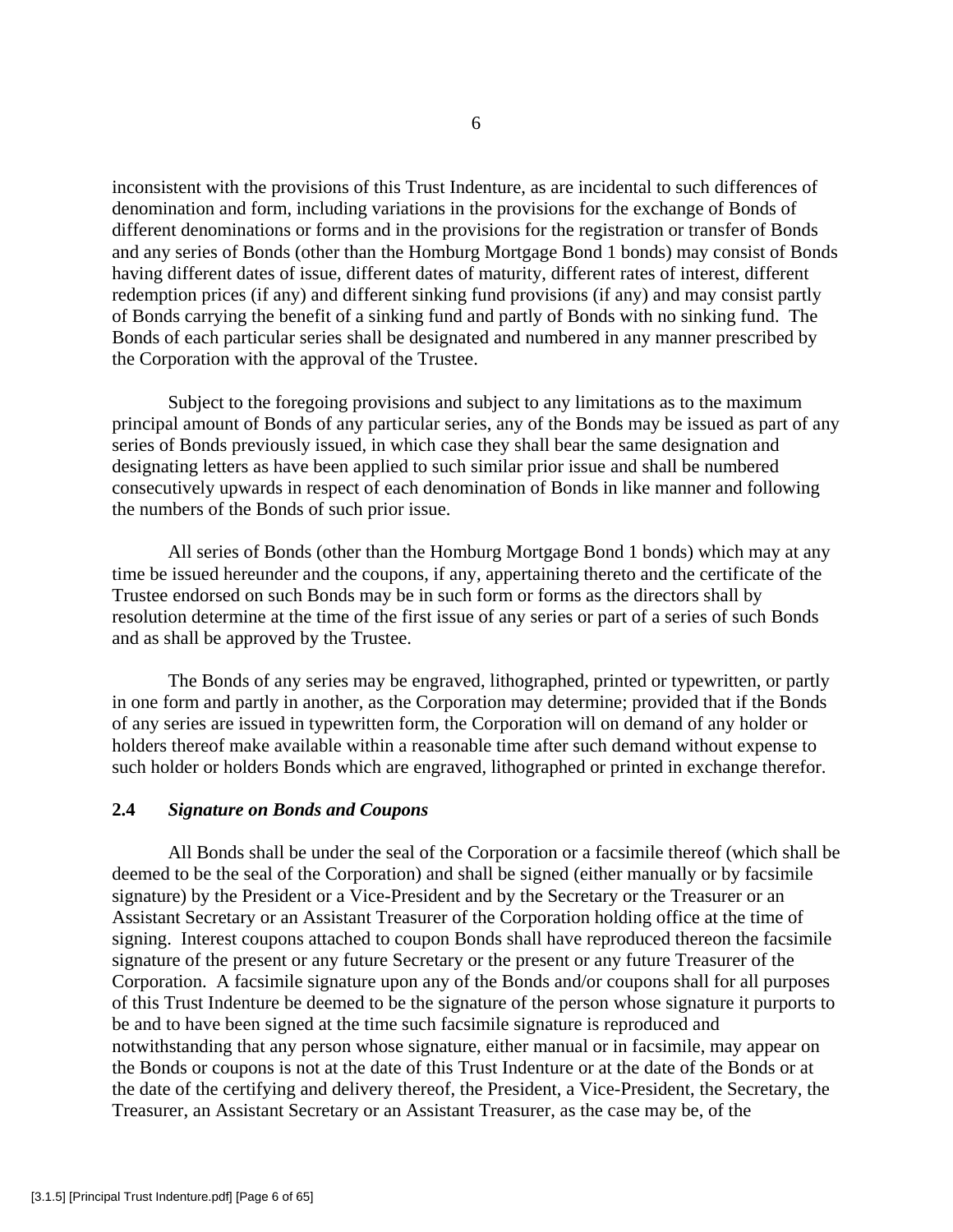inconsistent with the provisions of this Trust Indenture, as are incidental to such differences of denomination and form, including variations in the provisions for the exchange of Bonds of different denominations or forms and in the provisions for the registration or transfer of Bonds and any series of Bonds (other than the Homburg Mortgage Bond 1 bonds) may consist of Bonds having different dates of issue, different dates of maturity, different rates of interest, different redemption prices (if any) and different sinking fund provisions (if any) and may consist partly of Bonds carrying the benefit of a sinking fund and partly of Bonds with no sinking fund. The Bonds of each particular series shall be designated and numbered in any manner prescribed by the Corporation with the approval of the Trustee.

Subject to the foregoing provisions and subject to any limitations as to the maximum principal amount of Bonds of any particular series, any of the Bonds may be issued as part of any series of Bonds previously issued, in which case they shall bear the same designation and designating letters as have been applied to such similar prior issue and shall be numbered consecutively upwards in respect of each denomination of Bonds in like manner and following the numbers of the Bonds of such prior issue.

All series of Bonds (other than the Homburg Mortgage Bond 1 bonds) which may at any time be issued hereunder and the coupons, if any, appertaining thereto and the certificate of the Trustee endorsed on such Bonds may be in such form or forms as the directors shall by resolution determine at the time of the first issue of any series or part of a series of such Bonds and as shall be approved by the Trustee.

The Bonds of any series may be engraved, lithographed, printed or typewritten, or partly in one form and partly in another, as the Corporation may determine; provided that if the Bonds of any series are issued in typewritten form, the Corporation will on demand of any holder or holders thereof make available within a reasonable time after such demand without expense to such holder or holders Bonds which are engraved, lithographed or printed in exchange therefor.

### 2.4 *Signature on Bonds and Coupons*

All Bonds shall be under the seal of the Corporation or a facsimile thereof (which shall be deemed to be the seal of the Corporation) and shall be signed (either manually or by facsimile signature) by the President or a Vice-President and by the Secretary or the Treasurer or an Assistant Secretary or an Assistant Treasurer of the Corporation holding office at the time of signing. Interest coupons attached to coupon Bonds shall have reproduced thereon the facsimile signature of the present or any future Secretary or the present or any future Treasurer of the Corporation. A facsimile signature upon any of the Bonds and/or coupons shall for all purposes of this Trust Indenture be deemed to be the signature of the person whose signature it purports to be and to have been signed at the time such facsimile signature is reproduced and notwithstanding that any person whose signature, either manual or in facsimile, may appear on the Bonds or coupons is not at the date of this Trust Indenture or at the date of the Bonds or at the date of the certifying and delivery thereof, the President, a Vice-President, the Secretary, the Treasurer, an Assistant Secretary or an Assistant Treasurer, as the case may be, of the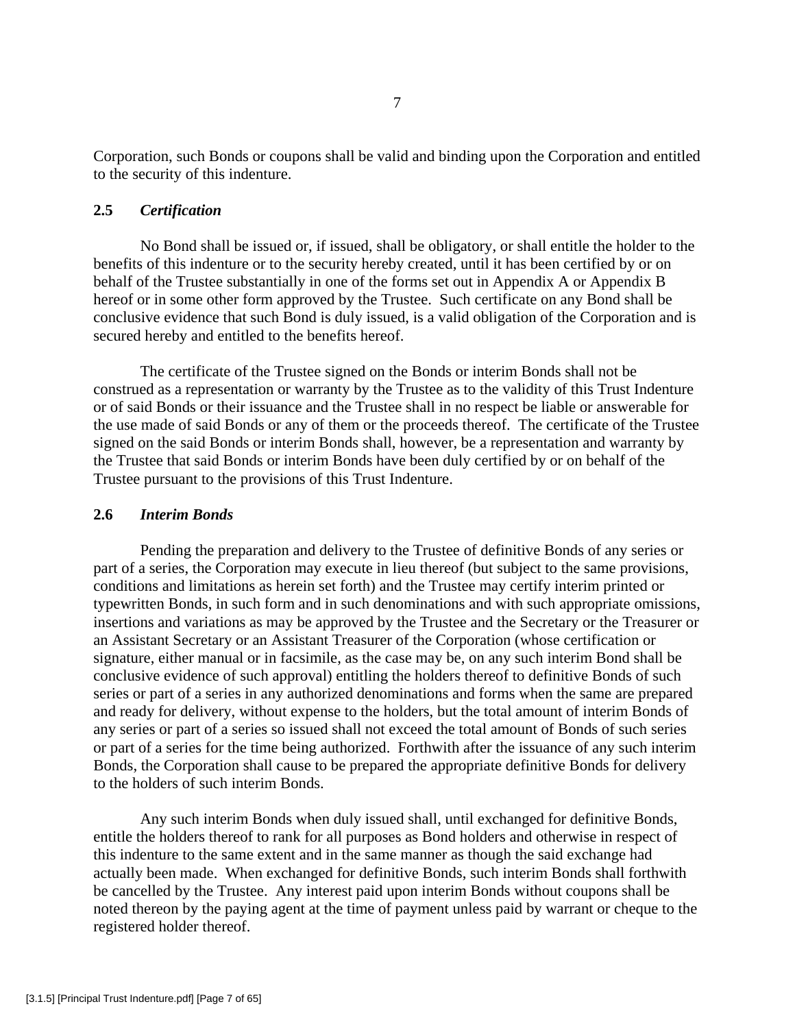Corporation, such Bonds or coupons shall be valid and binding upon the Corporation and entitled to the security of this indenture.

### 2.5 *Certification*

No Bond shall be issued or, if issued, shall be obligatory, or shall entitle the holder to the benefits of this indenture or to the security hereby created, until it has been certified by or on behalf of the Trustee substantially in one of the forms set out in Appendix A or Appendix B hereof or in some other form approved by the Trustee. Such certificate on any Bond shall be conclusive evidence that such Bond is duly issued, is a valid obligation of the Corporation and is secured hereby and entitled to the benefits hereof.

The certificate of the Trustee signed on the Bonds or interim Bonds shall not be construed as a representation or warranty by the Trustee as to the validity of this Trust Indenture or of said Bonds or their issuance and the Trustee shall in no respect be liable or answerable for the use made of said Bonds or any of them or the proceeds thereof. The certificate of the Trustee signed on the said Bonds or interim Bonds shall, however, be a representation and warranty by the Trustee that said Bonds or interim Bonds have been duly certified by or on behalf of the Trustee pursuant to the provisions of this Trust Indenture.

### 2.6 *Interim Bonds*

Pending the preparation and delivery to the Trustee of definitive Bonds of any series or part of a series, the Corporation may execute in lieu thereof (but subject to the same provisions, conditions and limitations as herein set forth) and the Trustee may certify interim printed or typewritten Bonds, in such form and in such denominations and with such appropriate omissions, insertions and variations as may be approved by the Trustee and the Secretary or the Treasurer or an Assistant Secretary or an Assistant Treasurer of the Corporation (whose certification or signature, either manual or in facsimile, as the case may be, on any such interim Bond shall be conclusive evidence of such approval) entitling the holders thereof to definitive Bonds of such series or part of a series in any authorized denominations and forms when the same are prepared and ready for delivery, without expense to the holders, but the total amount of interim Bonds of any series or part of a series so issued shall not exceed the total amount of Bonds of such series or part of a series for the time being authorized. Forthwith after the issuance of any such interim Bonds, the Corporation shall cause to be prepared the appropriate definitive Bonds for delivery to the holders of such interim Bonds.

Any such interim Bonds when duly issued shall, until exchanged for definitive Bonds, entitle the holders thereof to rank for all purposes as Bond holders and otherwise in respect of this indenture to the same extent and in the same manner as though the said exchange had actually been made. When exchanged for definitive Bonds, such interim Bonds shall forthwith be cancelled by the Trustee. Any interest paid upon interim Bonds without coupons shall be noted thereon by the paying agent at the time of payment unless paid by warrant or cheque to the registered holder thereof.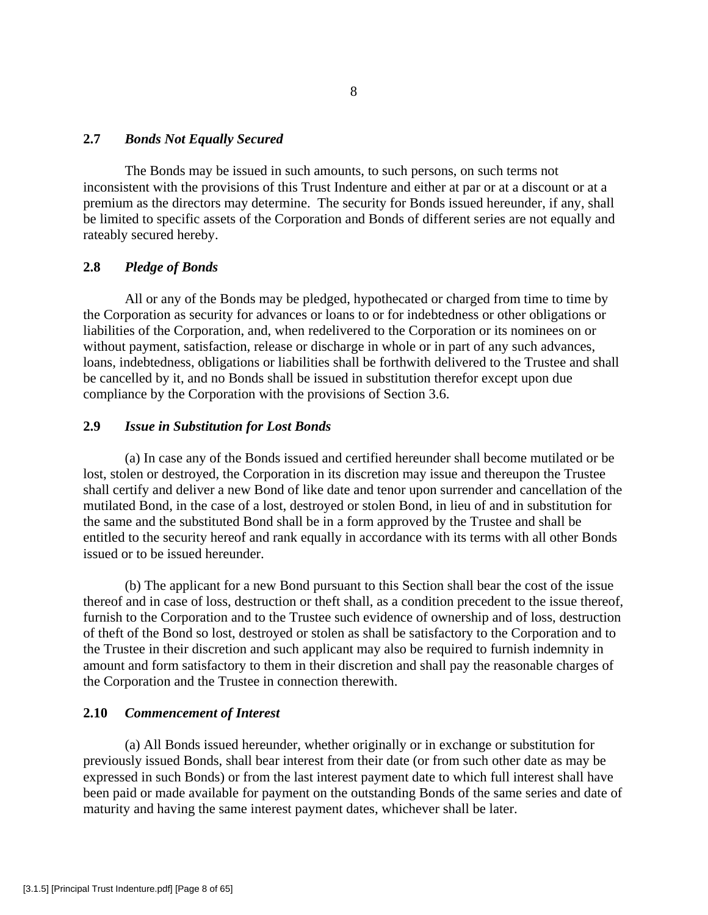### 2.7 *Bonds Not Equally Secured*

The Bonds may be issued in such amounts, to such persons, on such terms not inconsistent with the provisions of this Trust Indenture and either at par or at a discount or at a premium as the directors may determine. The security for Bonds issued hereunder, if any, shall be limited to specific assets of the Corporation and Bonds of different series are not equally and rateably secured hereby.

### 2.8 *Pledge of Bonds*

All or any of the Bonds may be pledged, hypothecated or charged from time to time by the Corporation as security for advances or loans to or for indebtedness or other obligations or liabilities of the Corporation, and, when redelivered to the Corporation or its nominees on or without payment, satisfaction, release or discharge in whole or in part of any such advances, loans, indebtedness, obligations or liabilities shall be forthwith delivered to the Trustee and shall be cancelled by it, and no Bonds shall be issued in substitution therefor except upon due compliance by the Corporation with the provisions of Section 3.6.

### 2.9 *Issue in Substitution for Lost Bonds*

(a) In case any of the Bonds issued and certified hereunder shall become mutilated or be lost, stolen or destroyed, the Corporation in its discretion may issue and thereupon the Trustee shall certify and deliver a new Bond of like date and tenor upon surrender and cancellation of the mutilated Bond, in the case of a lost, destroyed or stolen Bond, in lieu of and in substitution for the same and the substituted Bond shall be in a form approved by the Trustee and shall be entitled to the security hereof and rank equally in accordance with its terms with all other Bonds issued or to be issued hereunder.

(b) The applicant for a new Bond pursuant to this Section shall bear the cost of the issue thereof and in case of loss, destruction or theft shall, as a condition precedent to the issue thereof, furnish to the Corporation and to the Trustee such evidence of ownership and of loss, destruction of theft of the Bond so lost, destroyed or stolen as shall be satisfactory to the Corporation and to the Trustee in their discretion and such applicant may also be required to furnish indemnity in amount and form satisfactory to them in their discretion and shall pay the reasonable charges of the Corporation and the Trustee in connection therewith.

### 2.10 *Commencement of Interest*

(a) All Bonds issued hereunder, whether originally or in exchange or substitution for previously issued Bonds, shall bear interest from their date (or from such other date as may be expressed in such Bonds) or from the last interest payment date to which full interest shall have been paid or made available for payment on the outstanding Bonds of the same series and date of maturity and having the same interest payment dates, whichever shall be later.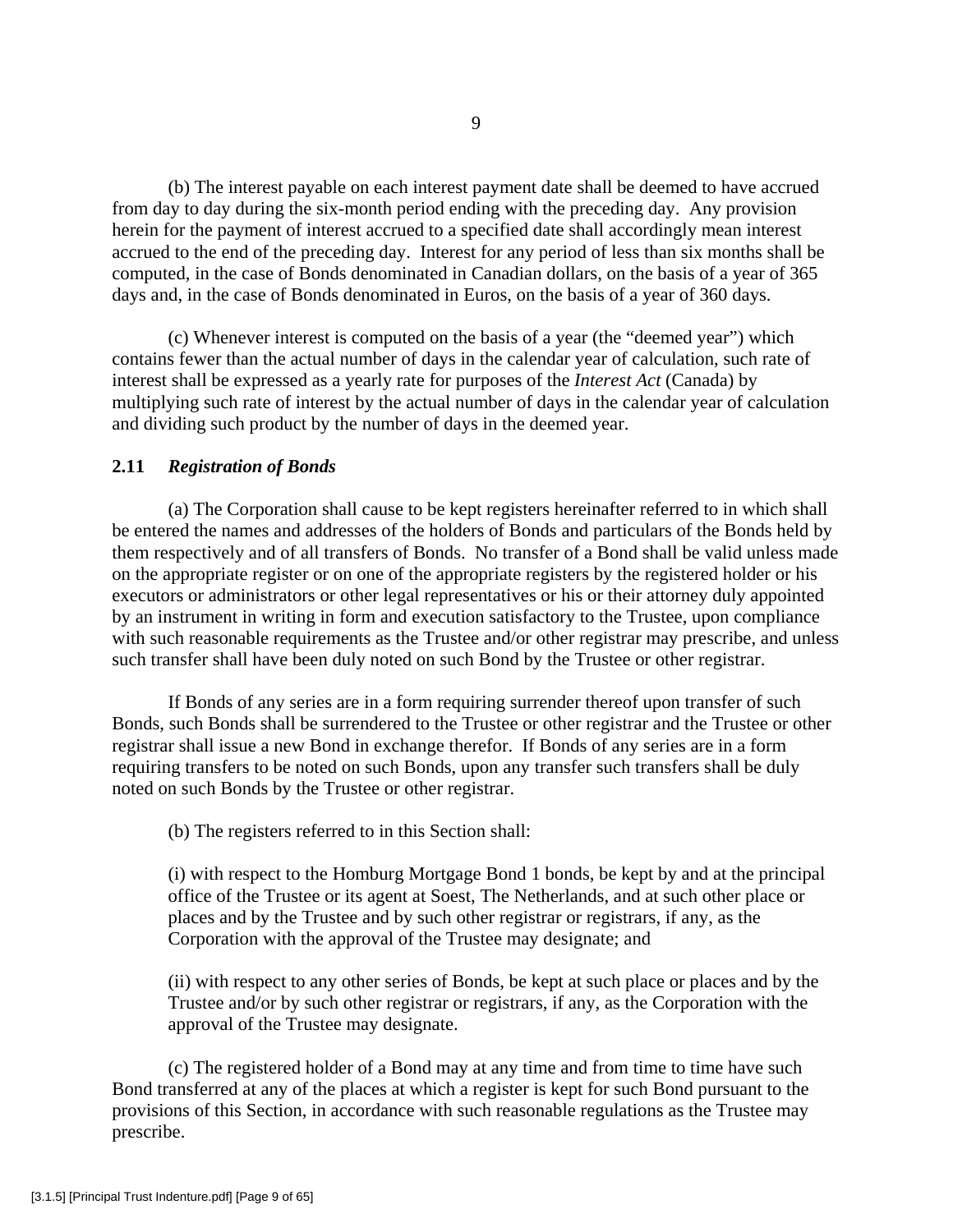(b) The interest payable on each interest payment date shall be deemed to have accrued from day to day during the six-month period ending with the preceding day. Any provision herein for the payment of interest accrued to a specified date shall accordingly mean interest accrued to the end of the preceding day. Interest for any period of less than six months shall be computed, in the case of Bonds denominated in Canadian dollars, on the basis of a year of 365 days and, in the case of Bonds denominated in Euros, on the basis of a year of 360 days.

(c) Whenever interest is computed on the basis of a year (the "deemed year") which contains fewer than the actual number of days in the calendar year of calculation, such rate of interest shall be expressed as a yearly rate for purposes of the *Interest Act* (Canada) by multiplying such rate of interest by the actual number of days in the calendar year of calculation and dividing such product by the number of days in the deemed year.

### 2.11 *Registration of Bonds*

(a) The Corporation shall cause to be kept registers hereinafter referred to in which shall be entered the names and addresses of the holders of Bonds and particulars of the Bonds held by them respectively and of all transfers of Bonds. No transfer of a Bond shall be valid unless made on the appropriate register or on one of the appropriate registers by the registered holder or his executors or administrators or other legal representatives or his or their attorney duly appointed by an instrument in writing in form and execution satisfactory to the Trustee, upon compliance with such reasonable requirements as the Trustee and/or other registrar may prescribe, and unless such transfer shall have been duly noted on such Bond by the Trustee or other registrar.

If Bonds of any series are in a form requiring surrender thereof upon transfer of such Bonds, such Bonds shall be surrendered to the Trustee or other registrar and the Trustee or other registrar shall issue a new Bond in exchange therefor. If Bonds of any series are in a form requiring transfers to be noted on such Bonds, upon any transfer such transfers shall be duly noted on such Bonds by the Trustee or other registrar.

(b) The registers referred to in this Section shall:

(i) with respect to the Homburg Mortgage Bond 1 bonds, be kept by and at the principal office of the Trustee or its agent at Soest, The Netherlands, and at such other place or places and by the Trustee and by such other registrar or registrars, if any, as the Corporation with the approval of the Trustee may designate; and

(ii) with respect to any other series of Bonds, be kept at such place or places and by the Trustee and/or by such other registrar or registrars, if any, as the Corporation with the approval of the Trustee may designate.

(c) The registered holder of a Bond may at any time and from time to time have such Bond transferred at any of the places at which a register is kept for such Bond pursuant to the provisions of this Section, in accordance with such reasonable regulations as the Trustee may prescribe.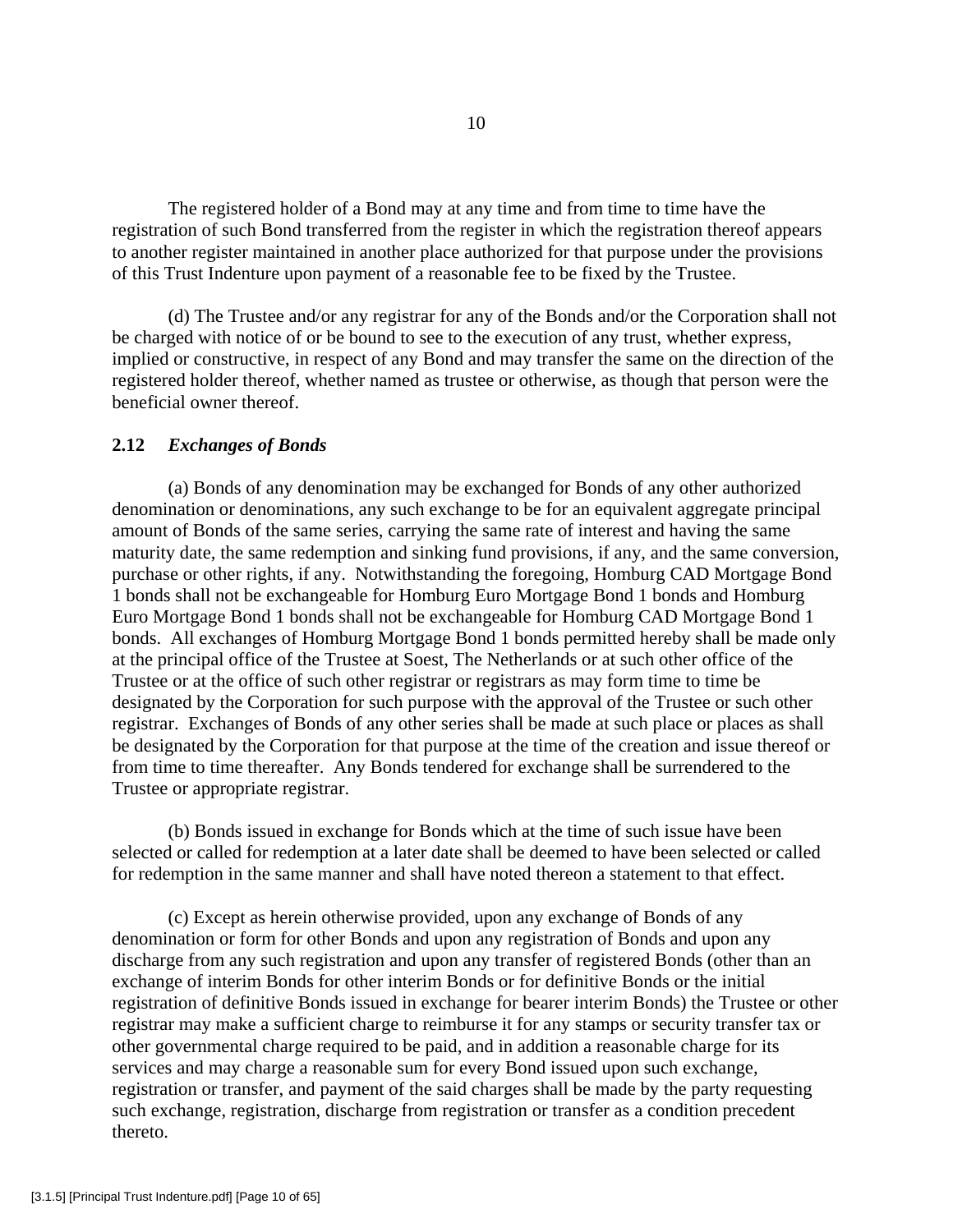The registered holder of a Bond may at any time and from time to time have the registration of such Bond transferred from the register in which the registration thereof appears to another register maintained in another place authorized for that purpose under the provisions of this Trust Indenture upon payment of a reasonable fee to be fixed by the Trustee.

(d) The Trustee and/or any registrar for any of the Bonds and/or the Corporation shall not be charged with notice of or be bound to see to the execution of any trust, whether express, implied or constructive, in respect of any Bond and may transfer the same on the direction of the registered holder thereof, whether named as trustee or otherwise, as though that person were the beneficial owner thereof.

### 2.12 *Exchanges of Bonds*

(a) Bonds of any denomination may be exchanged for Bonds of any other authorized denomination or denominations, any such exchange to be for an equivalent aggregate principal amount of Bonds of the same series, carrying the same rate of interest and having the same maturity date, the same redemption and sinking fund provisions, if any, and the same conversion, purchase or other rights, if any. Notwithstanding the foregoing, Homburg CAD Mortgage Bond 1 bonds shall not be exchangeable for Homburg Euro Mortgage Bond 1 bonds and Homburg Euro Mortgage Bond 1 bonds shall not be exchangeable for Homburg CAD Mortgage Bond 1 bonds. All exchanges of Homburg Mortgage Bond 1 bonds permitted hereby shall be made only at the principal office of the Trustee at Soest, The Netherlands or at such other office of the Trustee or at the office of such other registrar or registrars as may form time to time be designated by the Corporation for such purpose with the approval of the Trustee or such other registrar. Exchanges of Bonds of any other series shall be made at such place or places as shall be designated by the Corporation for that purpose at the time of the creation and issue thereof or from time to time thereafter. Any Bonds tendered for exchange shall be surrendered to the Trustee or appropriate registrar.

(b) Bonds issued in exchange for Bonds which at the time of such issue have been selected or called for redemption at a later date shall be deemed to have been selected or called for redemption in the same manner and shall have noted thereon a statement to that effect.

(c) Except as herein otherwise provided, upon any exchange of Bonds of any denomination or form for other Bonds and upon any registration of Bonds and upon any discharge from any such registration and upon any transfer of registered Bonds (other than an exchange of interim Bonds for other interim Bonds or for definitive Bonds or the initial registration of definitive Bonds issued in exchange for bearer interim Bonds) the Trustee or other registrar may make a sufficient charge to reimburse it for any stamps or security transfer tax or other governmental charge required to be paid, and in addition a reasonable charge for its services and may charge a reasonable sum for every Bond issued upon such exchange, registration or transfer, and payment of the said charges shall be made by the party requesting such exchange, registration, discharge from registration or transfer as a condition precedent thereto.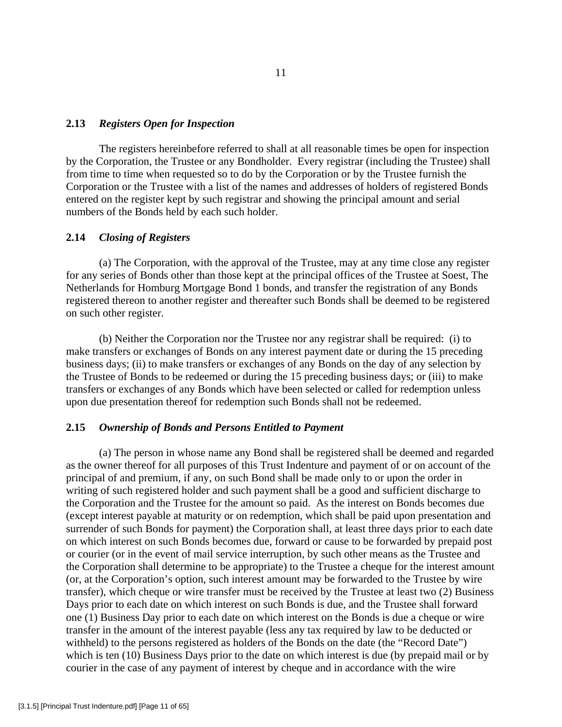### 2.13 *Registers Open for Inspection*

The registers hereinbefore referred to shall at all reasonable times be open for inspection by the Corporation, the Trustee or any Bondholder. Every registrar (including the Trustee) shall from time to time when requested so to do by the Corporation or by the Trustee furnish the Corporation or the Trustee with a list of the names and addresses of holders of registered Bonds entered on the register kept by such registrar and showing the principal amount and serial numbers of the Bonds held by each such holder.

### 2.14 *Closing of Registers*

(a) The Corporation, with the approval of the Trustee, may at any time close any register for any series of Bonds other than those kept at the principal offices of the Trustee at Soest, The Netherlands for Homburg Mortgage Bond 1 bonds, and transfer the registration of any Bonds registered thereon to another register and thereafter such Bonds shall be deemed to be registered on such other register.

(b) Neither the Corporation nor the Trustee nor any registrar shall be required: (i) to make transfers or exchanges of Bonds on any interest payment date or during the 15 preceding business days; (ii) to make transfers or exchanges of any Bonds on the day of any selection by the Trustee of Bonds to be redeemed or during the 15 preceding business days; or (iii) to make transfers or exchanges of any Bonds which have been selected or called for redemption unless upon due presentation thereof for redemption such Bonds shall not be redeemed.

### 2.15 *Ownership of Bonds and Persons Entitled to Payment*

(a) The person in whose name any Bond shall be registered shall be deemed and regarded as the owner thereof for all purposes of this Trust Indenture and payment of or on account of the principal of and premium, if any, on such Bond shall be made only to or upon the order in writing of such registered holder and such payment shall be a good and sufficient discharge to the Corporation and the Trustee for the amount so paid. As the interest on Bonds becomes due (except interest payable at maturity or on redemption, which shall be paid upon presentation and surrender of such Bonds for payment) the Corporation shall, at least three days prior to each date on which interest on such Bonds becomes due, forward or cause to be forwarded by prepaid post or courier (or in the event of mail service interruption, by such other means as the Trustee and the Corporation shall determine to be appropriate) to the Trustee a cheque for the interest amount (or, at the Corporation's option, such interest amount may be forwarded to the Trustee by wire transfer), which cheque or wire transfer must be received by the Trustee at least two (2) Business Days prior to each date on which interest on such Bonds is due, and the Trustee shall forward one (1) Business Day prior to each date on which interest on the Bonds is due a cheque or wire transfer in the amount of the interest payable (less any tax required by law to be deducted or withheld) to the persons registered as holders of the Bonds on the date (the "Record Date") which is ten (10) Business Days prior to the date on which interest is due (by prepaid mail or by courier in the case of any payment of interest by cheque and in accordance with the wire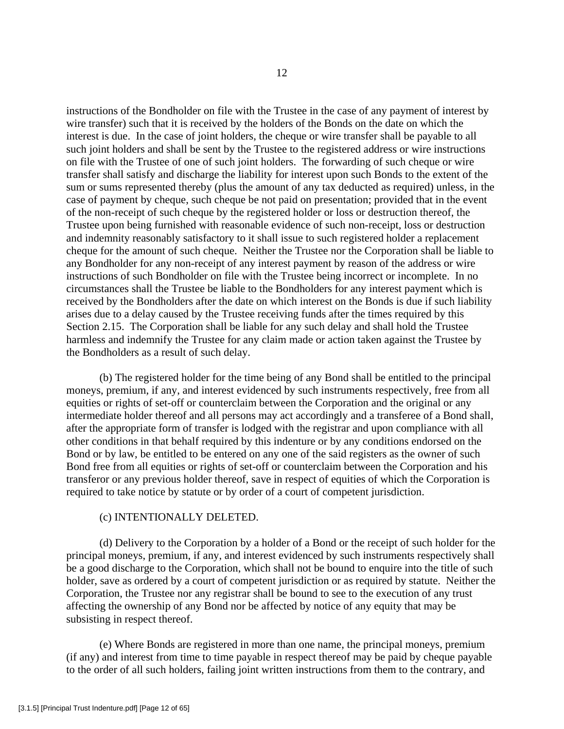instructions of the Bondholder on file with the Trustee in the case of any payment of interest by wire transfer) such that it is received by the holders of the Bonds on the date on which the interest is due. In the case of joint holders, the cheque or wire transfer shall be payable to all such joint holders and shall be sent by the Trustee to the registered address or wire instructions on file with the Trustee of one of such joint holders. The forwarding of such cheque or wire transfer shall satisfy and discharge the liability for interest upon such Bonds to the extent of the sum or sums represented thereby (plus the amount of any tax deducted as required) unless, in the case of payment by cheque, such cheque be not paid on presentation; provided that in the event of the non-receipt of such cheque by the registered holder or loss or destruction thereof, the Trustee upon being furnished with reasonable evidence of such non-receipt, loss or destruction and indemnity reasonably satisfactory to it shall issue to such registered holder a replacement cheque for the amount of such cheque. Neither the Trustee nor the Corporation shall be liable to any Bondholder for any non-receipt of any interest payment by reason of the address or wire instructions of such Bondholder on file with the Trustee being incorrect or incomplete. In no circumstances shall the Trustee be liable to the Bondholders for any interest payment which is received by the Bondholders after the date on which interest on the Bonds is due if such liability arises due to a delay caused by the Trustee receiving funds after the times required by this Section 2.15. The Corporation shall be liable for any such delay and shall hold the Trustee harmless and indemnify the Trustee for any claim made or action taken against the Trustee by the Bondholders as a result of such delay.

(b) The registered holder for the time being of any Bond shall be entitled to the principal moneys, premium, if any, and interest evidenced by such instruments respectively, free from all equities or rights of set-off or counterclaim between the Corporation and the original or any intermediate holder thereof and all persons may act accordingly and a transferee of a Bond shall, after the appropriate form of transfer is lodged with the registrar and upon compliance with all other conditions in that behalf required by this indenture or by any conditions endorsed on the Bond or by law, be entitled to be entered on any one of the said registers as the owner of such Bond free from all equities or rights of set-off or counterclaim between the Corporation and his transferor or any previous holder thereof, save in respect of equities of which the Corporation is required to take notice by statute or by order of a court of competent jurisdiction.

(c) INTENTIONALLY DELETED.

(d) Delivery to the Corporation by a holder of a Bond or the receipt of such holder for the principal moneys, premium, if any, and interest evidenced by such instruments respectively shall be a good discharge to the Corporation, which shall not be bound to enquire into the title of such holder, save as ordered by a court of competent jurisdiction or as required by statute. Neither the Corporation, the Trustee nor any registrar shall be bound to see to the execution of any trust affecting the ownership of any Bond nor be affected by notice of any equity that may be subsisting in respect thereof.

(e) Where Bonds are registered in more than one name, the principal moneys, premium (if any) and interest from time to time payable in respect thereof may be paid by cheque payable to the order of all such holders, failing joint written instructions from them to the contrary, and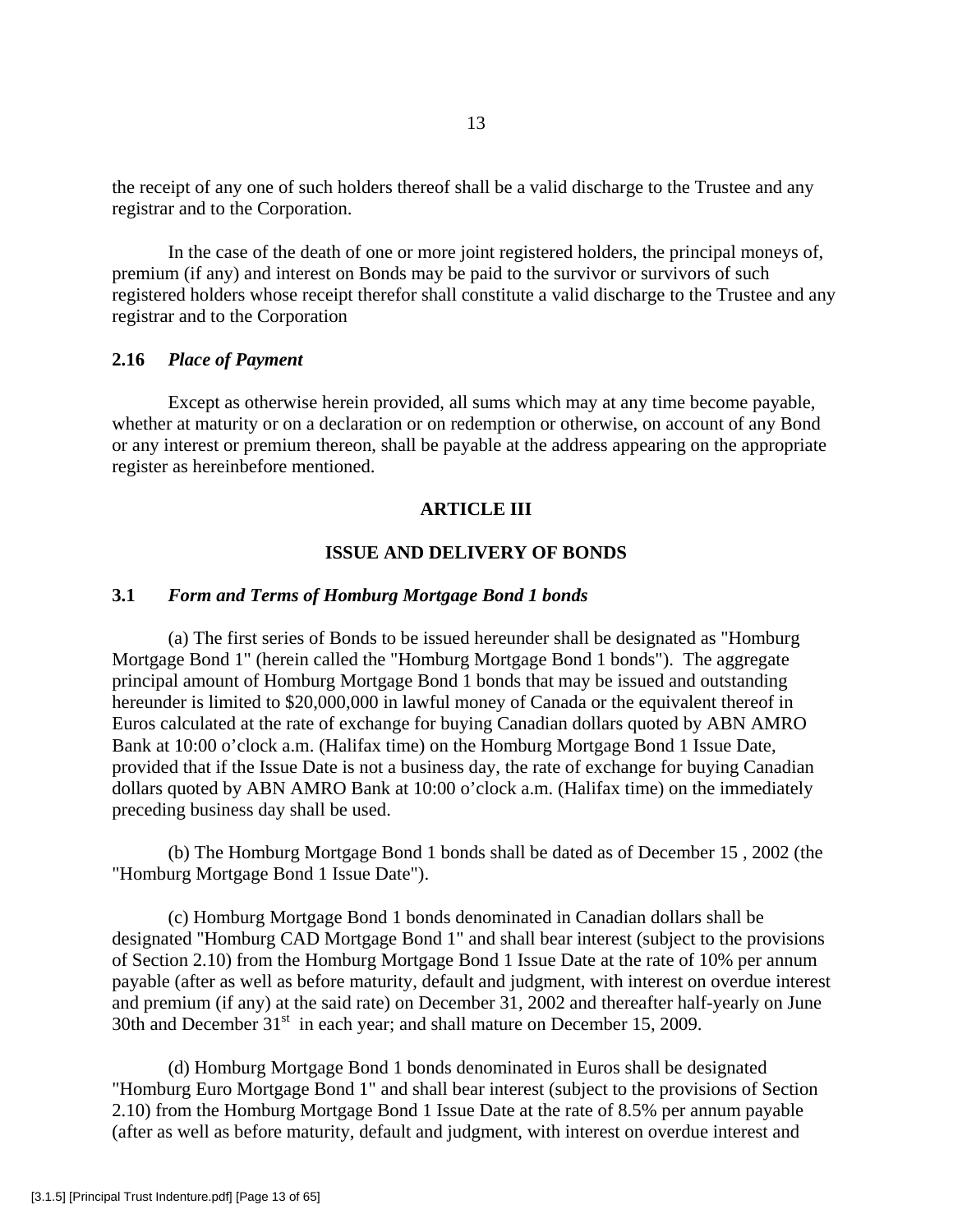the receipt of any one of such holders thereof shall be a valid discharge to the Trustee and any registrar and to the Corporation.

In the case of the death of one or more joint registered holders, the principal moneys of, premium (if any) and interest on Bonds may be paid to the survivor or survivors of such registered holders whose receipt therefor shall constitute a valid discharge to the Trustee and any registrar and to the Corporation

**2.16** ***Place of Payment***

Except as otherwise herein provided, all sums which may at any time become payable, whether at maturity or on a declaration or on redemption or otherwise, on account of any Bond or any interest or premium thereon, shall be payable at the address appearing on the appropriate register as hereinbefore mentioned.

## ARTICLE III

## ISSUE AND DELIVERY OF BONDS

**3.1** ***Form and Terms of Homburg Mortgage Bond 1 bonds***

(a) The first series of Bonds to be issued hereunder shall be designated as "Homburg Mortgage Bond 1" (herein called the "Homburg Mortgage Bond 1 bonds"). The aggregate principal amount of Homburg Mortgage Bond 1 bonds that may be issued and outstanding hereunder is limited to $20,000,000 in lawful money of Canada or the equivalent thereof in Euros calculated at the rate of exchange for buying Canadian dollars quoted by ABN AMRO Bank at 10:00 o'clock a.m. (Halifax time) on the Homburg Mortgage Bond 1 Issue Date, provided that if the Issue Date is not a business day, the rate of exchange for buying Canadian dollars quoted by ABN AMRO Bank at 10:00 o'clock a.m. (Halifax time) on the immediately preceding business day shall be used.

(b) The Homburg Mortgage Bond 1 bonds shall be dated as of December 15 , 2002 (the "Homburg Mortgage Bond 1 Issue Date").

(c) Homburg Mortgage Bond 1 bonds denominated in Canadian dollars shall be designated "Homburg CAD Mortgage Bond 1" and shall bear interest (subject to the provisions of Section 2.10) from the Homburg Mortgage Bond 1 Issue Date at the rate of 10% per annum payable (after as well as before maturity, default and judgment, with interest on overdue interest and premium (if any) at the said rate) on December 31, 2002 and thereafter half-yearly on June 30th and December 31st in each year; and shall mature on December 15, 2009.

(d) Homburg Mortgage Bond 1 bonds denominated in Euros shall be designated "Homburg Euro Mortgage Bond 1" and shall bear interest (subject to the provisions of Section 2.10) from the Homburg Mortgage Bond 1 Issue Date at the rate of 8.5% per annum payable (after as well as before maturity, default and judgment, with interest on overdue interest and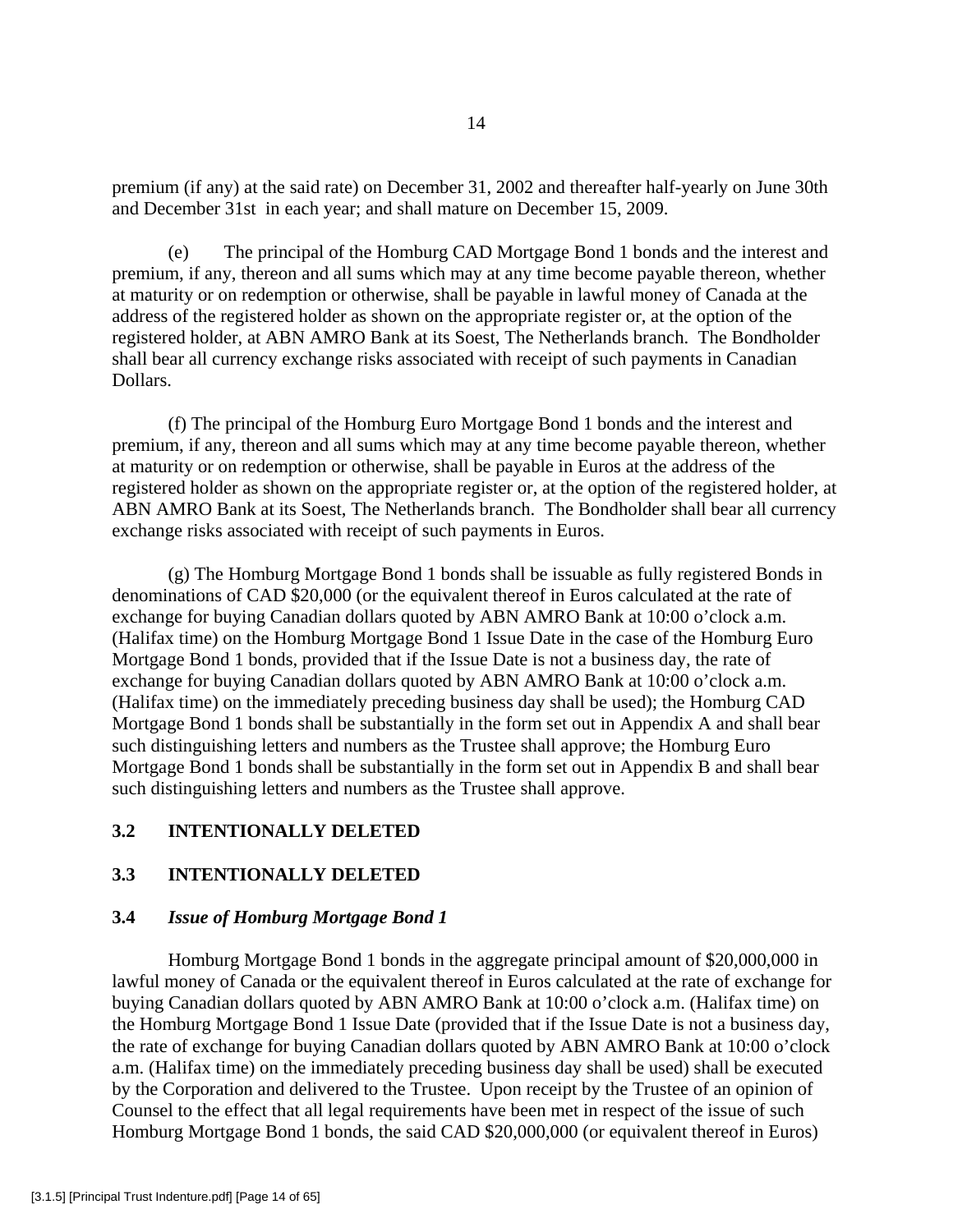premium (if any) at the said rate) on December 31, 2002 and thereafter half-yearly on June 30th and December 31st in each year; and shall mature on December 15, 2009.

(e) The principal of the Homburg CAD Mortgage Bond 1 bonds and the interest and premium, if any, thereon and all sums which may at any time become payable thereon, whether at maturity or on redemption or otherwise, shall be payable in lawful money of Canada at the address of the registered holder as shown on the appropriate register or, at the option of the registered holder, at ABN AMRO Bank at its Soest, The Netherlands branch. The Bondholder shall bear all currency exchange risks associated with receipt of such payments in Canadian Dollars.

(f) The principal of the Homburg Euro Mortgage Bond 1 bonds and the interest and premium, if any, thereon and all sums which may at any time become payable thereon, whether at maturity or on redemption or otherwise, shall be payable in Euros at the address of the registered holder as shown on the appropriate register or, at the option of the registered holder, at ABN AMRO Bank at its Soest, The Netherlands branch. The Bondholder shall bear all currency exchange risks associated with receipt of such payments in Euros.

(g) The Homburg Mortgage Bond 1 bonds shall be issuable as fully registered Bonds in denominations of CAD $20,000 (or the equivalent thereof in Euros calculated at the rate of exchange for buying Canadian dollars quoted by ABN AMRO Bank at 10:00 o'clock a.m. (Halifax time) on the Homburg Mortgage Bond 1 Issue Date in the case of the Homburg Euro Mortgage Bond 1 bonds, provided that if the Issue Date is not a business day, the rate of exchange for buying Canadian dollars quoted by ABN AMRO Bank at 10:00 o'clock a.m. (Halifax time) on the immediately preceding business day shall be used); the Homburg CAD Mortgage Bond 1 bonds shall be substantially in the form set out in Appendix A and shall bear such distinguishing letters and numbers as the Trustee shall approve; the Homburg Euro Mortgage Bond 1 bonds shall be substantially in the form set out in Appendix B and shall bear such distinguishing letters and numbers as the Trustee shall approve.

### 3.2 INTENTIONALLY DELETED

### 3.3 INTENTIONALLY DELETED

### 3.4 *Issue of Homburg Mortgage Bond 1*

Homburg Mortgage Bond 1 bonds in the aggregate principal amount of $20,000,000 in lawful money of Canada or the equivalent thereof in Euros calculated at the rate of exchange for buying Canadian dollars quoted by ABN AMRO Bank at 10:00 o'clock a.m. (Halifax time) on the Homburg Mortgage Bond 1 Issue Date (provided that if the Issue Date is not a business day, the rate of exchange for buying Canadian dollars quoted by ABN AMRO Bank at 10:00 o'clock a.m. (Halifax time) on the immediately preceding business day shall be used) shall be executed by the Corporation and delivered to the Trustee. Upon receipt by the Trustee of an opinion of Counsel to the effect that all legal requirements have been met in respect of the issue of such Homburg Mortgage Bond 1 bonds, the said CAD $20,000,000 (or equivalent thereof in Euros)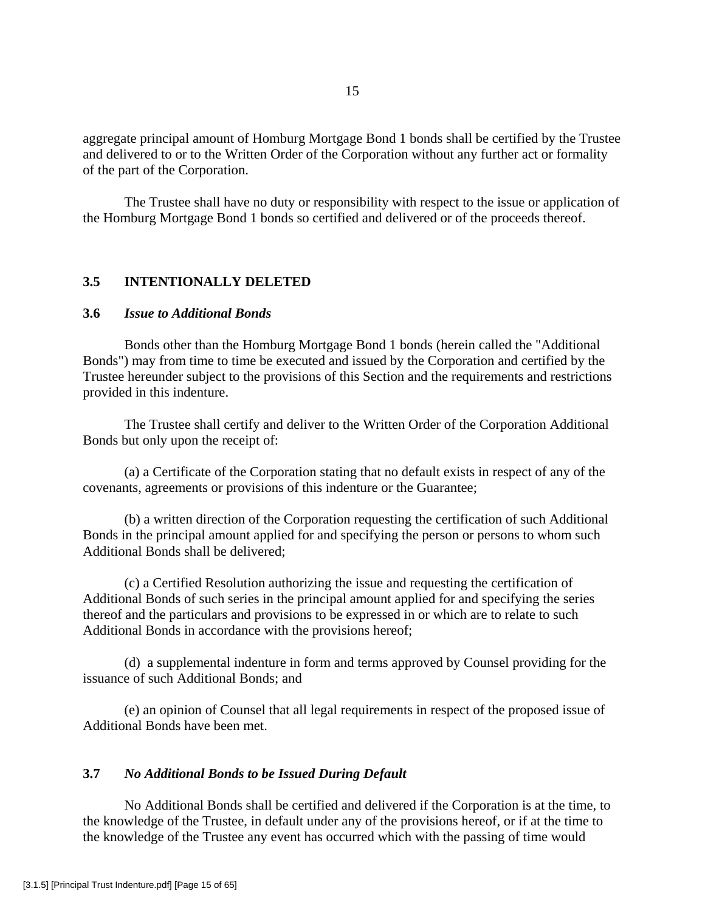aggregate principal amount of Homburg Mortgage Bond 1 bonds shall be certified by the Trustee and delivered to or to the Written Order of the Corporation without any further act or formality of the part of the Corporation.

The Trustee shall have no duty or responsibility with respect to the issue or application of the Homburg Mortgage Bond 1 bonds so certified and delivered or of the proceeds thereof.

### 3.5 INTENTIONALLY DELETED

### 3.6 *Issue to Additional Bonds*

Bonds other than the Homburg Mortgage Bond 1 bonds (herein called the "Additional Bonds") may from time to time be executed and issued by the Corporation and certified by the Trustee hereunder subject to the provisions of this Section and the requirements and restrictions provided in this indenture.

The Trustee shall certify and deliver to the Written Order of the Corporation Additional Bonds but only upon the receipt of:

(a) a Certificate of the Corporation stating that no default exists in respect of any of the covenants, agreements or provisions of this indenture or the Guarantee;

(b) a written direction of the Corporation requesting the certification of such Additional Bonds in the principal amount applied for and specifying the person or persons to whom such Additional Bonds shall be delivered;

(c) a Certified Resolution authorizing the issue and requesting the certification of Additional Bonds of such series in the principal amount applied for and specifying the series thereof and the particulars and provisions to be expressed in or which are to relate to such Additional Bonds in accordance with the provisions hereof;

(d) a supplemental indenture in form and terms approved by Counsel providing for the issuance of such Additional Bonds; and

(e) an opinion of Counsel that all legal requirements in respect of the proposed issue of Additional Bonds have been met.

### 3.7 *No Additional Bonds to be Issued During Default*

No Additional Bonds shall be certified and delivered if the Corporation is at the time, to the knowledge of the Trustee, in default under any of the provisions hereof, or if at the time to the knowledge of the Trustee any event has occurred which with the passing of time would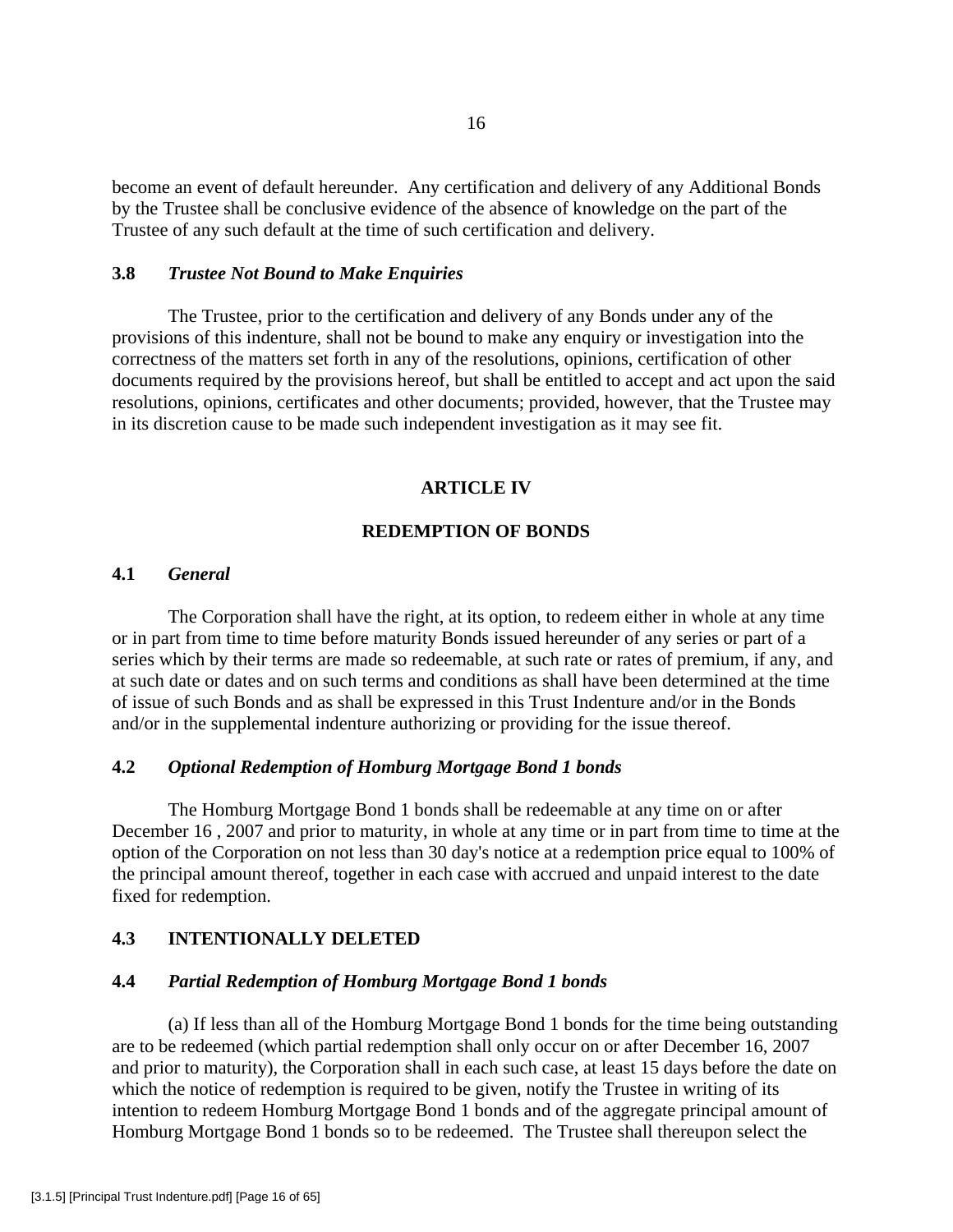become an event of default hereunder. Any certification and delivery of any Additional Bonds by the Trustee shall be conclusive evidence of the absence of knowledge on the part of the Trustee of any such default at the time of such certification and delivery.

### 3.8 *Trustee Not Bound to Make Enquiries*

The Trustee, prior to the certification and delivery of any Bonds under any of the provisions of this indenture, shall not be bound to make any enquiry or investigation into the correctness of the matters set forth in any of the resolutions, opinions, certification of other documents required by the provisions hereof, but shall be entitled to accept and act upon the said resolutions, opinions, certificates and other documents; provided, however, that the Trustee may in its discretion cause to be made such independent investigation as it may see fit.

## ARTICLE IV

## REDEMPTION OF BONDS

### 4.1 *General*

The Corporation shall have the right, at its option, to redeem either in whole at any time or in part from time to time before maturity Bonds issued hereunder of any series or part of a series which by their terms are made so redeemable, at such rate or rates of premium, if any, and at such date or dates and on such terms and conditions as shall have been determined at the time of issue of such Bonds and as shall be expressed in this Trust Indenture and/or in the Bonds and/or in the supplemental indenture authorizing or providing for the issue thereof.

### 4.2 *Optional Redemption of Homburg Mortgage Bond 1 bonds*

The Homburg Mortgage Bond 1 bonds shall be redeemable at any time on or after December 16 , 2007 and prior to maturity, in whole at any time or in part from time to time at the option of the Corporation on not less than 30 day's notice at a redemption price equal to 100% of the principal amount thereof, together in each case with accrued and unpaid interest to the date fixed for redemption.

### 4.3 INTENTIONALLY DELETED

### 4.4 *Partial Redemption of Homburg Mortgage Bond 1 bonds*

(a) If less than all of the Homburg Mortgage Bond 1 bonds for the time being outstanding are to be redeemed (which partial redemption shall only occur on or after December 16, 2007 and prior to maturity), the Corporation shall in each such case, at least 15 days before the date on which the notice of redemption is required to be given, notify the Trustee in writing of its intention to redeem Homburg Mortgage Bond 1 bonds and of the aggregate principal amount of Homburg Mortgage Bond 1 bonds so to be redeemed. The Trustee shall thereupon select the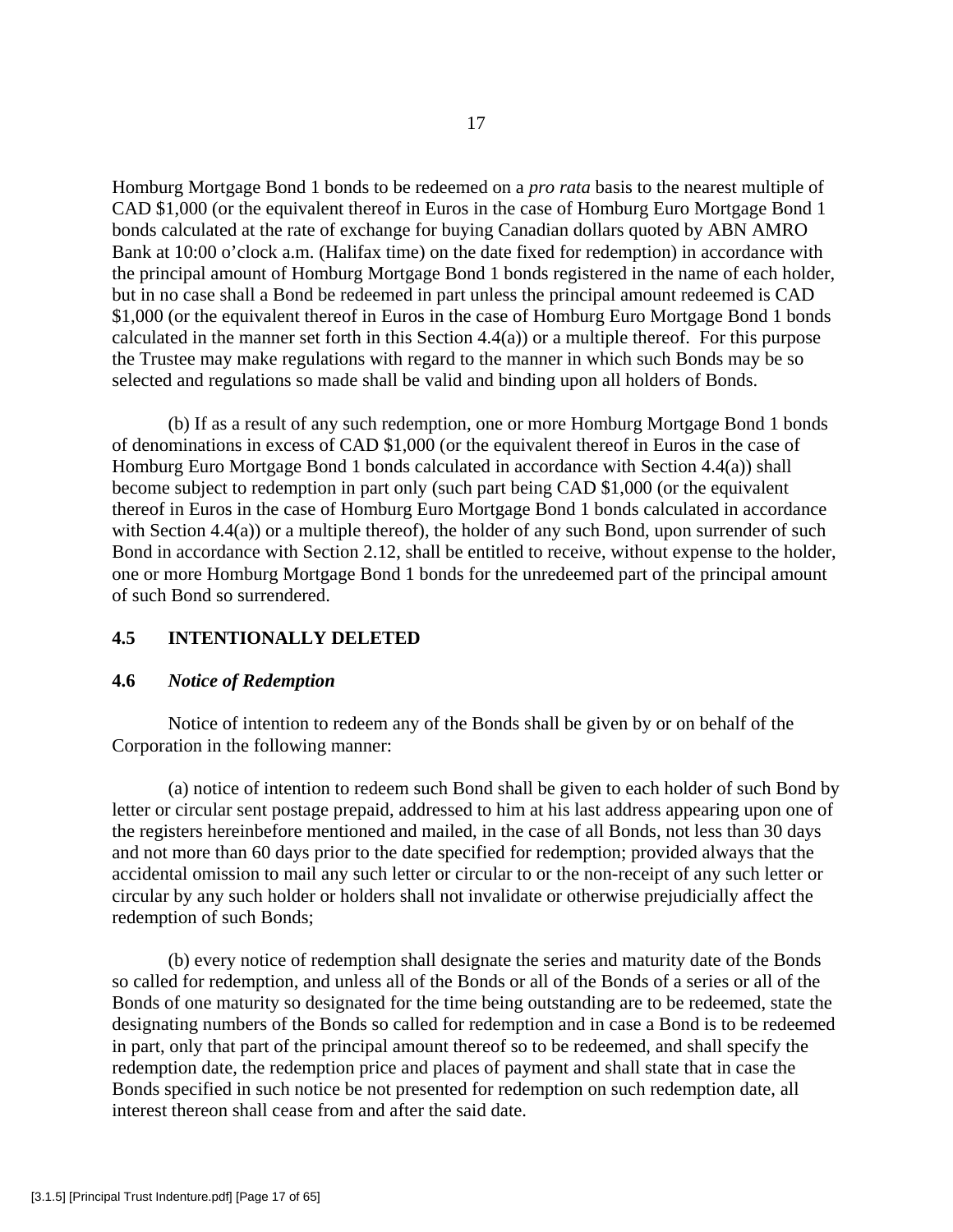Homburg Mortgage Bond 1 bonds to be redeemed on a *pro rata* basis to the nearest multiple of CAD $1,000 (or the equivalent thereof in Euros in the case of Homburg Euro Mortgage Bond 1 bonds calculated at the rate of exchange for buying Canadian dollars quoted by ABN AMRO Bank at 10:00 o'clock a.m. (Halifax time) on the date fixed for redemption) in accordance with the principal amount of Homburg Mortgage Bond 1 bonds registered in the name of each holder, but in no case shall a Bond be redeemed in part unless the principal amount redeemed is CAD $1,000 (or the equivalent thereof in Euros in the case of Homburg Euro Mortgage Bond 1 bonds calculated in the manner set forth in this Section 4.4(a)) or a multiple thereof. For this purpose the Trustee may make regulations with regard to the manner in which such Bonds may be so selected and regulations so made shall be valid and binding upon all holders of Bonds.

(b) If as a result of any such redemption, one or more Homburg Mortgage Bond 1 bonds of denominations in excess of CAD $1,000 (or the equivalent thereof in Euros in the case of Homburg Euro Mortgage Bond 1 bonds calculated in accordance with Section 4.4(a)) shall become subject to redemption in part only (such part being CAD $1,000 (or the equivalent thereof in Euros in the case of Homburg Euro Mortgage Bond 1 bonds calculated in accordance with Section 4.4(a)) or a multiple thereof), the holder of any such Bond, upon surrender of such Bond in accordance with Section 2.12, shall be entitled to receive, without expense to the holder, one or more Homburg Mortgage Bond 1 bonds for the unredeemed part of the principal amount of such Bond so surrendered.

### 4.5 INTENTIONALLY DELETED

### 4.6 *Notice of Redemption*

Notice of intention to redeem any of the Bonds shall be given by or on behalf of the Corporation in the following manner:

(a) notice of intention to redeem such Bond shall be given to each holder of such Bond by letter or circular sent postage prepaid, addressed to him at his last address appearing upon one of the registers hereinbefore mentioned and mailed, in the case of all Bonds, not less than 30 days and not more than 60 days prior to the date specified for redemption; provided always that the accidental omission to mail any such letter or circular to or the non-receipt of any such letter or circular by any such holder or holders shall not invalidate or otherwise prejudicially affect the redemption of such Bonds;

(b) every notice of redemption shall designate the series and maturity date of the Bonds so called for redemption, and unless all of the Bonds or all of the Bonds of a series or all of the Bonds of one maturity so designated for the time being outstanding are to be redeemed, state the designating numbers of the Bonds so called for redemption and in case a Bond is to be redeemed in part, only that part of the principal amount thereof so to be redeemed, and shall specify the redemption date, the redemption price and places of payment and shall state that in case the Bonds specified in such notice be not presented for redemption on such redemption date, all interest thereon shall cease from and after the said date.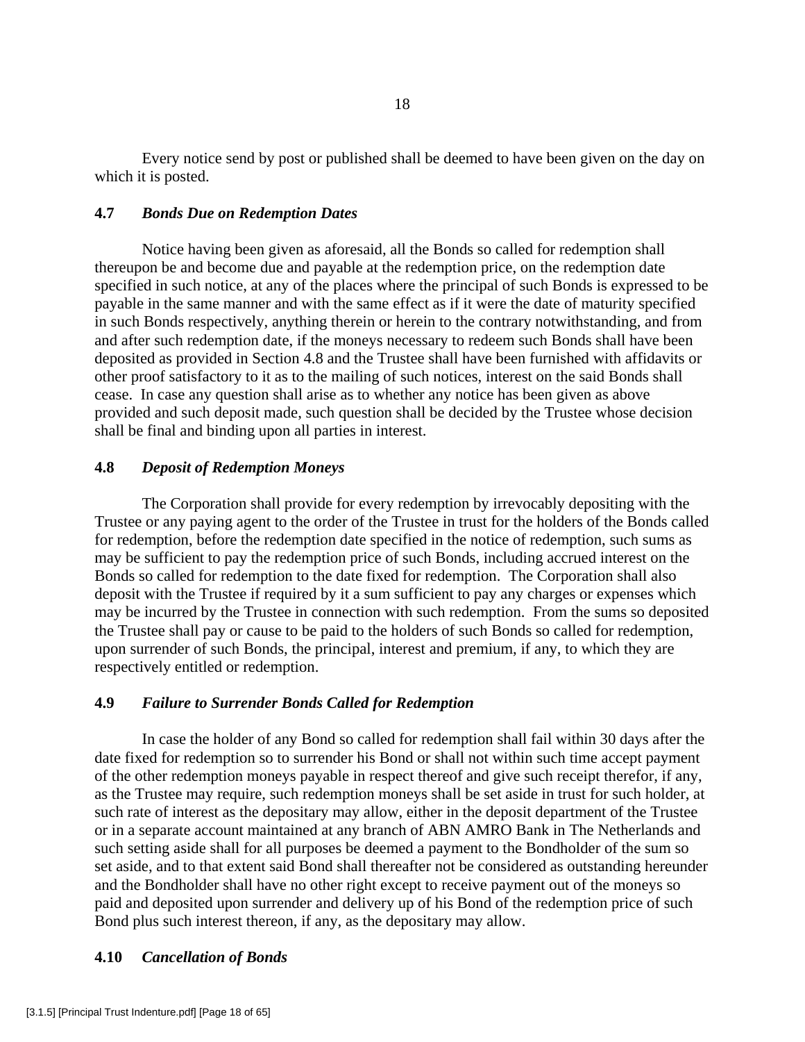Every notice send by post or published shall be deemed to have been given on the day on which it is posted.

### 4.7 *Bonds Due on Redemption Dates*

Notice having been given as aforesaid, all the Bonds so called for redemption shall thereupon be and become due and payable at the redemption price, on the redemption date specified in such notice, at any of the places where the principal of such Bonds is expressed to be payable in the same manner and with the same effect as if it were the date of maturity specified in such Bonds respectively, anything therein or herein to the contrary notwithstanding, and from and after such redemption date, if the moneys necessary to redeem such Bonds shall have been deposited as provided in Section 4.8 and the Trustee shall have been furnished with affidavits or other proof satisfactory to it as to the mailing of such notices, interest on the said Bonds shall cease. In case any question shall arise as to whether any notice has been given as above provided and such deposit made, such question shall be decided by the Trustee whose decision shall be final and binding upon all parties in interest.

### 4.8 *Deposit of Redemption Moneys*

The Corporation shall provide for every redemption by irrevocably depositing with the Trustee or any paying agent to the order of the Trustee in trust for the holders of the Bonds called for redemption, before the redemption date specified in the notice of redemption, such sums as may be sufficient to pay the redemption price of such Bonds, including accrued interest on the Bonds so called for redemption to the date fixed for redemption. The Corporation shall also deposit with the Trustee if required by it a sum sufficient to pay any charges or expenses which may be incurred by the Trustee in connection with such redemption. From the sums so deposited the Trustee shall pay or cause to be paid to the holders of such Bonds so called for redemption, upon surrender of such Bonds, the principal, interest and premium, if any, to which they are respectively entitled or redemption.

### 4.9 *Failure to Surrender Bonds Called for Redemption*

In case the holder of any Bond so called for redemption shall fail within 30 days after the date fixed for redemption so to surrender his Bond or shall not within such time accept payment of the other redemption moneys payable in respect thereof and give such receipt therefor, if any, as the Trustee may require, such redemption moneys shall be set aside in trust for such holder, at such rate of interest as the depositary may allow, either in the deposit department of the Trustee or in a separate account maintained at any branch of ABN AMRO Bank in The Netherlands and such setting aside shall for all purposes be deemed a payment to the Bondholder of the sum so set aside, and to that extent said Bond shall thereafter not be considered as outstanding hereunder and the Bondholder shall have no other right except to receive payment out of the moneys so paid and deposited upon surrender and delivery up of his Bond of the redemption price of such Bond plus such interest thereon, if any, as the depositary may allow.

### 4.10 *Cancellation of Bonds*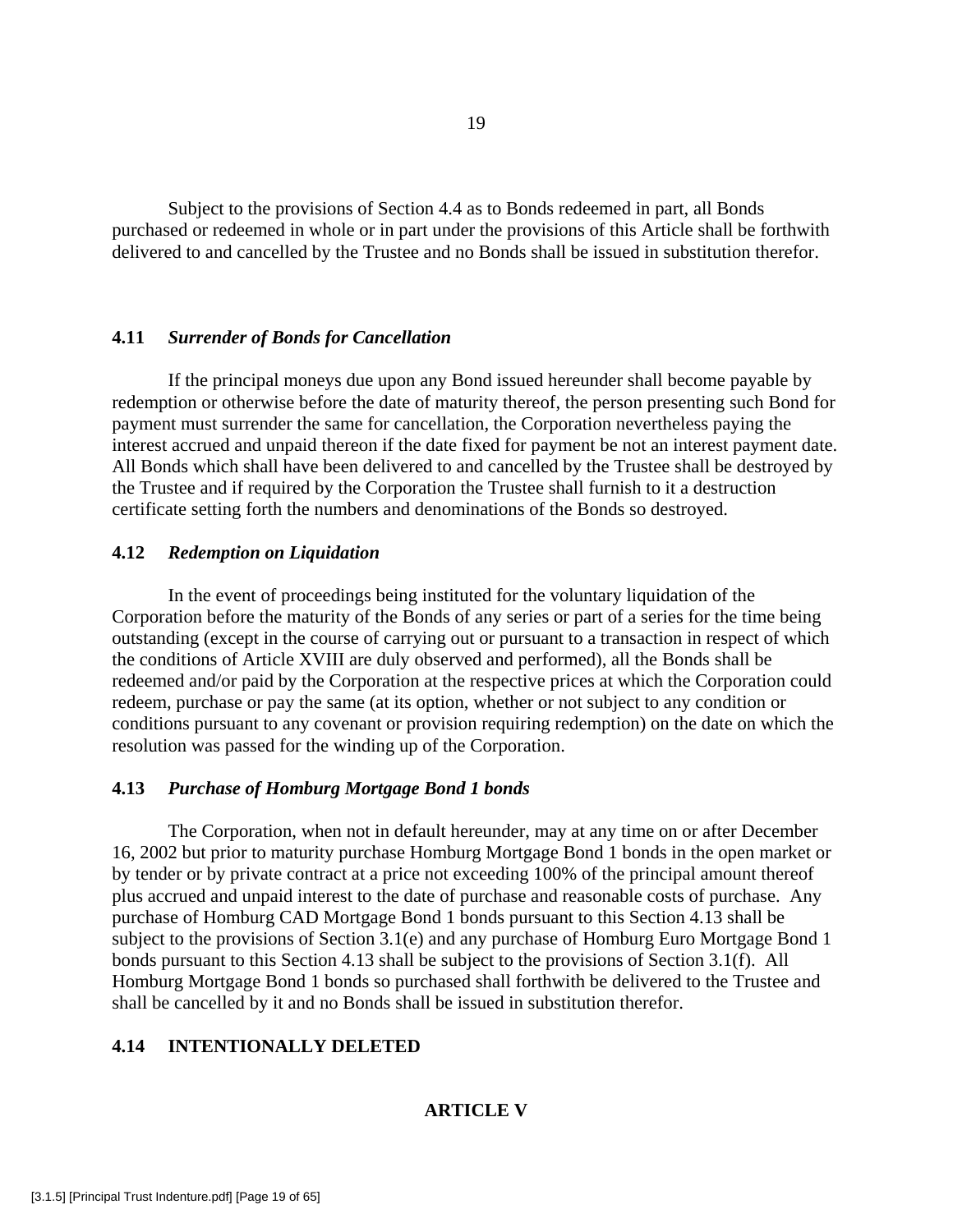Subject to the provisions of Section 4.4 as to Bonds redeemed in part, all Bonds purchased or redeemed in whole or in part under the provisions of this Article shall be forthwith delivered to and cancelled by the Trustee and no Bonds shall be issued in substitution therefor.

### 4.11 *Surrender of Bonds for Cancellation*

If the principal moneys due upon any Bond issued hereunder shall become payable by redemption or otherwise before the date of maturity thereof, the person presenting such Bond for payment must surrender the same for cancellation, the Corporation nevertheless paying the interest accrued and unpaid thereon if the date fixed for payment be not an interest payment date. All Bonds which shall have been delivered to and cancelled by the Trustee shall be destroyed by the Trustee and if required by the Corporation the Trustee shall furnish to it a destruction certificate setting forth the numbers and denominations of the Bonds so destroyed.

### 4.12 *Redemption on Liquidation*

In the event of proceedings being instituted for the voluntary liquidation of the Corporation before the maturity of the Bonds of any series or part of a series for the time being outstanding (except in the course of carrying out or pursuant to a transaction in respect of which the conditions of Article XVIII are duly observed and performed), all the Bonds shall be redeemed and/or paid by the Corporation at the respective prices at which the Corporation could redeem, purchase or pay the same (at its option, whether or not subject to any condition or conditions pursuant to any covenant or provision requiring redemption) on the date on which the resolution was passed for the winding up of the Corporation.

### 4.13 *Purchase of Homburg Mortgage Bond 1 bonds*

The Corporation, when not in default hereunder, may at any time on or after December 16, 2002 but prior to maturity purchase Homburg Mortgage Bond 1 bonds in the open market or by tender or by private contract at a price not exceeding 100% of the principal amount thereof plus accrued and unpaid interest to the date of purchase and reasonable costs of purchase. Any purchase of Homburg CAD Mortgage Bond 1 bonds pursuant to this Section 4.13 shall be subject to the provisions of Section 3.1(e) and any purchase of Homburg Euro Mortgage Bond 1 bonds pursuant to this Section 4.13 shall be subject to the provisions of Section 3.1(f). All Homburg Mortgage Bond 1 bonds so purchased shall forthwith be delivered to the Trustee and shall be cancelled by it and no Bonds shall be issued in substitution therefor.

### 4.14 INTENTIONALLY DELETED

## ARTICLE V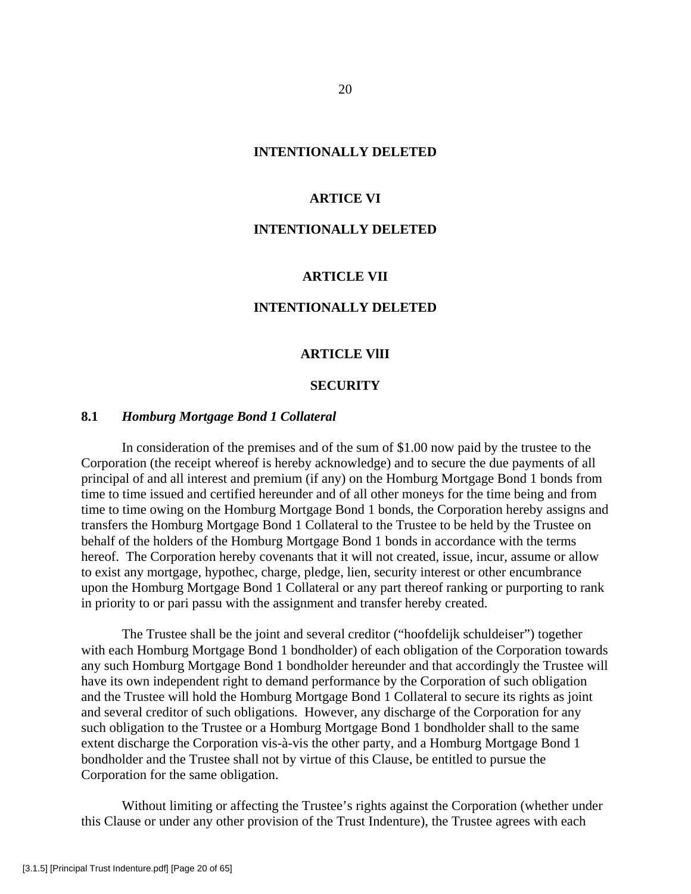**INTENTIONALLY DELETED**

**ARTICLE VI**

**INTENTIONALLY DELETED**

**ARTICLE VII**

**INTENTIONALLY DELETED**

**ARTICLE VlII**

**SECURITY**

**8.1** ***Homburg Mortgage Bond 1 Collateral***

In consideration of the premises and of the sum of $1.00 now paid by the trustee to the Corporation (the receipt whereof is hereby acknowledge) and to secure the due payments of all principal of and all interest and premium (if any) on the Homburg Mortgage Bond 1 bonds from time to time issued and certified hereunder and of all other moneys for the time being and from time to time owing on the Homburg Mortgage Bond 1 bonds, the Corporation hereby assigns and transfers the Homburg Mortgage Bond 1 Collateral to the Trustee to be held by the Trustee on behalf of the holders of the Homburg Mortgage Bond 1 bonds in accordance with the terms hereof. The Corporation hereby covenants that it will not created, issue, incur, assume or allow to exist any mortgage, hypothec, charge, pledge, lien, security interest or other encumbrance upon the Homburg Mortgage Bond 1 Collateral or any part thereof ranking or purporting to rank in priority to or pari passu with the assignment and transfer hereby created.

The Trustee shall be the joint and several creditor ("hoofdelijk schuldeiser") together with each Homburg Mortgage Bond 1 bondholder) of each obligation of the Corporation towards any such Homburg Mortgage Bond 1 bondholder hereunder and that accordingly the Trustee will have its own independent right to demand performance by the Corporation of such obligation and the Trustee will hold the Homburg Mortgage Bond 1 Collateral to secure its rights as joint and several creditor of such obligations. However, any discharge of the Corporation for any such obligation to the Trustee or a Homburg Mortgage Bond 1 bondholder shall to the same extent discharge the Corporation vis-à-vis the other party, and a Homburg Mortgage Bond 1 bondholder and the Trustee shall not by virtue of this Clause, be entitled to pursue the Corporation for the same obligation.

Without limiting or affecting the Trustee's rights against the Corporation (whether under this Clause or under any other provision of the Trust Indenture), the Trustee agrees with each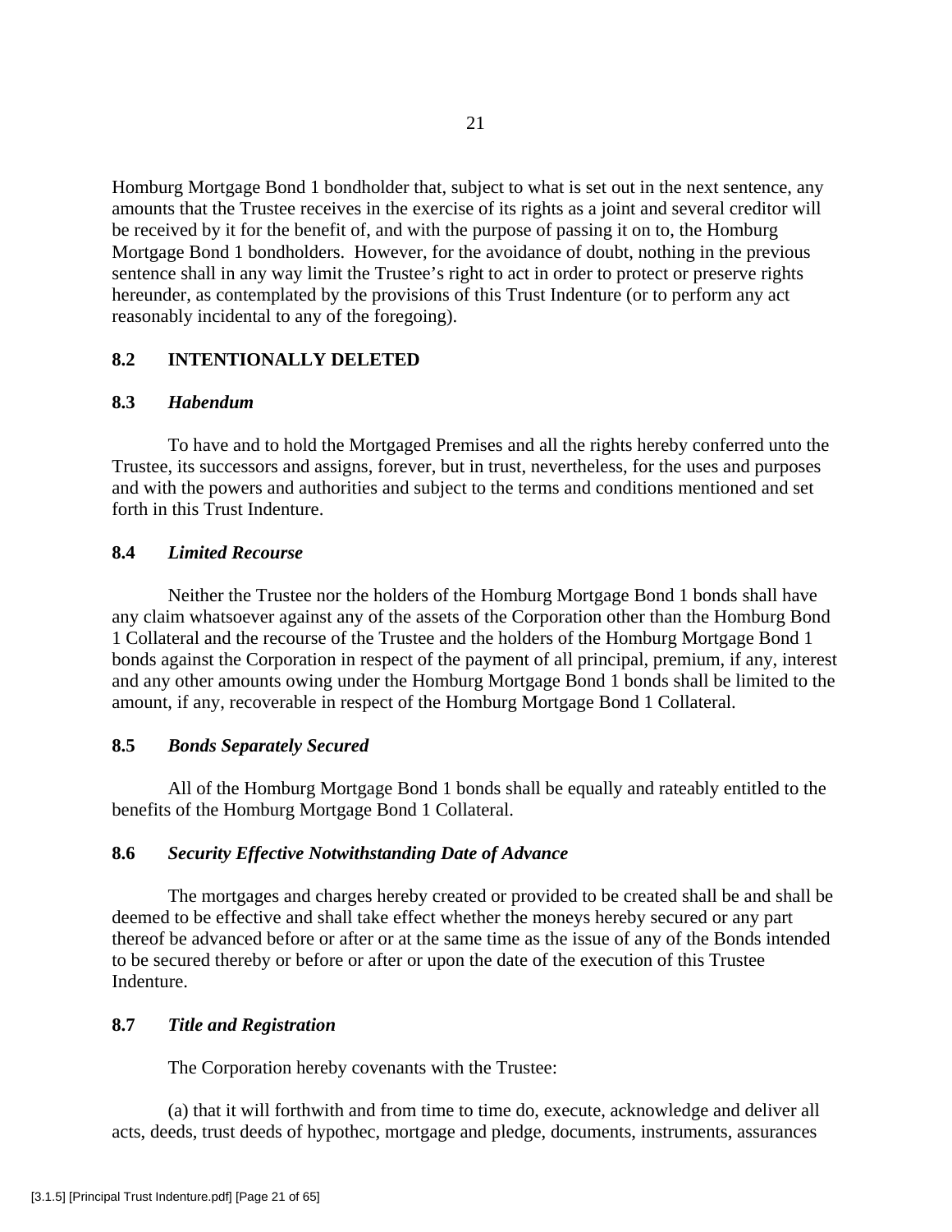Homburg Mortgage Bond 1 bondholder that, subject to what is set out in the next sentence, any amounts that the Trustee receives in the exercise of its rights as a joint and several creditor will be received by it for the benefit of, and with the purpose of passing it on to, the Homburg Mortgage Bond 1 bondholders. However, for the avoidance of doubt, nothing in the previous sentence shall in any way limit the Trustee's right to act in order to protect or preserve rights hereunder, as contemplated by the provisions of this Trust Indenture (or to perform any act reasonably incidental to any of the foregoing).

### 8.2 INTENTIONALLY DELETED

### 8.3 *Habendum*

To have and to hold the Mortgaged Premises and all the rights hereby conferred unto the Trustee, its successors and assigns, forever, but in trust, nevertheless, for the uses and purposes and with the powers and authorities and subject to the terms and conditions mentioned and set forth in this Trust Indenture.

### 8.4 *Limited Recourse*

Neither the Trustee nor the holders of the Homburg Mortgage Bond 1 bonds shall have any claim whatsoever against any of the assets of the Corporation other than the Homburg Bond 1 Collateral and the recourse of the Trustee and the holders of the Homburg Mortgage Bond 1 bonds against the Corporation in respect of the payment of all principal, premium, if any, interest and any other amounts owing under the Homburg Mortgage Bond 1 bonds shall be limited to the amount, if any, recoverable in respect of the Homburg Mortgage Bond 1 Collateral.

### 8.5 *Bonds Separately Secured*

All of the Homburg Mortgage Bond 1 bonds shall be equally and rateably entitled to the benefits of the Homburg Mortgage Bond 1 Collateral.

### 8.6 *Security Effective Notwithstanding Date of Advance*

The mortgages and charges hereby created or provided to be created shall be and shall be deemed to be effective and shall take effect whether the moneys hereby secured or any part thereof be advanced before or after or at the same time as the issue of any of the Bonds intended to be secured thereby or before or after or upon the date of the execution of this Trustee Indenture.

### 8.7 *Title and Registration*

The Corporation hereby covenants with the Trustee:

(a) that it will forthwith and from time to time do, execute, acknowledge and deliver all acts, deeds, trust deeds of hypothec, mortgage and pledge, documents, instruments, assurances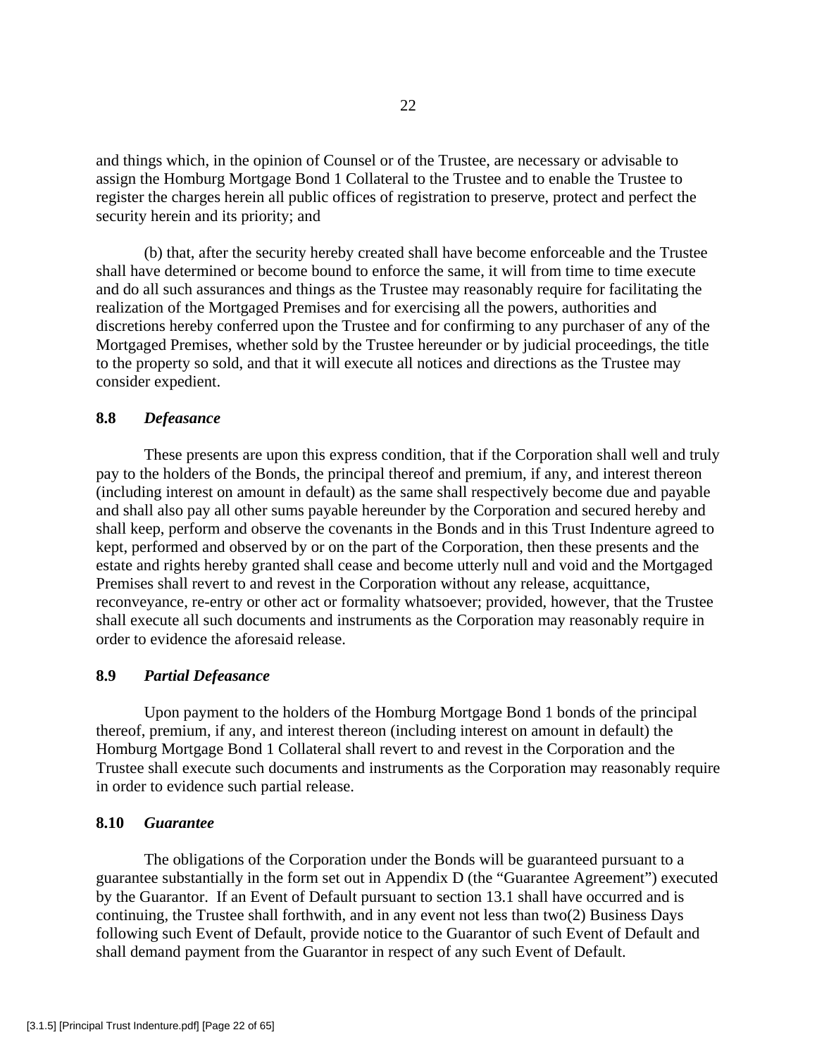and things which, in the opinion of Counsel or of the Trustee, are necessary or advisable to assign the Homburg Mortgage Bond 1 Collateral to the Trustee and to enable the Trustee to register the charges herein all public offices of registration to preserve, protect and perfect the security herein and its priority; and

(b) that, after the security hereby created shall have become enforceable and the Trustee shall have determined or become bound to enforce the same, it will from time to time execute and do all such assurances and things as the Trustee may reasonably require for facilitating the realization of the Mortgaged Premises and for exercising all the powers, authorities and discretions hereby conferred upon the Trustee and for confirming to any purchaser of any of the Mortgaged Premises, whether sold by the Trustee hereunder or by judicial proceedings, the title to the property so sold, and that it will execute all notices and directions as the Trustee may consider expedient.

**8.8** ***Defeasance***

These presents are upon this express condition, that if the Corporation shall well and truly pay to the holders of the Bonds, the principal thereof and premium, if any, and interest thereon (including interest on amount in default) as the same shall respectively become due and payable and shall also pay all other sums payable hereunder by the Corporation and secured hereby and shall keep, perform and observe the covenants in the Bonds and in this Trust Indenture agreed to kept, performed and observed by or on the part of the Corporation, then these presents and the estate and rights hereby granted shall cease and become utterly null and void and the Mortgaged Premises shall revert to and revest in the Corporation without any release, acquittance, reconveyance, re-entry or other act or formality whatsoever; provided, however, that the Trustee shall execute all such documents and instruments as the Corporation may reasonably require in order to evidence the aforesaid release.

**8.9** ***Partial Defeasance***

Upon payment to the holders of the Homburg Mortgage Bond 1 bonds of the principal thereof, premium, if any, and interest thereon (including interest on amount in default) the Homburg Mortgage Bond 1 Collateral shall revert to and revest in the Corporation and the Trustee shall execute such documents and instruments as the Corporation may reasonably require in order to evidence such partial release.

**8.10** ***Guarantee***

The obligations of the Corporation under the Bonds will be guaranteed pursuant to a guarantee substantially in the form set out in Appendix D (the "Guarantee Agreement") executed by the Guarantor. If an Event of Default pursuant to section 13.1 shall have occurred and is continuing, the Trustee shall forthwith, and in any event not less than two(2) Business Days following such Event of Default, provide notice to the Guarantor of such Event of Default and shall demand payment from the Guarantor in respect of any such Event of Default.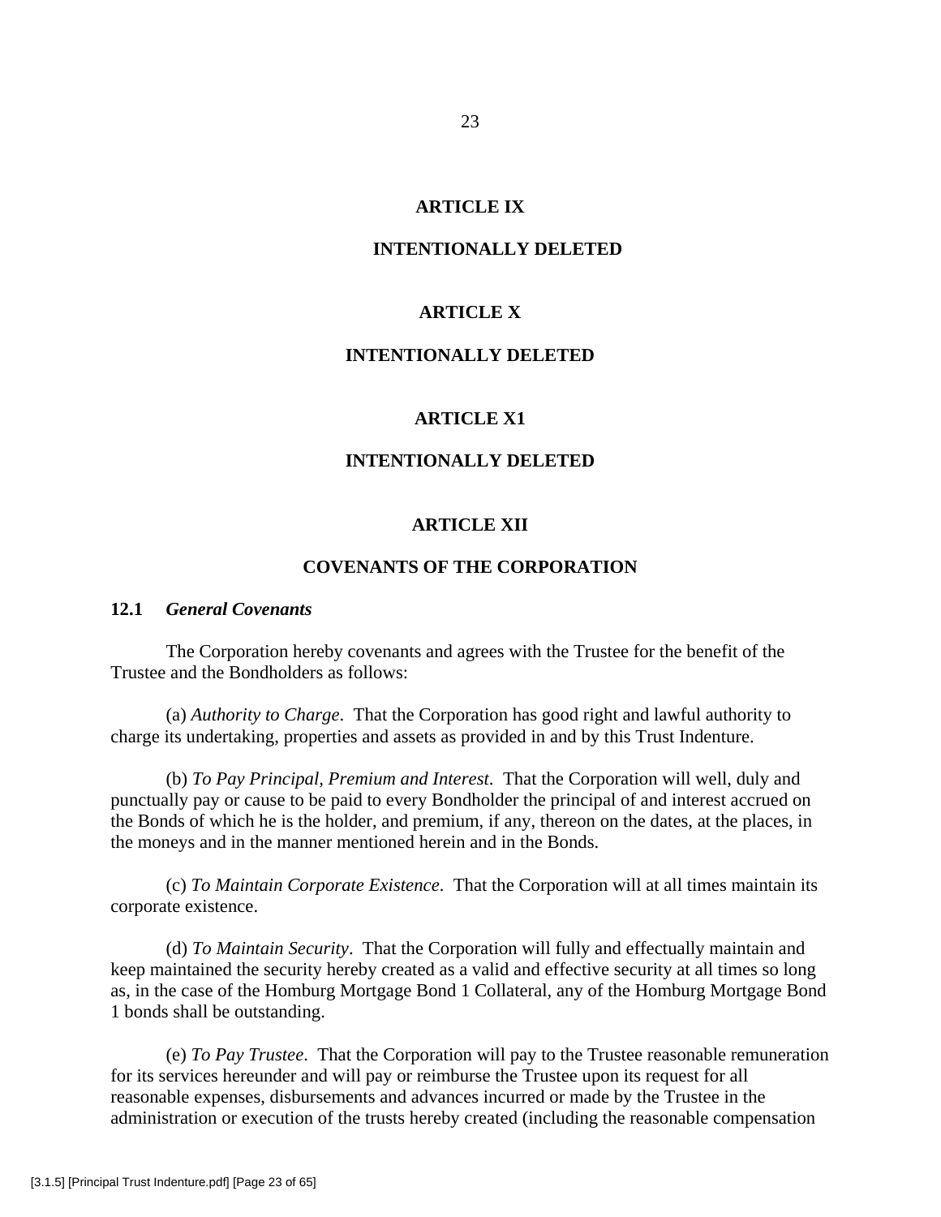## ARTICLE IX

## INTENTIONALLY DELETED

## ARTICLE X

## INTENTIONALLY DELETED

## ARTICLE X1

## INTENTIONALLY DELETED

## ARTICLE XII

## COVENANTS OF THE CORPORATION

### 12.1 *General Covenants*

The Corporation hereby covenants and agrees with the Trustee for the benefit of the Trustee and the Bondholders as follows:

(a) *Authority to Charge*. That the Corporation has good right and lawful authority to charge its undertaking, properties and assets as provided in and by this Trust Indenture.

(b) *To Pay Principal, Premium and Interest*. That the Corporation will well, duly and punctually pay or cause to be paid to every Bondholder the principal of and interest accrued on the Bonds of which he is the holder, and premium, if any, thereon on the dates, at the places, in the moneys and in the manner mentioned herein and in the Bonds.

(c) *To Maintain Corporate Existence*. That the Corporation will at all times maintain its corporate existence.

(d) *To Maintain Security*. That the Corporation will fully and effectually maintain and keep maintained the security hereby created as a valid and effective security at all times so long as, in the case of the Homburg Mortgage Bond 1 Collateral, any of the Homburg Mortgage Bond 1 bonds shall be outstanding.

(e) *To Pay Trustee*. That the Corporation will pay to the Trustee reasonable remuneration for its services hereunder and will pay or reimburse the Trustee upon its request for all reasonable expenses, disbursements and advances incurred or made by the Trustee in the administration or execution of the trusts hereby created (including the reasonable compensation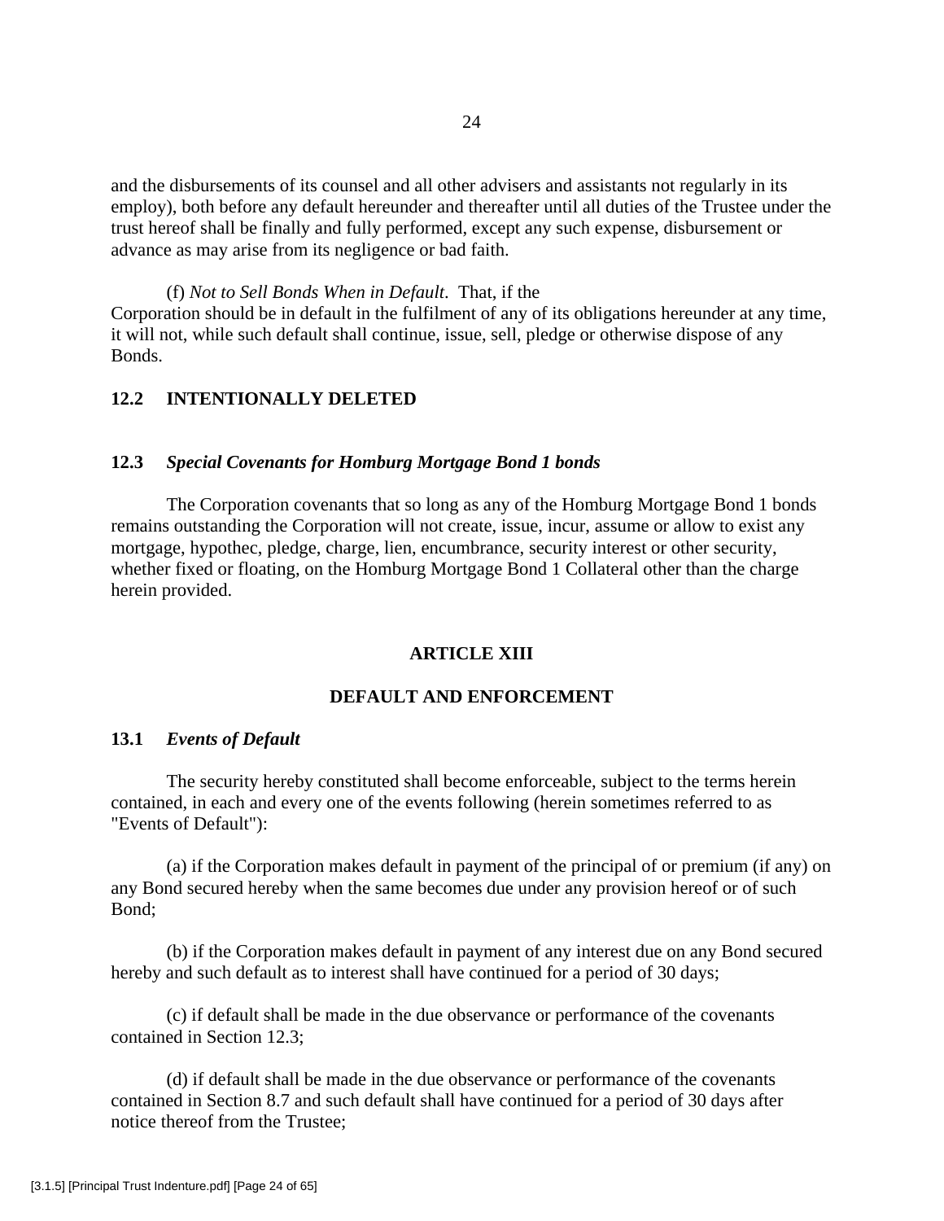and the disbursements of its counsel and all other advisers and assistants not regularly in its employ), both before any default hereunder and thereafter until all duties of the Trustee under the trust hereof shall be finally and fully performed, except any such expense, disbursement or advance as may arise from its negligence or bad faith.

(f) *Not to Sell Bonds When in Default*. That, if the Corporation should be in default in the fulfilment of any of its obligations hereunder at any time, it will not, while such default shall continue, issue, sell, pledge or otherwise dispose of any Bonds.

### 12.2 INTENTIONALLY DELETED

### 12.3 *Special Covenants for Homburg Mortgage Bond 1 bonds*

The Corporation covenants that so long as any of the Homburg Mortgage Bond 1 bonds remains outstanding the Corporation will not create, issue, incur, assume or allow to exist any mortgage, hypothec, pledge, charge, lien, encumbrance, security interest or other security, whether fixed or floating, on the Homburg Mortgage Bond 1 Collateral other than the charge herein provided.

## ARTICLE XIII

## DEFAULT AND ENFORCEMENT

### 13.1 *Events of Default*

The security hereby constituted shall become enforceable, subject to the terms herein contained, in each and every one of the events following (herein sometimes referred to as "Events of Default"):

(a) if the Corporation makes default in payment of the principal of or premium (if any) on any Bond secured hereby when the same becomes due under any provision hereof or of such Bond;

(b) if the Corporation makes default in payment of any interest due on any Bond secured hereby and such default as to interest shall have continued for a period of 30 days;

(c) if default shall be made in the due observance or performance of the covenants contained in Section 12.3;

(d) if default shall be made in the due observance or performance of the covenants contained in Section 8.7 and such default shall have continued for a period of 30 days after notice thereof from the Trustee;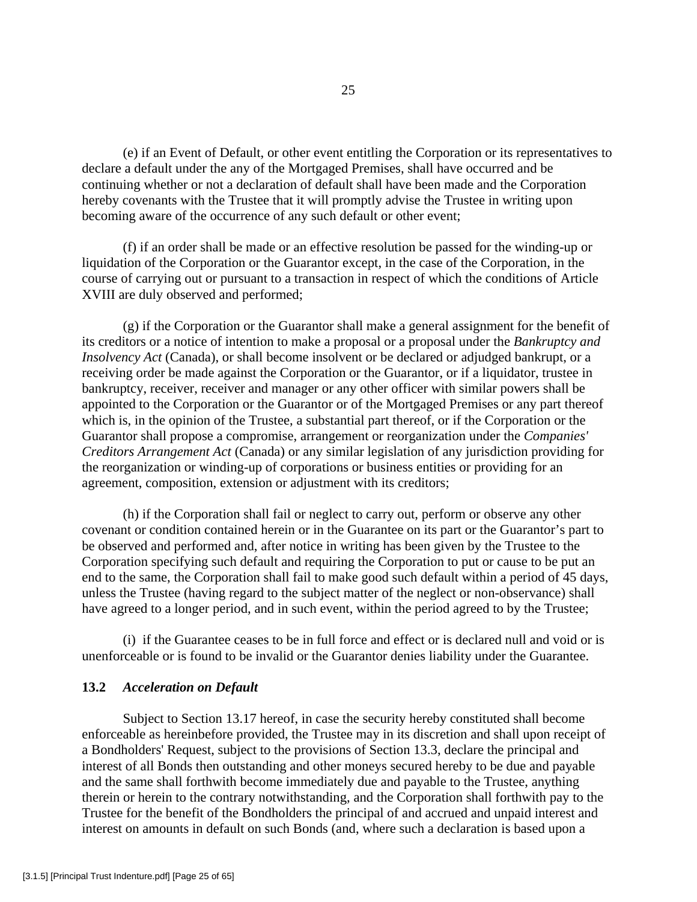(e) if an Event of Default, or other event entitling the Corporation or its representatives to declare a default under the any of the Mortgaged Premises, shall have occurred and be continuing whether or not a declaration of default shall have been made and the Corporation hereby covenants with the Trustee that it will promptly advise the Trustee in writing upon becoming aware of the occurrence of any such default or other event;

(f) if an order shall be made or an effective resolution be passed for the winding-up or liquidation of the Corporation or the Guarantor except, in the case of the Corporation, in the course of carrying out or pursuant to a transaction in respect of which the conditions of Article XVIII are duly observed and performed;

(g) if the Corporation or the Guarantor shall make a general assignment for the benefit of its creditors or a notice of intention to make a proposal or a proposal under the *Bankruptcy and Insolvency Act* (Canada), or shall become insolvent or be declared or adjudged bankrupt, or a receiving order be made against the Corporation or the Guarantor, or if a liquidator, trustee in bankruptcy, receiver, receiver and manager or any other officer with similar powers shall be appointed to the Corporation or the Guarantor or of the Mortgaged Premises or any part thereof which is, in the opinion of the Trustee, a substantial part thereof, or if the Corporation or the Guarantor shall propose a compromise, arrangement or reorganization under the *Companies' Creditors Arrangement Act* (Canada) or any similar legislation of any jurisdiction providing for the reorganization or winding-up of corporations or business entities or providing for an agreement, composition, extension or adjustment with its creditors;

(h) if the Corporation shall fail or neglect to carry out, perform or observe any other covenant or condition contained herein or in the Guarantee on its part or the Guarantor's part to be observed and performed and, after notice in writing has been given by the Trustee to the Corporation specifying such default and requiring the Corporation to put or cause to be put an end to the same, the Corporation shall fail to make good such default within a period of 45 days, unless the Trustee (having regard to the subject matter of the neglect or non-observance) shall have agreed to a longer period, and in such event, within the period agreed to by the Trustee;

(i) if the Guarantee ceases to be in full force and effect or is declared null and void or is unenforceable or is found to be invalid or the Guarantor denies liability under the Guarantee.

### 13.2 *Acceleration on Default*

Subject to Section 13.17 hereof, in case the security hereby constituted shall become enforceable as hereinbefore provided, the Trustee may in its discretion and shall upon receipt of a Bondholders' Request, subject to the provisions of Section 13.3, declare the principal and interest of all Bonds then outstanding and other moneys secured hereby to be due and payable and the same shall forthwith become immediately due and payable to the Trustee, anything therein or herein to the contrary notwithstanding, and the Corporation shall forthwith pay to the Trustee for the benefit of the Bondholders the principal of and accrued and unpaid interest and interest on amounts in default on such Bonds (and, where such a declaration is based upon a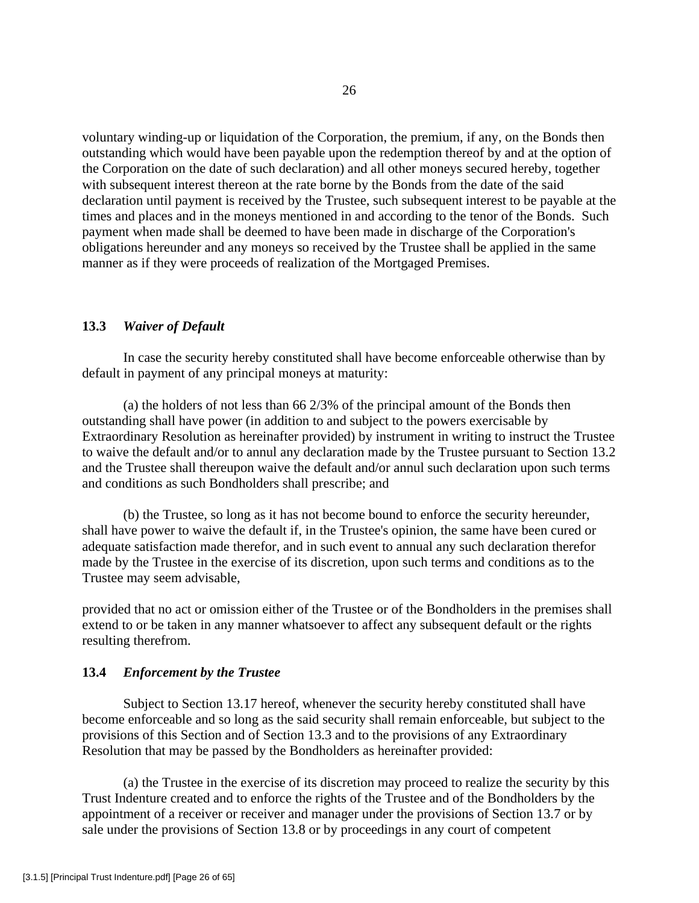voluntary winding-up or liquidation of the Corporation, the premium, if any, on the Bonds then outstanding which would have been payable upon the redemption thereof by and at the option of the Corporation on the date of such declaration) and all other moneys secured hereby, together with subsequent interest thereon at the rate borne by the Bonds from the date of the said declaration until payment is received by the Trustee, such subsequent interest to be payable at the times and places and in the moneys mentioned in and according to the tenor of the Bonds. Such payment when made shall be deemed to have been made in discharge of the Corporation's obligations hereunder and any moneys so received by the Trustee shall be applied in the same manner as if they were proceeds of realization of the Mortgaged Premises.

### 13.3 *Waiver of Default*

In case the security hereby constituted shall have become enforceable otherwise than by default in payment of any principal moneys at maturity:

(a) the holders of not less than 66 2/3% of the principal amount of the Bonds then outstanding shall have power (in addition to and subject to the powers exercisable by Extraordinary Resolution as hereinafter provided) by instrument in writing to instruct the Trustee to waive the default and/or to annul any declaration made by the Trustee pursuant to Section 13.2 and the Trustee shall thereupon waive the default and/or annul such declaration upon such terms and conditions as such Bondholders shall prescribe; and

(b) the Trustee, so long as it has not become bound to enforce the security hereunder, shall have power to waive the default if, in the Trustee's opinion, the same have been cured or adequate satisfaction made therefor, and in such event to annual any such declaration therefor made by the Trustee in the exercise of its discretion, upon such terms and conditions as to the Trustee may seem advisable,

provided that no act or omission either of the Trustee or of the Bondholders in the premises shall extend to or be taken in any manner whatsoever to affect any subsequent default or the rights resulting therefrom.

### 13.4 *Enforcement by the Trustee*

Subject to Section 13.17 hereof, whenever the security hereby constituted shall have become enforceable and so long as the said security shall remain enforceable, but subject to the provisions of this Section and of Section 13.3 and to the provisions of any Extraordinary Resolution that may be passed by the Bondholders as hereinafter provided:

(a) the Trustee in the exercise of its discretion may proceed to realize the security by this Trust Indenture created and to enforce the rights of the Trustee and of the Bondholders by the appointment of a receiver or receiver and manager under the provisions of Section 13.7 or by sale under the provisions of Section 13.8 or by proceedings in any court of competent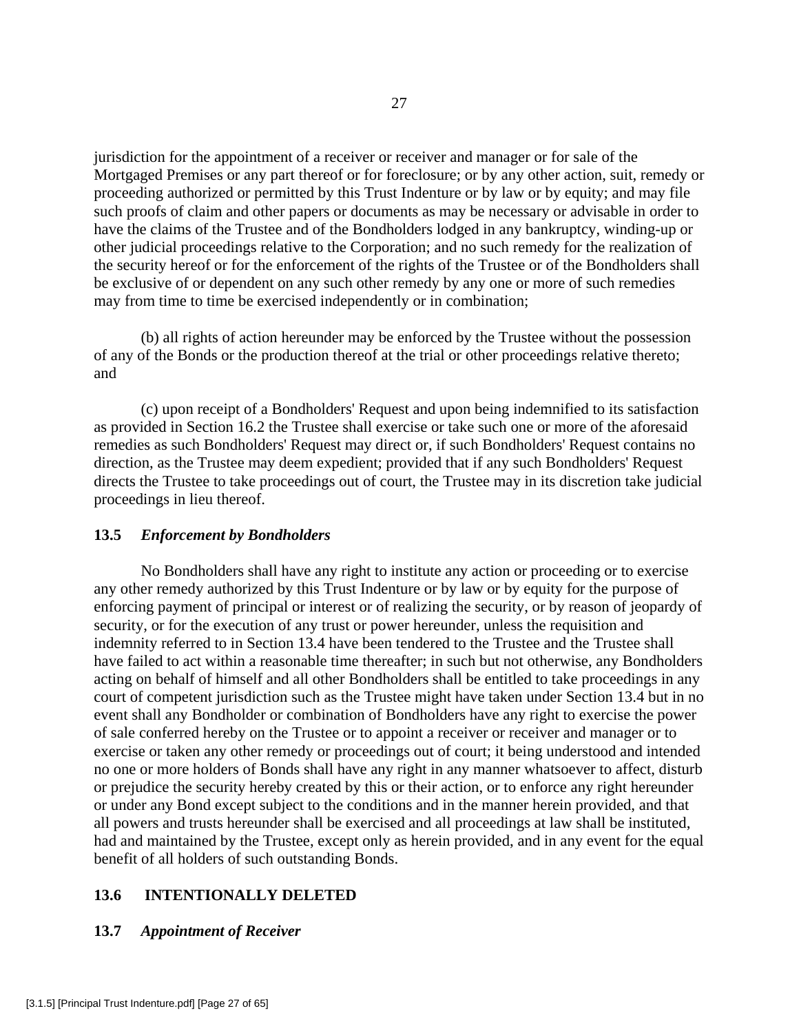jurisdiction for the appointment of a receiver or receiver and manager or for sale of the Mortgaged Premises or any part thereof or for foreclosure; or by any other action, suit, remedy or proceeding authorized or permitted by this Trust Indenture or by law or by equity; and may file such proofs of claim and other papers or documents as may be necessary or advisable in order to have the claims of the Trustee and of the Bondholders lodged in any bankruptcy, winding-up or other judicial proceedings relative to the Corporation; and no such remedy for the realization of the security hereof or for the enforcement of the rights of the Trustee or of the Bondholders shall be exclusive of or dependent on any such other remedy by any one or more of such remedies may from time to time be exercised independently or in combination;

(b) all rights of action hereunder may be enforced by the Trustee without the possession of any of the Bonds or the production thereof at the trial or other proceedings relative thereto; and

(c) upon receipt of a Bondholders' Request and upon being indemnified to its satisfaction as provided in Section 16.2 the Trustee shall exercise or take such one or more of the aforesaid remedies as such Bondholders' Request may direct or, if such Bondholders' Request contains no direction, as the Trustee may deem expedient; provided that if any such Bondholders' Request directs the Trustee to take proceedings out of court, the Trustee may in its discretion take judicial proceedings in lieu thereof.

### 13.5 *Enforcement by Bondholders*

No Bondholders shall have any right to institute any action or proceeding or to exercise any other remedy authorized by this Trust Indenture or by law or by equity for the purpose of enforcing payment of principal or interest or of realizing the security, or by reason of jeopardy of security, or for the execution of any trust or power hereunder, unless the requisition and indemnity referred to in Section 13.4 have been tendered to the Trustee and the Trustee shall have failed to act within a reasonable time thereafter; in such but not otherwise, any Bondholders acting on behalf of himself and all other Bondholders shall be entitled to take proceedings in any court of competent jurisdiction such as the Trustee might have taken under Section 13.4 but in no event shall any Bondholder or combination of Bondholders have any right to exercise the power of sale conferred hereby on the Trustee or to appoint a receiver or receiver and manager or to exercise or taken any other remedy or proceedings out of court; it being understood and intended no one or more holders of Bonds shall have any right in any manner whatsoever to affect, disturb or prejudice the security hereby created by this or their action, or to enforce any right hereunder or under any Bond except subject to the conditions and in the manner herein provided, and that all powers and trusts hereunder shall be exercised and all proceedings at law shall be instituted, had and maintained by the Trustee, except only as herein provided, and in any event for the equal benefit of all holders of such outstanding Bonds.

### 13.6 INTENTIONALLY DELETED

### 13.7 *Appointment of Receiver*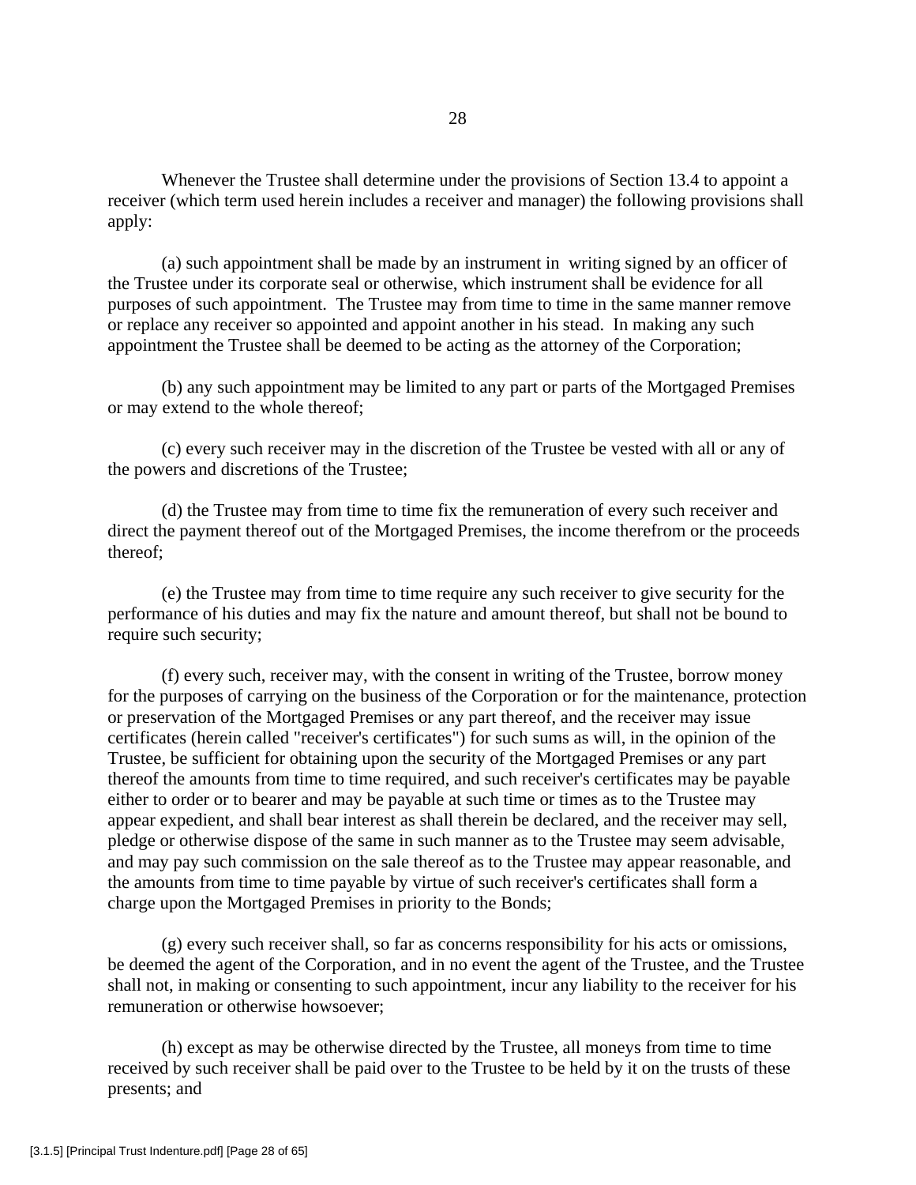Whenever the Trustee shall determine under the provisions of Section 13.4 to appoint a receiver (which term used herein includes a receiver and manager) the following provisions shall apply:

(a) such appointment shall be made by an instrument in writing signed by an officer of the Trustee under its corporate seal or otherwise, which instrument shall be evidence for all purposes of such appointment. The Trustee may from time to time in the same manner remove or replace any receiver so appointed and appoint another in his stead. In making any such appointment the Trustee shall be deemed to be acting as the attorney of the Corporation;

(b) any such appointment may be limited to any part or parts of the Mortgaged Premises or may extend to the whole thereof;

(c) every such receiver may in the discretion of the Trustee be vested with all or any of the powers and discretions of the Trustee;

(d) the Trustee may from time to time fix the remuneration of every such receiver and direct the payment thereof out of the Mortgaged Premises, the income therefrom or the proceeds thereof;

(e) the Trustee may from time to time require any such receiver to give security for the performance of his duties and may fix the nature and amount thereof, but shall not be bound to require such security;

(f) every such, receiver may, with the consent in writing of the Trustee, borrow money for the purposes of carrying on the business of the Corporation or for the maintenance, protection or preservation of the Mortgaged Premises or any part thereof, and the receiver may issue certificates (herein called "receiver's certificates") for such sums as will, in the opinion of the Trustee, be sufficient for obtaining upon the security of the Mortgaged Premises or any part thereof the amounts from time to time required, and such receiver's certificates may be payable either to order or to bearer and may be payable at such time or times as to the Trustee may appear expedient, and shall bear interest as shall therein be declared, and the receiver may sell, pledge or otherwise dispose of the same in such manner as to the Trustee may seem advisable, and may pay such commission on the sale thereof as to the Trustee may appear reasonable, and the amounts from time to time payable by virtue of such receiver's certificates shall form a charge upon the Mortgaged Premises in priority to the Bonds;

(g) every such receiver shall, so far as concerns responsibility for his acts or omissions, be deemed the agent of the Corporation, and in no event the agent of the Trustee, and the Trustee shall not, in making or consenting to such appointment, incur any liability to the receiver for his remuneration or otherwise howsoever;

(h) except as may be otherwise directed by the Trustee, all moneys from time to time received by such receiver shall be paid over to the Trustee to be held by it on the trusts of these presents; and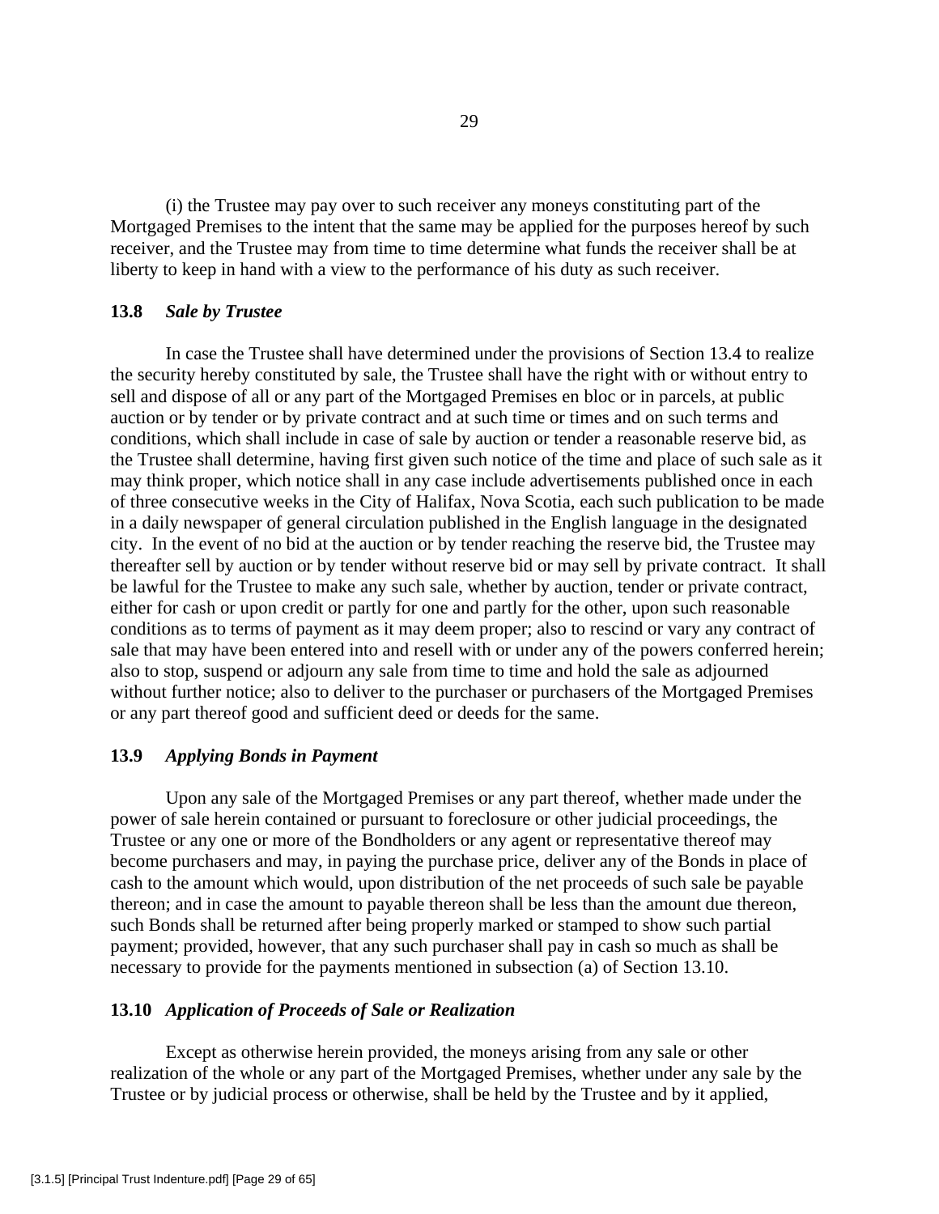(i) the Trustee may pay over to such receiver any moneys constituting part of the Mortgaged Premises to the intent that the same may be applied for the purposes hereof by such receiver, and the Trustee may from time to time determine what funds the receiver shall be at liberty to keep in hand with a view to the performance of his duty as such receiver.

### 13.8 *Sale by Trustee*

In case the Trustee shall have determined under the provisions of Section 13.4 to realize the security hereby constituted by sale, the Trustee shall have the right with or without entry to sell and dispose of all or any part of the Mortgaged Premises en bloc or in parcels, at public auction or by tender or by private contract and at such time or times and on such terms and conditions, which shall include in case of sale by auction or tender a reasonable reserve bid, as the Trustee shall determine, having first given such notice of the time and place of such sale as it may think proper, which notice shall in any case include advertisements published once in each of three consecutive weeks in the City of Halifax, Nova Scotia, each such publication to be made in a daily newspaper of general circulation published in the English language in the designated city. In the event of no bid at the auction or by tender reaching the reserve bid, the Trustee may thereafter sell by auction or by tender without reserve bid or may sell by private contract. It shall be lawful for the Trustee to make any such sale, whether by auction, tender or private contract, either for cash or upon credit or partly for one and partly for the other, upon such reasonable conditions as to terms of payment as it may deem proper; also to rescind or vary any contract of sale that may have been entered into and resell with or under any of the powers conferred herein; also to stop, suspend or adjourn any sale from time to time and hold the sale as adjourned without further notice; also to deliver to the purchaser or purchasers of the Mortgaged Premises or any part thereof good and sufficient deed or deeds for the same.

### 13.9 *Applying Bonds in Payment*

Upon any sale of the Mortgaged Premises or any part thereof, whether made under the power of sale herein contained or pursuant to foreclosure or other judicial proceedings, the Trustee or any one or more of the Bondholders or any agent or representative thereof may become purchasers and may, in paying the purchase price, deliver any of the Bonds in place of cash to the amount which would, upon distribution of the net proceeds of such sale be payable thereon; and in case the amount to payable thereon shall be less than the amount due thereon, such Bonds shall be returned after being properly marked or stamped to show such partial payment; provided, however, that any such purchaser shall pay in cash so much as shall be necessary to provide for the payments mentioned in subsection (a) of Section 13.10.

### 13.10 *Application of Proceeds of Sale or Realization*

Except as otherwise herein provided, the moneys arising from any sale or other realization of the whole or any part of the Mortgaged Premises, whether under any sale by the Trustee or by judicial process or otherwise, shall be held by the Trustee and by it applied,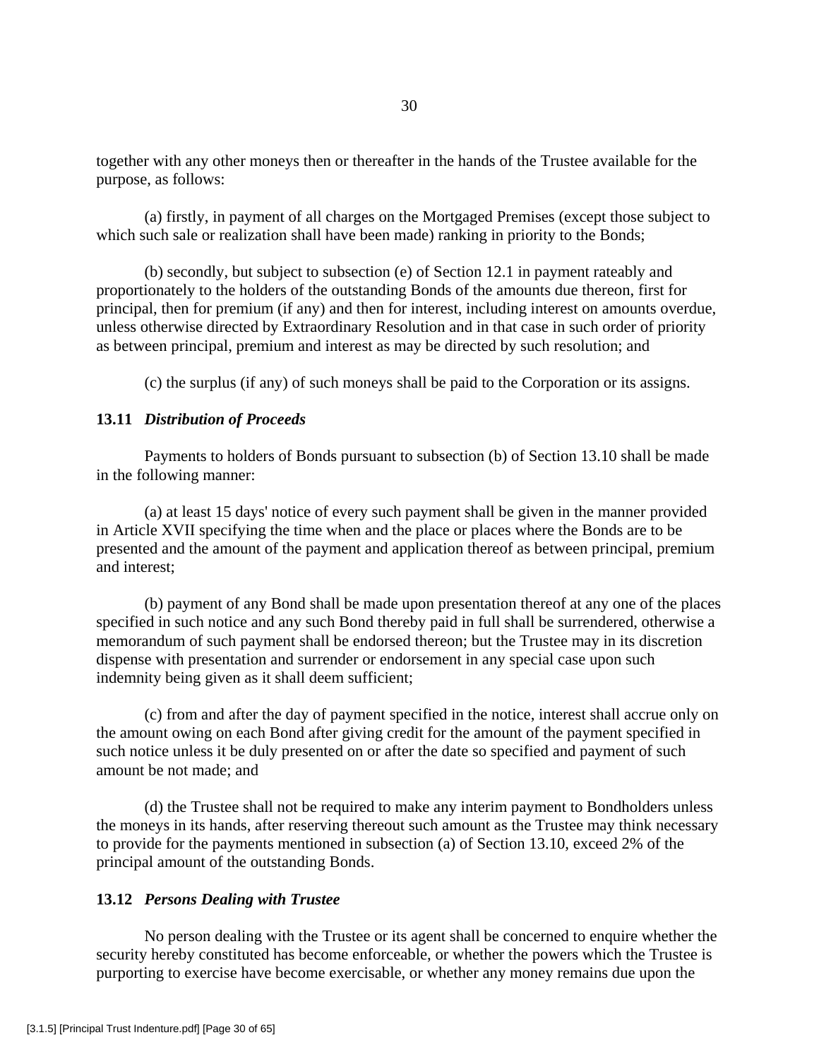together with any other moneys then or thereafter in the hands of the Trustee available for the purpose, as follows:

(a) firstly, in payment of all charges on the Mortgaged Premises (except those subject to which such sale or realization shall have been made) ranking in priority to the Bonds;

(b) secondly, but subject to subsection (e) of Section 12.1 in payment rateably and proportionately to the holders of the outstanding Bonds of the amounts due thereon, first for principal, then for premium (if any) and then for interest, including interest on amounts overdue, unless otherwise directed by Extraordinary Resolution and in that case in such order of priority as between principal, premium and interest as may be directed by such resolution; and

(c) the surplus (if any) of such moneys shall be paid to the Corporation or its assigns.

### 13.11 *Distribution of Proceeds*

Payments to holders of Bonds pursuant to subsection (b) of Section 13.10 shall be made in the following manner:

(a) at least 15 days' notice of every such payment shall be given in the manner provided in Article XVII specifying the time when and the place or places where the Bonds are to be presented and the amount of the payment and application thereof as between principal, premium and interest;

(b) payment of any Bond shall be made upon presentation thereof at any one of the places specified in such notice and any such Bond thereby paid in full shall be surrendered, otherwise a memorandum of such payment shall be endorsed thereon; but the Trustee may in its discretion dispense with presentation and surrender or endorsement in any special case upon such indemnity being given as it shall deem sufficient;

(c) from and after the day of payment specified in the notice, interest shall accrue only on the amount owing on each Bond after giving credit for the amount of the payment specified in such notice unless it be duly presented on or after the date so specified and payment of such amount be not made; and

(d) the Trustee shall not be required to make any interim payment to Bondholders unless the moneys in its hands, after reserving thereout such amount as the Trustee may think necessary to provide for the payments mentioned in subsection (a) of Section 13.10, exceed 2% of the principal amount of the outstanding Bonds.

### 13.12 *Persons Dealing with Trustee*

No person dealing with the Trustee or its agent shall be concerned to enquire whether the security hereby constituted has become enforceable, or whether the powers which the Trustee is purporting to exercise have become exercisable, or whether any money remains due upon the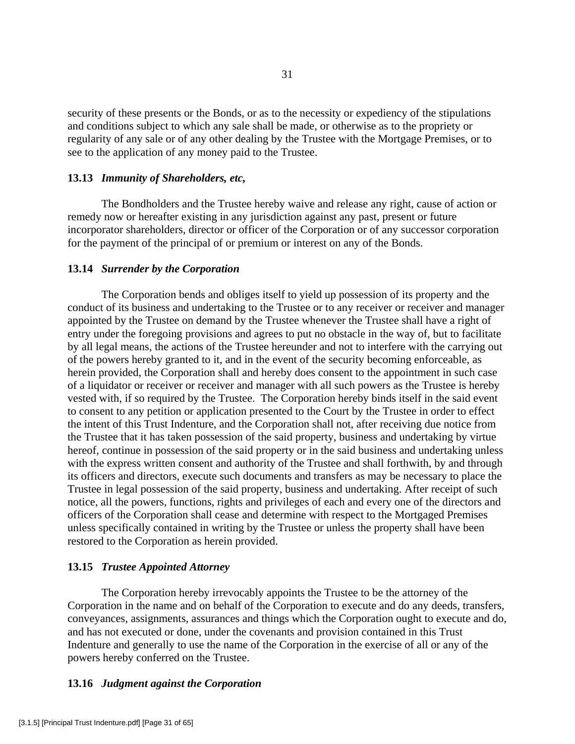security of these presents or the Bonds, or as to the necessity or expediency of the stipulations and conditions subject to which any sale shall be made, or otherwise as to the propriety or regularity of any sale or of any other dealing by the Trustee with the Mortgage Premises, or to see to the application of any money paid to the Trustee.

**13.13** ***Immunity of Shareholders, etc,***

The Bondholders and the Trustee hereby waive and release any right, cause of action or remedy now or hereafter existing in any jurisdiction against any past, present or future incorporator shareholders, director or officer of the Corporation or of any successor corporation for the payment of the principal of or premium or interest on any of the Bonds.

**13.14** ***Surrender by the Corporation***

The Corporation bends and obliges itself to yield up possession of its property and the conduct of its business and undertaking to the Trustee or to any receiver or receiver and manager appointed by the Trustee on demand by the Trustee whenever the Trustee shall have a right of entry under the foregoing provisions and agrees to put no obstacle in the way of, but to facilitate by all legal means, the actions of the Trustee hereunder and not to interfere with the carrying out of the powers hereby granted to it, and in the event of the security becoming enforceable, as herein provided, the Corporation shall and hereby does consent to the appointment in such case of a liquidator or receiver or receiver and manager with all such powers as the Trustee is hereby vested with, if so required by the Trustee. The Corporation hereby binds itself in the said event to consent to any petition or application presented to the Court by the Trustee in order to effect the intent of this Trust Indenture, and the Corporation shall not, after receiving due notice from the Trustee that it has taken possession of the said property, business and undertaking by virtue hereof, continue in possession of the said property or in the said business and undertaking unless with the express written consent and authority of the Trustee and shall forthwith, by and through its officers and directors, execute such documents and transfers as may be necessary to place the Trustee in legal possession of the said property, business and undertaking. After receipt of such notice, all the powers, functions, rights and privileges of each and every one of the directors and officers of the Corporation shall cease and determine with respect to the Mortgaged Premises unless specifically contained in writing by the Trustee or unless the property shall have been restored to the Corporation as herein provided.

**13.15** ***Trustee Appointed Attorney***

The Corporation hereby irrevocably appoints the Trustee to be the attorney of the Corporation in the name and on behalf of the Corporation to execute and do any deeds, transfers, conveyances, assignments, assurances and things which the Corporation ought to execute and do, and has not executed or done, under the covenants and provision contained in this Trust Indenture and generally to use the name of the Corporation in the exercise of all or any of the powers hereby conferred on the Trustee.

**13.16** ***Judgment against the Corporation***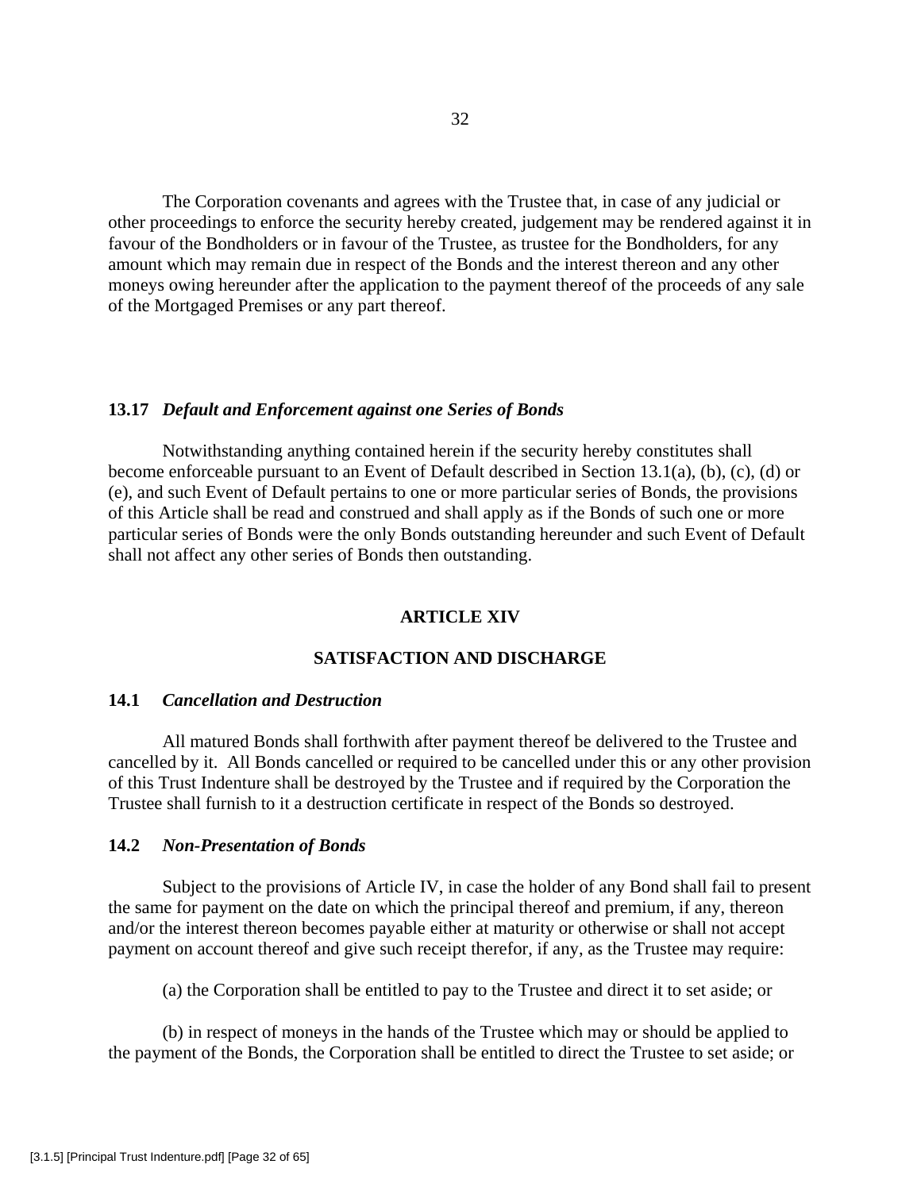The Corporation covenants and agrees with the Trustee that, in case of any judicial or other proceedings to enforce the security hereby created, judgement may be rendered against it in favour of the Bondholders or in favour of the Trustee, as trustee for the Bondholders, for any amount which may remain due in respect of the Bonds and the interest thereon and any other moneys owing hereunder after the application to the payment thereof of the proceeds of any sale of the Mortgaged Premises or any part thereof.

**13.17** ***Default and Enforcement against one Series of Bonds***

Notwithstanding anything contained herein if the security hereby constitutes shall become enforceable pursuant to an Event of Default described in Section 13.1(a), (b), (c), (d) or (e), and such Event of Default pertains to one or more particular series of Bonds, the provisions of this Article shall be read and construed and shall apply as if the Bonds of such one or more particular series of Bonds were the only Bonds outstanding hereunder and such Event of Default shall not affect any other series of Bonds then outstanding.

## ARTICLE XIV

## SATISFACTION AND DISCHARGE

**14.1** ***Cancellation and Destruction***

All matured Bonds shall forthwith after payment thereof be delivered to the Trustee and cancelled by it. All Bonds cancelled or required to be cancelled under this or any other provision of this Trust Indenture shall be destroyed by the Trustee and if required by the Corporation the Trustee shall furnish to it a destruction certificate in respect of the Bonds so destroyed.

**14.2** ***Non-Presentation of Bonds***

Subject to the provisions of Article IV, in case the holder of any Bond shall fail to present the same for payment on the date on which the principal thereof and premium, if any, thereon and/or the interest thereon becomes payable either at maturity or otherwise or shall not accept payment on account thereof and give such receipt therefor, if any, as the Trustee may require:

(a) the Corporation shall be entitled to pay to the Trustee and direct it to set aside; or

(b) in respect of moneys in the hands of the Trustee which may or should be applied to the payment of the Bonds, the Corporation shall be entitled to direct the Trustee to set aside; or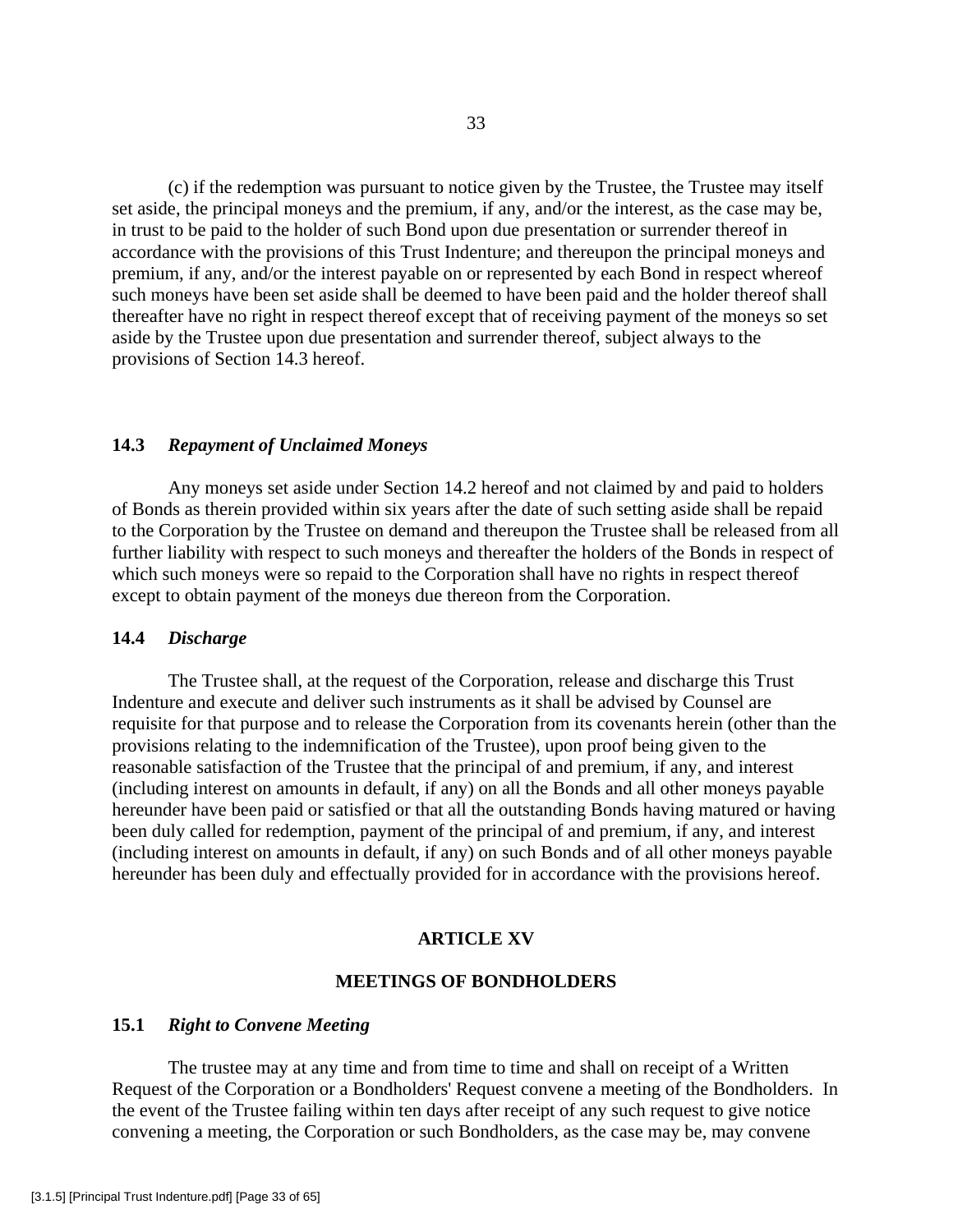(c) if the redemption was pursuant to notice given by the Trustee, the Trustee may itself set aside, the principal moneys and the premium, if any, and/or the interest, as the case may be, in trust to be paid to the holder of such Bond upon due presentation or surrender thereof in accordance with the provisions of this Trust Indenture; and thereupon the principal moneys and premium, if any, and/or the interest payable on or represented by each Bond in respect whereof such moneys have been set aside shall be deemed to have been paid and the holder thereof shall thereafter have no right in respect thereof except that of receiving payment of the moneys so set aside by the Trustee upon due presentation and surrender thereof, subject always to the provisions of Section 14.3 hereof.

### 14.3 *Repayment of Unclaimed Moneys*

Any moneys set aside under Section 14.2 hereof and not claimed by and paid to holders of Bonds as therein provided within six years after the date of such setting aside shall be repaid to the Corporation by the Trustee on demand and thereupon the Trustee shall be released from all further liability with respect to such moneys and thereafter the holders of the Bonds in respect of which such moneys were so repaid to the Corporation shall have no rights in respect thereof except to obtain payment of the moneys due thereon from the Corporation.

### 14.4 *Discharge*

The Trustee shall, at the request of the Corporation, release and discharge this Trust Indenture and execute and deliver such instruments as it shall be advised by Counsel are requisite for that purpose and to release the Corporation from its covenants herein (other than the provisions relating to the indemnification of the Trustee), upon proof being given to the reasonable satisfaction of the Trustee that the principal of and premium, if any, and interest (including interest on amounts in default, if any) on all the Bonds and all other moneys payable hereunder have been paid or satisfied or that all the outstanding Bonds having matured or having been duly called for redemption, payment of the principal of and premium, if any, and interest (including interest on amounts in default, if any) on such Bonds and of all other moneys payable hereunder has been duly and effectually provided for in accordance with the provisions hereof.

## ARTICLE XV

## MEETINGS OF BONDHOLDERS

### 15.1 *Right to Convene Meeting*

The trustee may at any time and from time to time and shall on receipt of a Written Request of the Corporation or a Bondholders' Request convene a meeting of the Bondholders. In the event of the Trustee failing within ten days after receipt of any such request to give notice convening a meeting, the Corporation or such Bondholders, as the case may be, may convene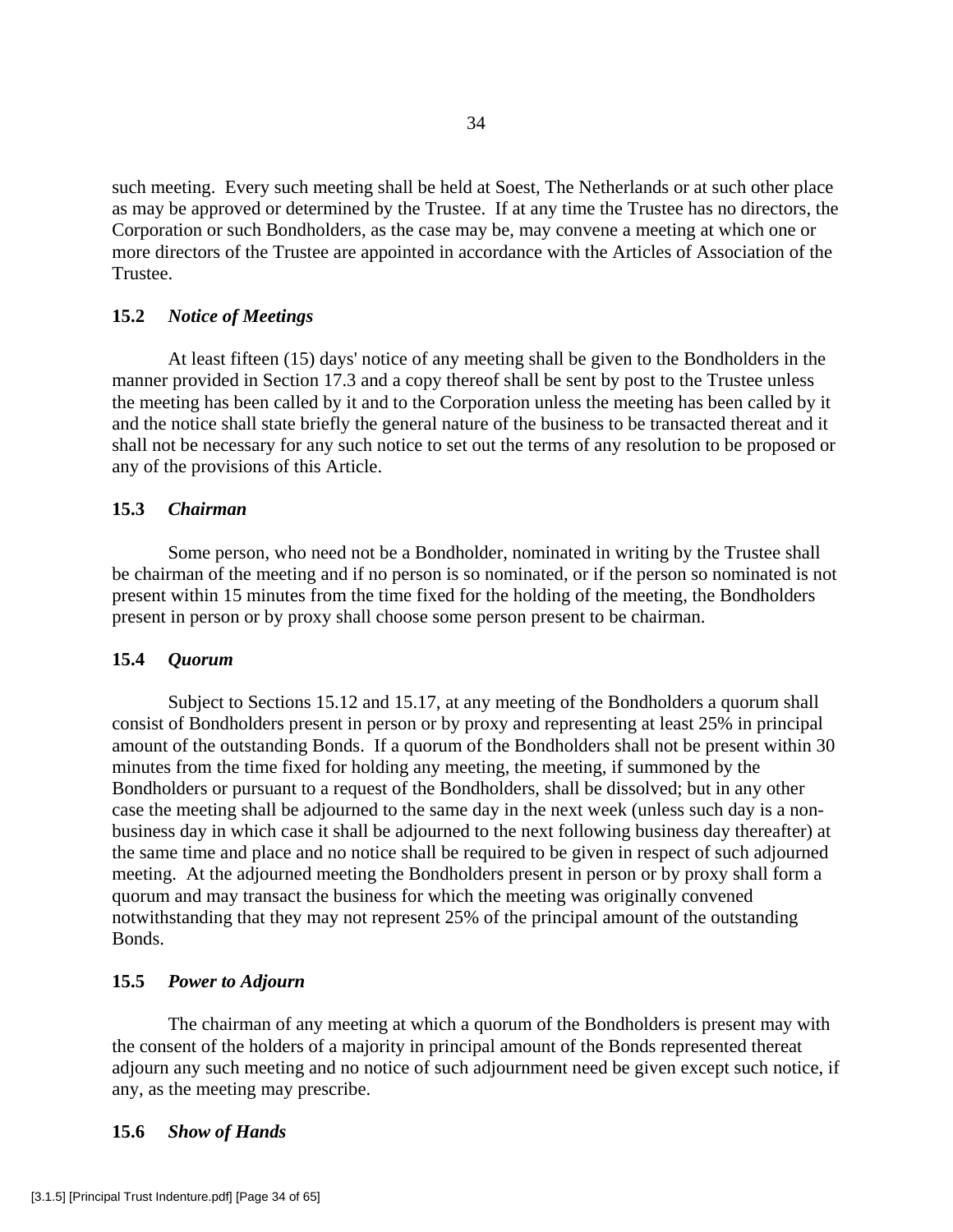such meeting. Every such meeting shall be held at Soest, The Netherlands or at such other place as may be approved or determined by the Trustee. If at any time the Trustee has no directors, the Corporation or such Bondholders, as the case may be, may convene a meeting at which one or more directors of the Trustee are appointed in accordance with the Articles of Association of the Trustee.

**15.2** ***Notice of Meetings***

At least fifteen (15) days' notice of any meeting shall be given to the Bondholders in the manner provided in Section 17.3 and a copy thereof shall be sent by post to the Trustee unless the meeting has been called by it and to the Corporation unless the meeting has been called by it and the notice shall state briefly the general nature of the business to be transacted thereat and it shall not be necessary for any such notice to set out the terms of any resolution to be proposed or any of the provisions of this Article.

**15.3** ***Chairman***

Some person, who need not be a Bondholder, nominated in writing by the Trustee shall be chairman of the meeting and if no person is so nominated, or if the person so nominated is not present within 15 minutes from the time fixed for the holding of the meeting, the Bondholders present in person or by proxy shall choose some person present to be chairman.

**15.4** ***Quorum***

Subject to Sections 15.12 and 15.17, at any meeting of the Bondholders a quorum shall consist of Bondholders present in person or by proxy and representing at least 25% in principal amount of the outstanding Bonds. If a quorum of the Bondholders shall not be present within 30 minutes from the time fixed for holding any meeting, the meeting, if summoned by the Bondholders or pursuant to a request of the Bondholders, shall be dissolved; but in any other case the meeting shall be adjourned to the same day in the next week (unless such day is a non-business day in which case it shall be adjourned to the next following business day thereafter) at the same time and place and no notice shall be required to be given in respect of such adjourned meeting. At the adjourned meeting the Bondholders present in person or by proxy shall form a quorum and may transact the business for which the meeting was originally convened notwithstanding that they may not represent 25% of the principal amount of the outstanding Bonds.

**15.5** ***Power to Adjourn***

The chairman of any meeting at which a quorum of the Bondholders is present may with the consent of the holders of a majority in principal amount of the Bonds represented thereat adjourn any such meeting and no notice of such adjournment need be given except such notice, if any, as the meeting may prescribe.

**15.6** ***Show of Hands***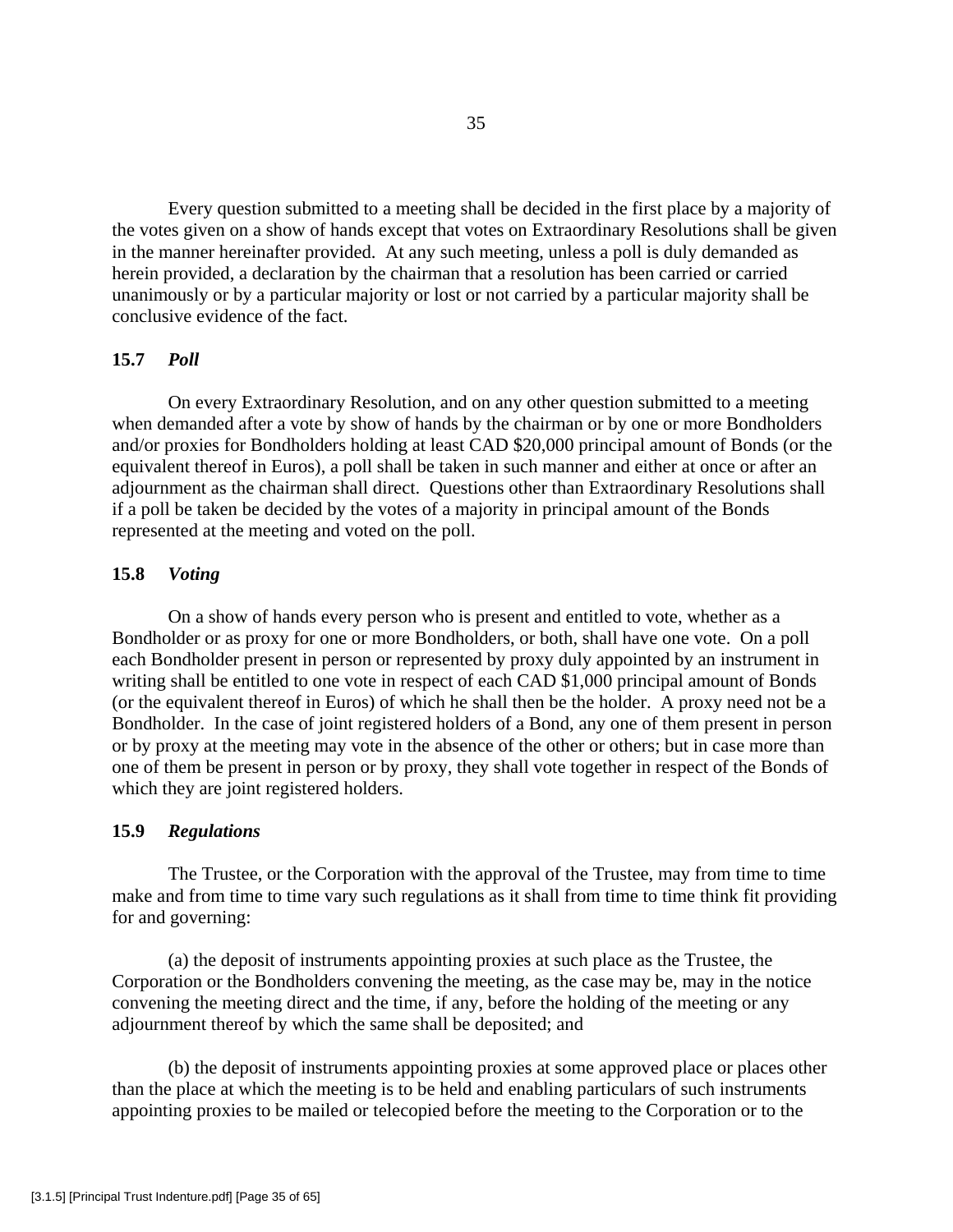Every question submitted to a meeting shall be decided in the first place by a majority of the votes given on a show of hands except that votes on Extraordinary Resolutions shall be given in the manner hereinafter provided. At any such meeting, unless a poll is duly demanded as herein provided, a declaration by the chairman that a resolution has been carried or carried unanimously or by a particular majority or lost or not carried by a particular majority shall be conclusive evidence of the fact.

### 15.7 *Poll*

On every Extraordinary Resolution, and on any other question submitted to a meeting when demanded after a vote by show of hands by the chairman or by one or more Bondholders and/or proxies for Bondholders holding at least CAD $20,000 principal amount of Bonds (or the equivalent thereof in Euros), a poll shall be taken in such manner and either at once or after an adjournment as the chairman shall direct. Questions other than Extraordinary Resolutions shall if a poll be taken be decided by the votes of a majority in principal amount of the Bonds represented at the meeting and voted on the poll.

### 15.8 *Voting*

On a show of hands every person who is present and entitled to vote, whether as a Bondholder or as proxy for one or more Bondholders, or both, shall have one vote. On a poll each Bondholder present in person or represented by proxy duly appointed by an instrument in writing shall be entitled to one vote in respect of each CAD $1,000 principal amount of Bonds (or the equivalent thereof in Euros) of which he shall then be the holder. A proxy need not be a Bondholder. In the case of joint registered holders of a Bond, any one of them present in person or by proxy at the meeting may vote in the absence of the other or others; but in case more than one of them be present in person or by proxy, they shall vote together in respect of the Bonds of which they are joint registered holders.

### 15.9 *Regulations*

The Trustee, or the Corporation with the approval of the Trustee, may from time to time make and from time to time vary such regulations as it shall from time to time think fit providing for and governing:

(a) the deposit of instruments appointing proxies at such place as the Trustee, the Corporation or the Bondholders convening the meeting, as the case may be, may in the notice convening the meeting direct and the time, if any, before the holding of the meeting or any adjournment thereof by which the same shall be deposited; and

(b) the deposit of instruments appointing proxies at some approved place or places other than the place at which the meeting is to be held and enabling particulars of such instruments appointing proxies to be mailed or telecopied before the meeting to the Corporation or to the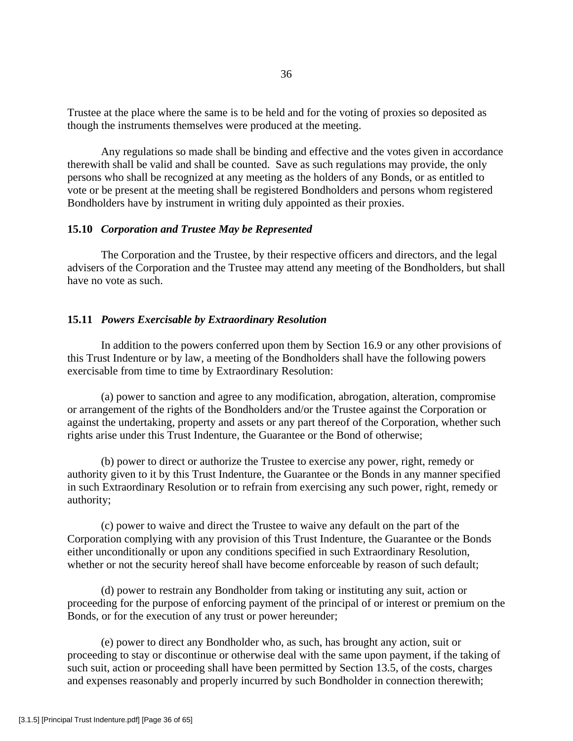Trustee at the place where the same is to be held and for the voting of proxies so deposited as though the instruments themselves were produced at the meeting.

Any regulations so made shall be binding and effective and the votes given in accordance therewith shall be valid and shall be counted. Save as such regulations may provide, the only persons who shall be recognized at any meeting as the holders of any Bonds, or as entitled to vote or be present at the meeting shall be registered Bondholders and persons whom registered Bondholders have by instrument in writing duly appointed as their proxies.

### 15.10 *Corporation and Trustee May be Represented*

The Corporation and the Trustee, by their respective officers and directors, and the legal advisers of the Corporation and the Trustee may attend any meeting of the Bondholders, but shall have no vote as such.

### 15.11 *Powers Exercisable by Extraordinary Resolution*

In addition to the powers conferred upon them by Section 16.9 or any other provisions of this Trust Indenture or by law, a meeting of the Bondholders shall have the following powers exercisable from time to time by Extraordinary Resolution:

(a) power to sanction and agree to any modification, abrogation, alteration, compromise or arrangement of the rights of the Bondholders and/or the Trustee against the Corporation or against the undertaking, property and assets or any part thereof of the Corporation, whether such rights arise under this Trust Indenture, the Guarantee or the Bond of otherwise;

(b) power to direct or authorize the Trustee to exercise any power, right, remedy or authority given to it by this Trust Indenture, the Guarantee or the Bonds in any manner specified in such Extraordinary Resolution or to refrain from exercising any such power, right, remedy or authority;

(c) power to waive and direct the Trustee to waive any default on the part of the Corporation complying with any provision of this Trust Indenture, the Guarantee or the Bonds either unconditionally or upon any conditions specified in such Extraordinary Resolution, whether or not the security hereof shall have become enforceable by reason of such default;

(d) power to restrain any Bondholder from taking or instituting any suit, action or proceeding for the purpose of enforcing payment of the principal of or interest or premium on the Bonds, or for the execution of any trust or power hereunder;

(e) power to direct any Bondholder who, as such, has brought any action, suit or proceeding to stay or discontinue or otherwise deal with the same upon payment, if the taking of such suit, action or proceeding shall have been permitted by Section 13.5, of the costs, charges and expenses reasonably and properly incurred by such Bondholder in connection therewith;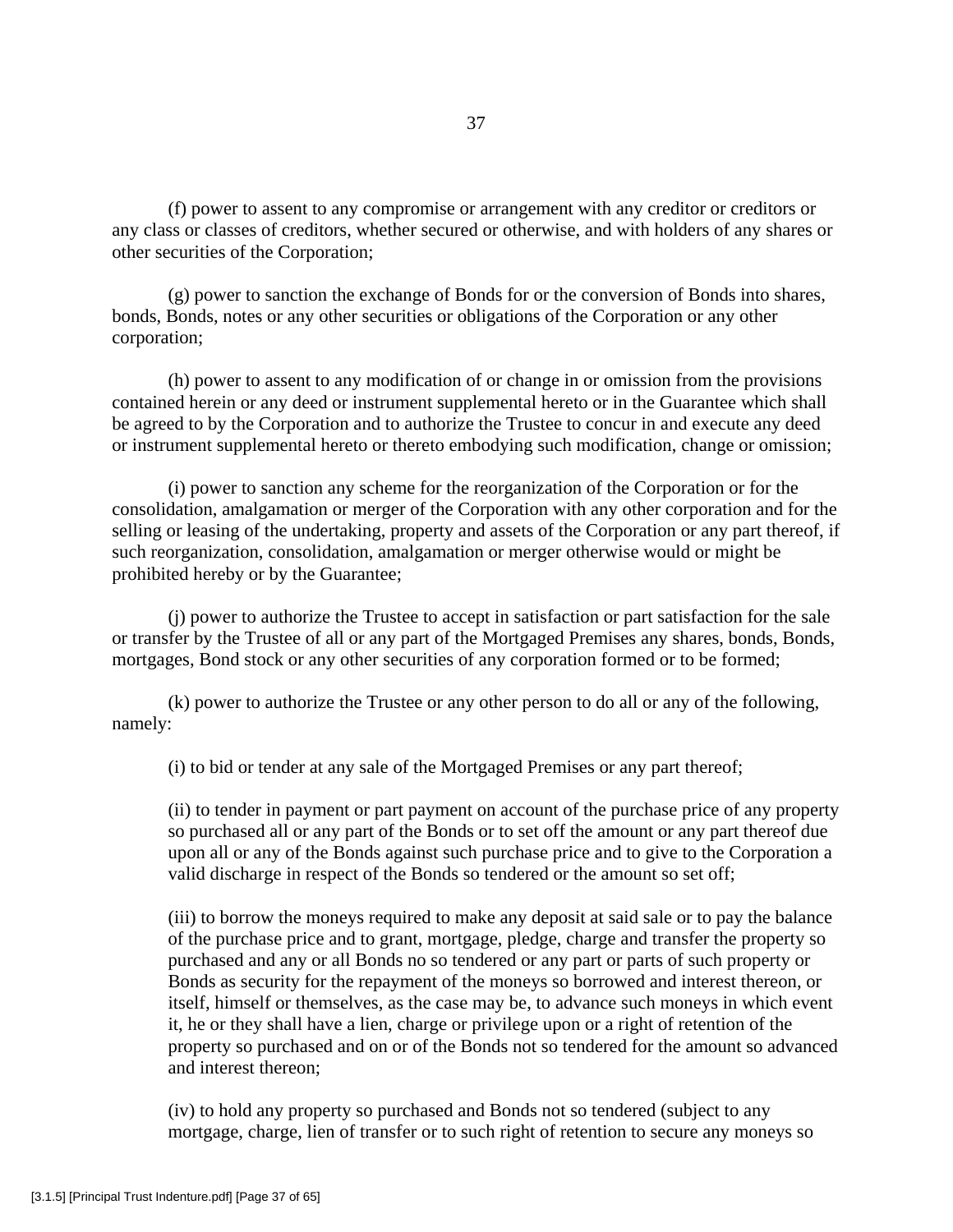(f) power to assent to any compromise or arrangement with any creditor or creditors or any class or classes of creditors, whether secured or otherwise, and with holders of any shares or other securities of the Corporation;

(g) power to sanction the exchange of Bonds for or the conversion of Bonds into shares, bonds, Bonds, notes or any other securities or obligations of the Corporation or any other corporation;

(h) power to assent to any modification of or change in or omission from the provisions contained herein or any deed or instrument supplemental hereto or in the Guarantee which shall be agreed to by the Corporation and to authorize the Trustee to concur in and execute any deed or instrument supplemental hereto or thereto embodying such modification, change or omission;

(i) power to sanction any scheme for the reorganization of the Corporation or for the consolidation, amalgamation or merger of the Corporation with any other corporation and for the selling or leasing of the undertaking, property and assets of the Corporation or any part thereof, if such reorganization, consolidation, amalgamation or merger otherwise would or might be prohibited hereby or by the Guarantee;

(j) power to authorize the Trustee to accept in satisfaction or part satisfaction for the sale or transfer by the Trustee of all or any part of the Mortgaged Premises any shares, bonds, Bonds, mortgages, Bond stock or any other securities of any corporation formed or to be formed;

(k) power to authorize the Trustee or any other person to do all or any of the following, namely:

> (i) to bid or tender at any sale of the Mortgaged Premises or any part thereof;
>
> (ii) to tender in payment or part payment on account of the purchase price of any property so purchased all or any part of the Bonds or to set off the amount or any part thereof due upon all or any of the Bonds against such purchase price and to give to the Corporation a valid discharge in respect of the Bonds so tendered or the amount so set off;
>
> (iii) to borrow the moneys required to make any deposit at said sale or to pay the balance of the purchase price and to grant, mortgage, pledge, charge and transfer the property so purchased and any or all Bonds no so tendered or any part or parts of such property or Bonds as security for the repayment of the moneys so borrowed and interest thereon, or itself, himself or themselves, as the case may be, to advance such moneys in which event it, he or they shall have a lien, charge or privilege upon or a right of retention of the property so purchased and on or of the Bonds not so tendered for the amount so advanced and interest thereon;
>
> (iv) to hold any property so purchased and Bonds not so tendered (subject to any mortgage, charge, lien of transfer or to such right of retention to secure any moneys so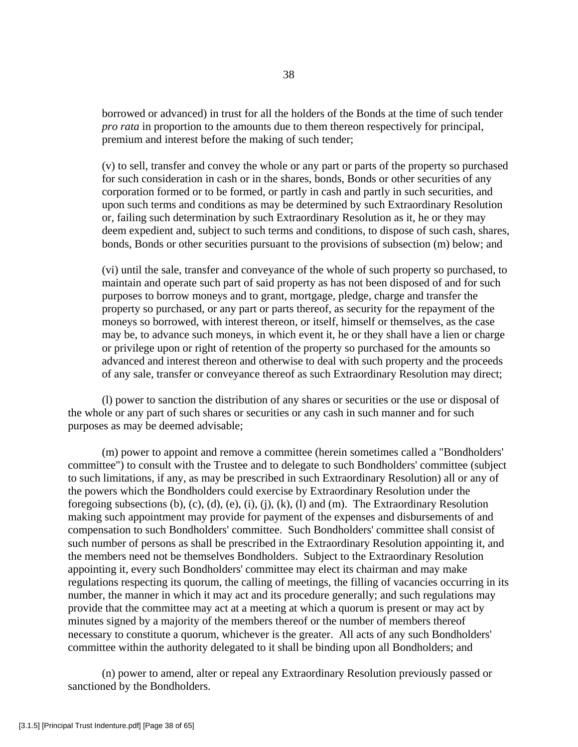borrowed or advanced) in trust for all the holders of the Bonds at the time of such tender *pro rata* in proportion to the amounts due to them thereon respectively for principal, premium and interest before the making of such tender;

(v) to sell, transfer and convey the whole or any part or parts of the property so purchased for such consideration in cash or in the shares, bonds, Bonds or other securities of any corporation formed or to be formed, or partly in cash and partly in such securities, and upon such terms and conditions as may be determined by such Extraordinary Resolution or, failing such determination by such Extraordinary Resolution as it, he or they may deem expedient and, subject to such terms and conditions, to dispose of such cash, shares, bonds, Bonds or other securities pursuant to the provisions of subsection (m) below; and

(vi) until the sale, transfer and conveyance of the whole of such property so purchased, to maintain and operate such part of said property as has not been disposed of and for such purposes to borrow moneys and to grant, mortgage, pledge, charge and transfer the property so purchased, or any part or parts thereof, as security for the repayment of the moneys so borrowed, with interest thereon, or itself, himself or themselves, as the case may be, to advance such moneys, in which event it, he or they shall have a lien or charge or privilege upon or right of retention of the property so purchased for the amounts so advanced and interest thereon and otherwise to deal with such property and the proceeds of any sale, transfer or conveyance thereof as such Extraordinary Resolution may direct;

(l) power to sanction the distribution of any shares or securities or the use or disposal of the whole or any part of such shares or securities or any cash in such manner and for such purposes as may be deemed advisable;

(m) power to appoint and remove a committee (herein sometimes called a "Bondholders' committee") to consult with the Trustee and to delegate to such Bondholders' committee (subject to such limitations, if any, as may be prescribed in such Extraordinary Resolution) all or any of the powers which the Bondholders could exercise by Extraordinary Resolution under the foregoing subsections (b), (c), (d), (e), (i), (j), (k), (l) and (m). The Extraordinary Resolution making such appointment may provide for payment of the expenses and disbursements of and compensation to such Bondholders' committee. Such Bondholders' committee shall consist of such number of persons as shall be prescribed in the Extraordinary Resolution appointing it, and the members need not be themselves Bondholders. Subject to the Extraordinary Resolution appointing it, every such Bondholders' committee may elect its chairman and may make regulations respecting its quorum, the calling of meetings, the filling of vacancies occurring in its number, the manner in which it may act and its procedure generally; and such regulations may provide that the committee may act at a meeting at which a quorum is present or may act by minutes signed by a majority of the members thereof or the number of members thereof necessary to constitute a quorum, whichever is the greater. All acts of any such Bondholders' committee within the authority delegated to it shall be binding upon all Bondholders; and

(n) power to amend, alter or repeal any Extraordinary Resolution previously passed or sanctioned by the Bondholders.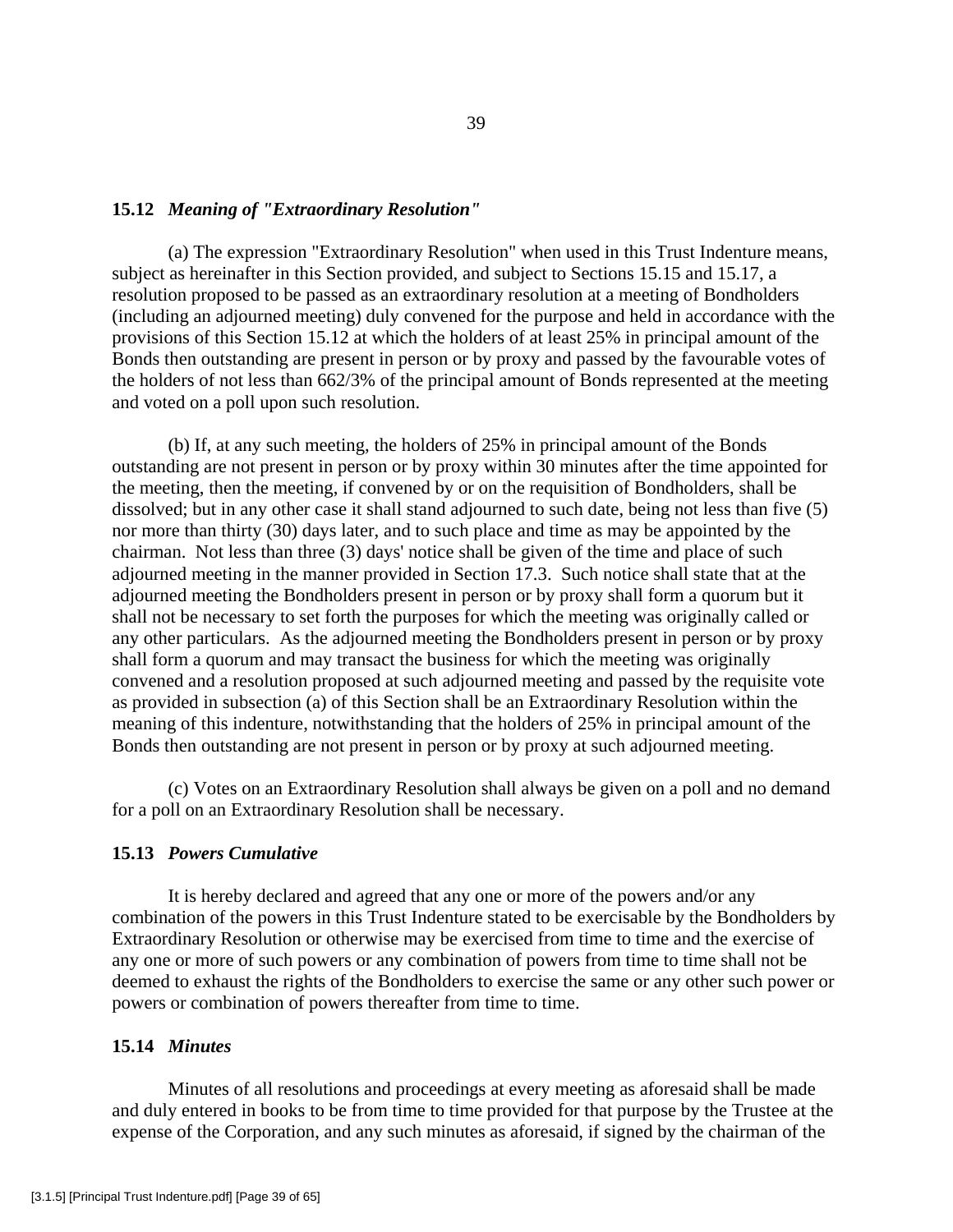### 15.12 *Meaning of "Extraordinary Resolution"*

(a) The expression "Extraordinary Resolution" when used in this Trust Indenture means, subject as hereinafter in this Section provided, and subject to Sections 15.15 and 15.17, a resolution proposed to be passed as an extraordinary resolution at a meeting of Bondholders (including an adjourned meeting) duly convened for the purpose and held in accordance with the provisions of this Section 15.12 at which the holders of at least 25% in principal amount of the Bonds then outstanding are present in person or by proxy and passed by the favourable votes of the holders of not less than 662/3% of the principal amount of Bonds represented at the meeting and voted on a poll upon such resolution.

(b) If, at any such meeting, the holders of 25% in principal amount of the Bonds outstanding are not present in person or by proxy within 30 minutes after the time appointed for the meeting, then the meeting, if convened by or on the requisition of Bondholders, shall be dissolved; but in any other case it shall stand adjourned to such date, being not less than five (5) nor more than thirty (30) days later, and to such place and time as may be appointed by the chairman. Not less than three (3) days' notice shall be given of the time and place of such adjourned meeting in the manner provided in Section 17.3. Such notice shall state that at the adjourned meeting the Bondholders present in person or by proxy shall form a quorum but it shall not be necessary to set forth the purposes for which the meeting was originally called or any other particulars. As the adjourned meeting the Bondholders present in person or by proxy shall form a quorum and may transact the business for which the meeting was originally convened and a resolution proposed at such adjourned meeting and passed by the requisite vote as provided in subsection (a) of this Section shall be an Extraordinary Resolution within the meaning of this indenture, notwithstanding that the holders of 25% in principal amount of the Bonds then outstanding are not present in person or by proxy at such adjourned meeting.

(c) Votes on an Extraordinary Resolution shall always be given on a poll and no demand for a poll on an Extraordinary Resolution shall be necessary.

### 15.13 *Powers Cumulative*

It is hereby declared and agreed that any one or more of the powers and/or any combination of the powers in this Trust Indenture stated to be exercisable by the Bondholders by Extraordinary Resolution or otherwise may be exercised from time to time and the exercise of any one or more of such powers or any combination of powers from time to time shall not be deemed to exhaust the rights of the Bondholders to exercise the same or any other such power or powers or combination of powers thereafter from time to time.

### 15.14 *Minutes*

Minutes of all resolutions and proceedings at every meeting as aforesaid shall be made and duly entered in books to be from time to time provided for that purpose by the Trustee at the expense of the Corporation, and any such minutes as aforesaid, if signed by the chairman of the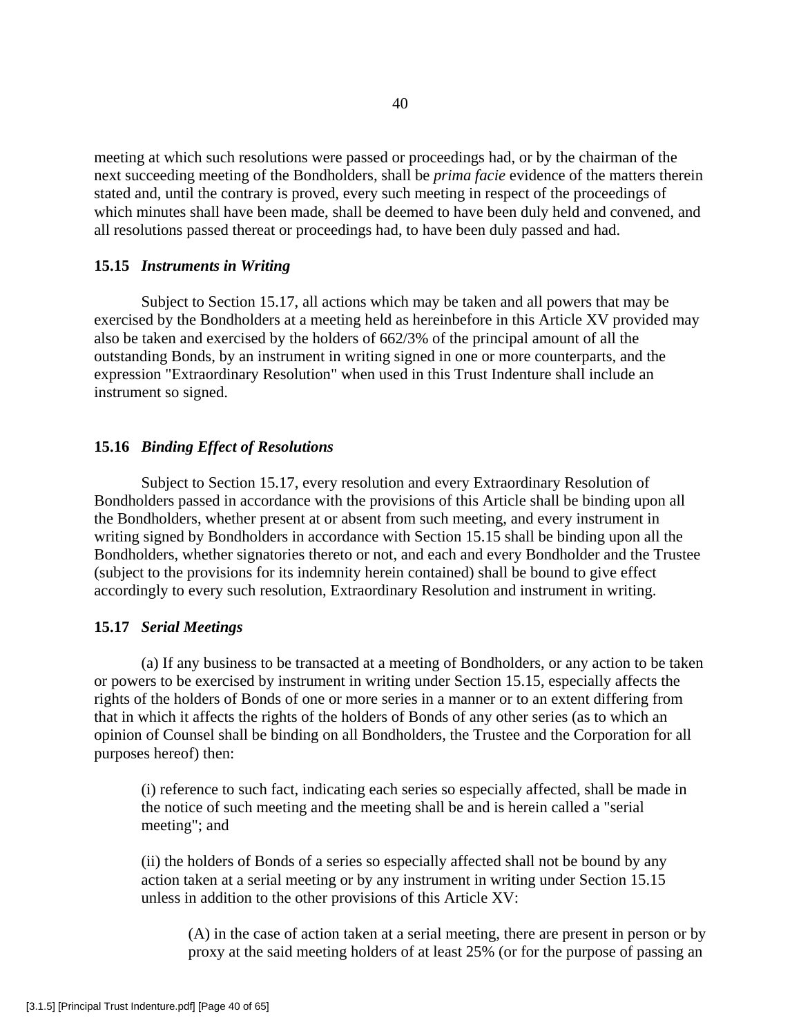meeting at which such resolutions were passed or proceedings had, or by the chairman of the next succeeding meeting of the Bondholders, shall be *prima facie* evidence of the matters therein stated and, until the contrary is proved, every such meeting in respect of the proceedings of which minutes shall have been made, shall be deemed to have been duly held and convened, and all resolutions passed thereat or proceedings had, to have been duly passed and had.

**15.15** ***Instruments in Writing***

Subject to Section 15.17, all actions which may be taken and all powers that may be exercised by the Bondholders at a meeting held as hereinbefore in this Article XV provided may also be taken and exercised by the holders of 662/3% of the principal amount of all the outstanding Bonds, by an instrument in writing signed in one or more counterparts, and the expression "Extraordinary Resolution" when used in this Trust Indenture shall include an instrument so signed.

**15.16** ***Binding Effect of Resolutions***

Subject to Section 15.17, every resolution and every Extraordinary Resolution of Bondholders passed in accordance with the provisions of this Article shall be binding upon all the Bondholders, whether present at or absent from such meeting, and every instrument in writing signed by Bondholders in accordance with Section 15.15 shall be binding upon all the Bondholders, whether signatories thereto or not, and each and every Bondholder and the Trustee (subject to the provisions for its indemnity herein contained) shall be bound to give effect accordingly to every such resolution, Extraordinary Resolution and instrument in writing.

**15.17** ***Serial Meetings***

(a) If any business to be transacted at a meeting of Bondholders, or any action to be taken or powers to be exercised by instrument in writing under Section 15.15, especially affects the rights of the holders of Bonds of one or more series in a manner or to an extent differing from that in which it affects the rights of the holders of Bonds of any other series (as to which an opinion of Counsel shall be binding on all Bondholders, the Trustee and the Corporation for all purposes hereof) then:

(i) reference to such fact, indicating each series so especially affected, shall be made in the notice of such meeting and the meeting shall be and is herein called a "serial meeting"; and

(ii) the holders of Bonds of a series so especially affected shall not be bound by any action taken at a serial meeting or by any instrument in writing under Section 15.15 unless in addition to the other provisions of this Article XV:

(A) in the case of action taken at a serial meeting, there are present in person or by proxy at the said meeting holders of at least 25% (or for the purpose of passing an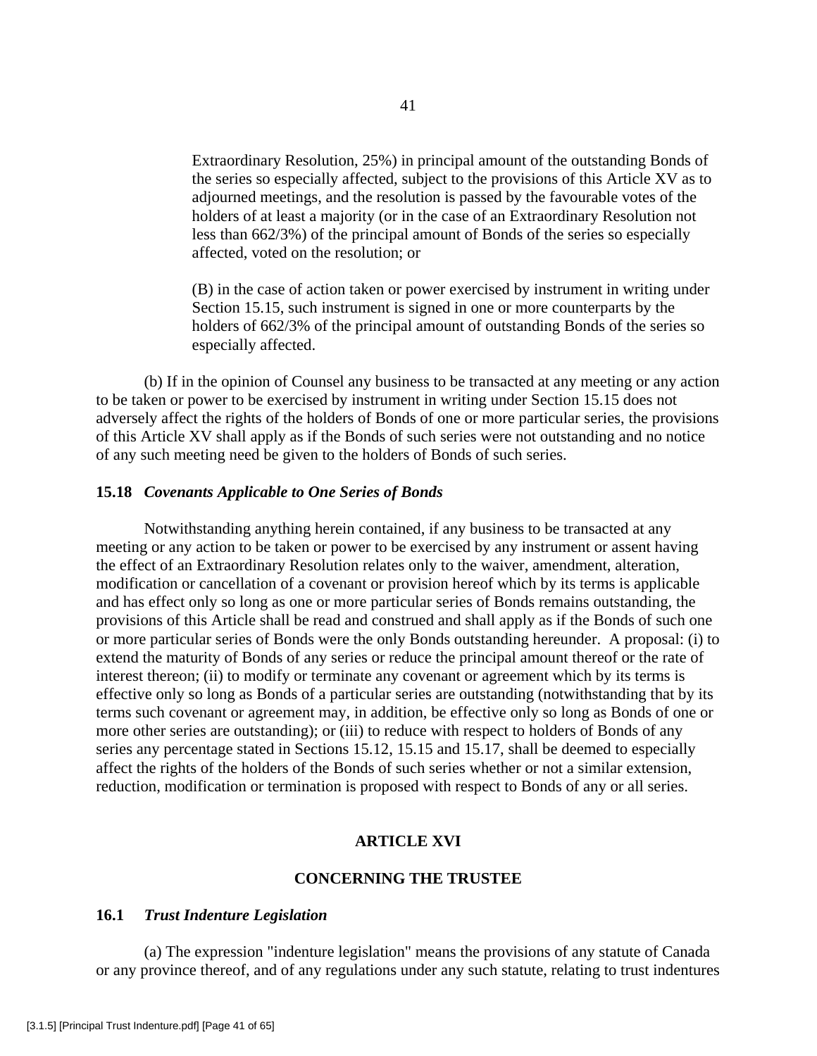Extraordinary Resolution, 25%) in principal amount of the outstanding Bonds of the series so especially affected, subject to the provisions of this Article XV as to adjourned meetings, and the resolution is passed by the favourable votes of the holders of at least a majority (or in the case of an Extraordinary Resolution not less than 662/3%) of the principal amount of Bonds of the series so especially affected, voted on the resolution; or

(B) in the case of action taken or power exercised by instrument in writing under Section 15.15, such instrument is signed in one or more counterparts by the holders of 662/3% of the principal amount of outstanding Bonds of the series so especially affected.

(b) If in the opinion of Counsel any business to be transacted at any meeting or any action to be taken or power to be exercised by instrument in writing under Section 15.15 does not adversely affect the rights of the holders of Bonds of one or more particular series, the provisions of this Article XV shall apply as if the Bonds of such series were not outstanding and no notice of any such meeting need be given to the holders of Bonds of such series.

### 15.18 *Covenants Applicable to One Series of Bonds*

Notwithstanding anything herein contained, if any business to be transacted at any meeting or any action to be taken or power to be exercised by any instrument or assent having the effect of an Extraordinary Resolution relates only to the waiver, amendment, alteration, modification or cancellation of a covenant or provision hereof which by its terms is applicable and has effect only so long as one or more particular series of Bonds remains outstanding, the provisions of this Article shall be read and construed and shall apply as if the Bonds of such one or more particular series of Bonds were the only Bonds outstanding hereunder. A proposal: (i) to extend the maturity of Bonds of any series or reduce the principal amount thereof or the rate of interest thereon; (ii) to modify or terminate any covenant or agreement which by its terms is effective only so long as Bonds of a particular series are outstanding (notwithstanding that by its terms such covenant or agreement may, in addition, be effective only so long as Bonds of one or more other series are outstanding); or (iii) to reduce with respect to holders of Bonds of any series any percentage stated in Sections 15.12, 15.15 and 15.17, shall be deemed to especially affect the rights of the holders of the Bonds of such series whether or not a similar extension, reduction, modification or termination is proposed with respect to Bonds of any or all series.

## ARTICLE XVI

## CONCERNING THE TRUSTEE

### 16.1 *Trust Indenture Legislation*

(a) The expression "indenture legislation" means the provisions of any statute of Canada or any province thereof, and of any regulations under any such statute, relating to trust indentures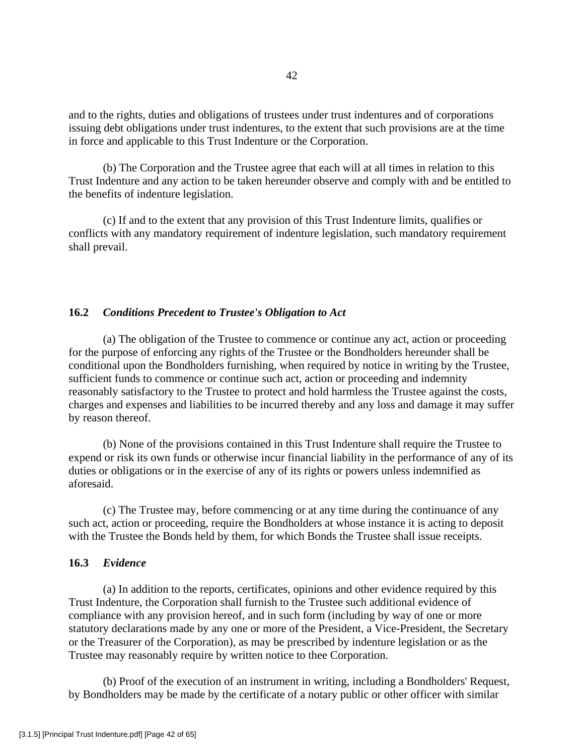and to the rights, duties and obligations of trustees under trust indentures and of corporations issuing debt obligations under trust indentures, to the extent that such provisions are at the time in force and applicable to this Trust Indenture or the Corporation.

(b) The Corporation and the Trustee agree that each will at all times in relation to this Trust Indenture and any action to be taken hereunder observe and comply with and be entitled to the benefits of indenture legislation.

(c) If and to the extent that any provision of this Trust Indenture limits, qualifies or conflicts with any mandatory requirement of indenture legislation, such mandatory requirement shall prevail.

### 16.2 *Conditions Precedent to Trustee's Obligation to Act*

(a) The obligation of the Trustee to commence or continue any act, action or proceeding for the purpose of enforcing any rights of the Trustee or the Bondholders hereunder shall be conditional upon the Bondholders furnishing, when required by notice in writing by the Trustee, sufficient funds to commence or continue such act, action or proceeding and indemnity reasonably satisfactory to the Trustee to protect and hold harmless the Trustee against the costs, charges and expenses and liabilities to be incurred thereby and any loss and damage it may suffer by reason thereof.

(b) None of the provisions contained in this Trust Indenture shall require the Trustee to expend or risk its own funds or otherwise incur financial liability in the performance of any of its duties or obligations or in the exercise of any of its rights or powers unless indemnified as aforesaid.

(c) The Trustee may, before commencing or at any time during the continuance of any such act, action or proceeding, require the Bondholders at whose instance it is acting to deposit with the Trustee the Bonds held by them, for which Bonds the Trustee shall issue receipts.

### 16.3 *Evidence*

(a) In addition to the reports, certificates, opinions and other evidence required by this Trust Indenture, the Corporation shall furnish to the Trustee such additional evidence of compliance with any provision hereof, and in such form (including by way of one or more statutory declarations made by any one or more of the President, a Vice-President, the Secretary or the Treasurer of the Corporation), as may be prescribed by indenture legislation or as the Trustee may reasonably require by written notice to thee Corporation.

(b) Proof of the execution of an instrument in writing, including a Bondholders' Request, by Bondholders may be made by the certificate of a notary public or other officer with similar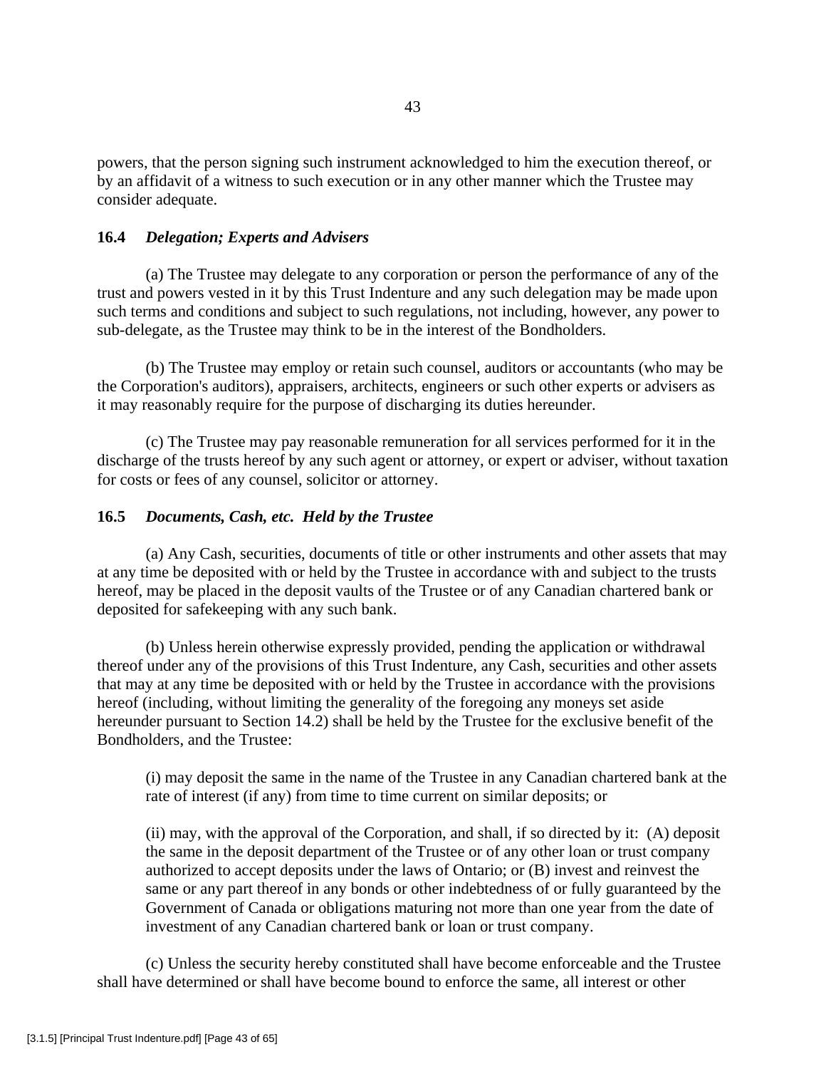powers, that the person signing such instrument acknowledged to him the execution thereof, or by an affidavit of a witness to such execution or in any other manner which the Trustee may consider adequate.

**16.4** ***Delegation; Experts and Advisers***

(a) The Trustee may delegate to any corporation or person the performance of any of the trust and powers vested in it by this Trust Indenture and any such delegation may be made upon such terms and conditions and subject to such regulations, not including, however, any power to sub-delegate, as the Trustee may think to be in the interest of the Bondholders.

(b) The Trustee may employ or retain such counsel, auditors or accountants (who may be the Corporation's auditors), appraisers, architects, engineers or such other experts or advisers as it may reasonably require for the purpose of discharging its duties hereunder.

(c) The Trustee may pay reasonable remuneration for all services performed for it in the discharge of the trusts hereof by any such agent or attorney, or expert or adviser, without taxation for costs or fees of any counsel, solicitor or attorney.

**16.5** ***Documents, Cash, etc. Held by the Trustee***

(a) Any Cash, securities, documents of title or other instruments and other assets that may at any time be deposited with or held by the Trustee in accordance with and subject to the trusts hereof, may be placed in the deposit vaults of the Trustee or of any Canadian chartered bank or deposited for safekeeping with any such bank.

(b) Unless herein otherwise expressly provided, pending the application or withdrawal thereof under any of the provisions of this Trust Indenture, any Cash, securities and other assets that may at any time be deposited with or held by the Trustee in accordance with the provisions hereof (including, without limiting the generality of the foregoing any moneys set aside hereunder pursuant to Section 14.2) shall be held by the Trustee for the exclusive benefit of the Bondholders, and the Trustee:

> (i) may deposit the same in the name of the Trustee in any Canadian chartered bank at the rate of interest (if any) from time to time current on similar deposits; or
>
> (ii) may, with the approval of the Corporation, and shall, if so directed by it: (A) deposit the same in the deposit department of the Trustee or of any other loan or trust company authorized to accept deposits under the laws of Ontario; or (B) invest and reinvest the same or any part thereof in any bonds or other indebtedness of or fully guaranteed by the Government of Canada or obligations maturing not more than one year from the date of investment of any Canadian chartered bank or loan or trust company.

(c) Unless the security hereby constituted shall have become enforceable and the Trustee shall have determined or shall have become bound to enforce the same, all interest or other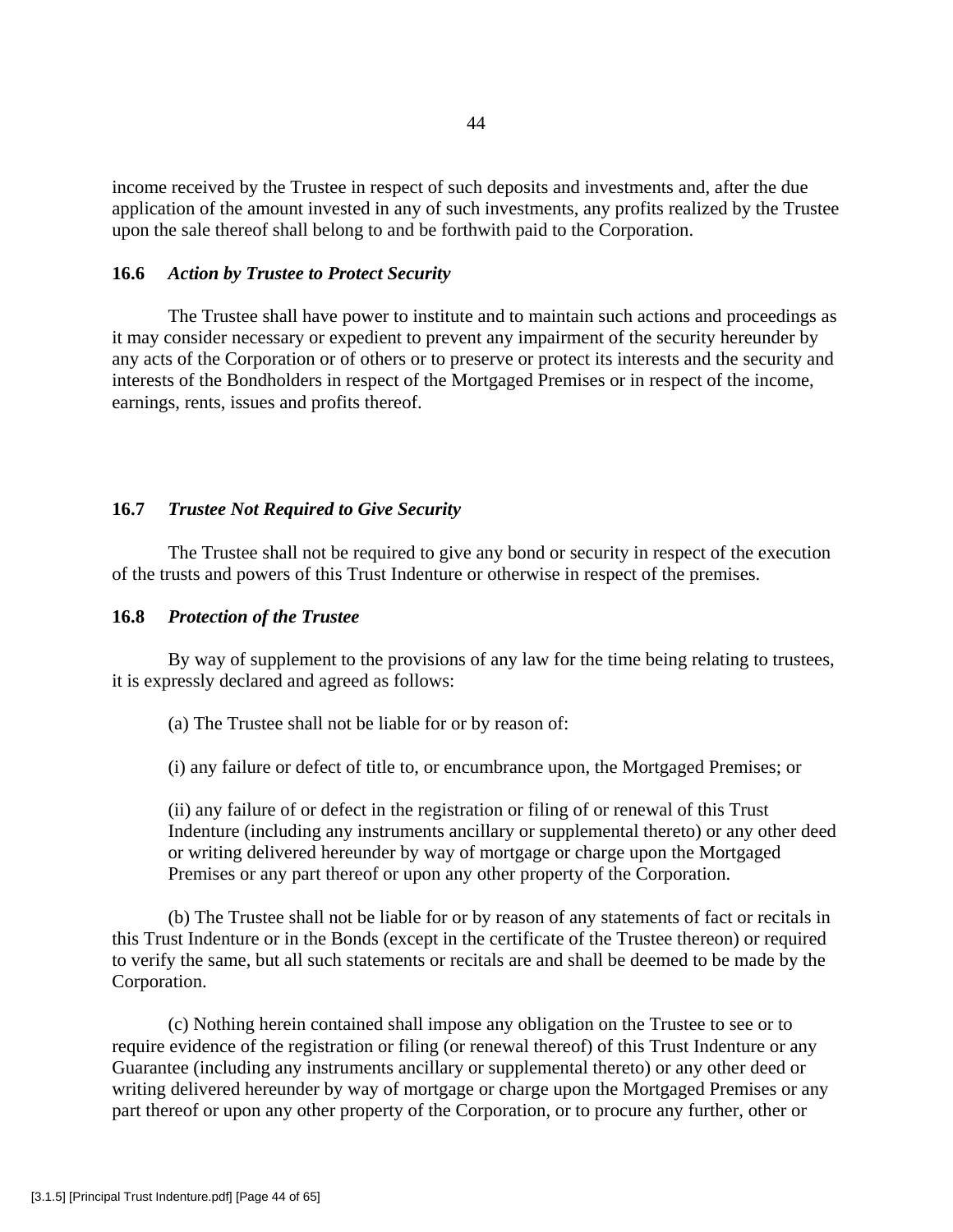income received by the Trustee in respect of such deposits and investments and, after the due application of the amount invested in any of such investments, any profits realized by the Trustee upon the sale thereof shall belong to and be forthwith paid to the Corporation.

### 16.6 *Action by Trustee to Protect Security*

The Trustee shall have power to institute and to maintain such actions and proceedings as it may consider necessary or expedient to prevent any impairment of the security hereunder by any acts of the Corporation or of others or to preserve or protect its interests and the security and interests of the Bondholders in respect of the Mortgaged Premises or in respect of the income, earnings, rents, issues and profits thereof.

### 16.7 *Trustee Not Required to Give Security*

The Trustee shall not be required to give any bond or security in respect of the execution of the trusts and powers of this Trust Indenture or otherwise in respect of the premises.

### 16.8 *Protection of the Trustee*

By way of supplement to the provisions of any law for the time being relating to trustees, it is expressly declared and agreed as follows:

(a) The Trustee shall not be liable for or by reason of:

(i) any failure or defect of title to, or encumbrance upon, the Mortgaged Premises; or

(ii) any failure of or defect in the registration or filing of or renewal of this Trust Indenture (including any instruments ancillary or supplemental thereto) or any other deed or writing delivered hereunder by way of mortgage or charge upon the Mortgaged Premises or any part thereof or upon any other property of the Corporation.

(b) The Trustee shall not be liable for or by reason of any statements of fact or recitals in this Trust Indenture or in the Bonds (except in the certificate of the Trustee thereon) or required to verify the same, but all such statements or recitals are and shall be deemed to be made by the Corporation.

(c) Nothing herein contained shall impose any obligation on the Trustee to see or to require evidence of the registration or filing (or renewal thereof) of this Trust Indenture or any Guarantee (including any instruments ancillary or supplemental thereto) or any other deed or writing delivered hereunder by way of mortgage or charge upon the Mortgaged Premises or any part thereof or upon any other property of the Corporation, or to procure any further, other or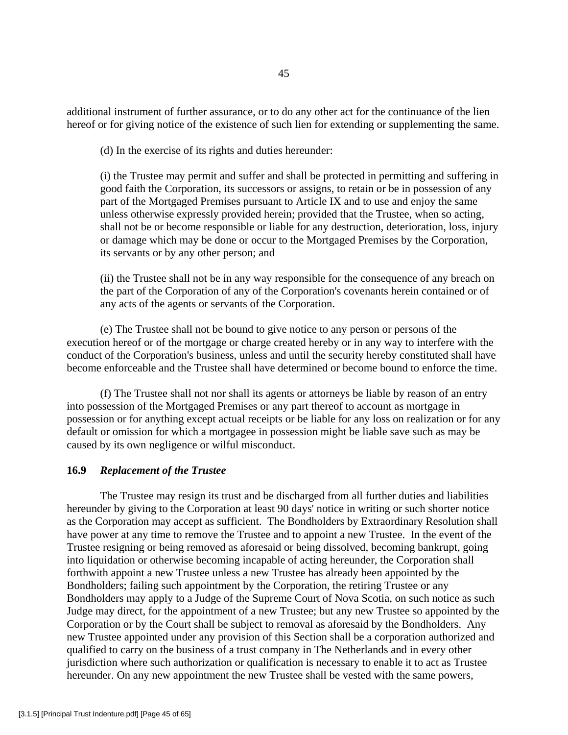additional instrument of further assurance, or to do any other act for the continuance of the lien hereof or for giving notice of the existence of such lien for extending or supplementing the same.

(d) In the exercise of its rights and duties hereunder:

(i) the Trustee may permit and suffer and shall be protected in permitting and suffering in good faith the Corporation, its successors or assigns, to retain or be in possession of any part of the Mortgaged Premises pursuant to Article IX and to use and enjoy the same unless otherwise expressly provided herein; provided that the Trustee, when so acting, shall not be or become responsible or liable for any destruction, deterioration, loss, injury or damage which may be done or occur to the Mortgaged Premises by the Corporation, its servants or by any other person; and

(ii) the Trustee shall not be in any way responsible for the consequence of any breach on the part of the Corporation of any of the Corporation's covenants herein contained or of any acts of the agents or servants of the Corporation.

(e) The Trustee shall not be bound to give notice to any person or persons of the execution hereof or of the mortgage or charge created hereby or in any way to interfere with the conduct of the Corporation's business, unless and until the security hereby constituted shall have become enforceable and the Trustee shall have determined or become bound to enforce the time.

(f) The Trustee shall not nor shall its agents or attorneys be liable by reason of an entry into possession of the Mortgaged Premises or any part thereof to account as mortgage in possession or for anything except actual receipts or be liable for any loss on realization or for any default or omission for which a mortgagee in possession might be liable save such as may be caused by its own negligence or wilful misconduct.

### 16.9 *Replacement of the Trustee*

The Trustee may resign its trust and be discharged from all further duties and liabilities hereunder by giving to the Corporation at least 90 days' notice in writing or such shorter notice as the Corporation may accept as sufficient. The Bondholders by Extraordinary Resolution shall have power at any time to remove the Trustee and to appoint a new Trustee. In the event of the Trustee resigning or being removed as aforesaid or being dissolved, becoming bankrupt, going into liquidation or otherwise becoming incapable of acting hereunder, the Corporation shall forthwith appoint a new Trustee unless a new Trustee has already been appointed by the Bondholders; failing such appointment by the Corporation, the retiring Trustee or any Bondholders may apply to a Judge of the Supreme Court of Nova Scotia, on such notice as such Judge may direct, for the appointment of a new Trustee; but any new Trustee so appointed by the Corporation or by the Court shall be subject to removal as aforesaid by the Bondholders. Any new Trustee appointed under any provision of this Section shall be a corporation authorized and qualified to carry on the business of a trust company in The Netherlands and in every other jurisdiction where such authorization or qualification is necessary to enable it to act as Trustee hereunder. On any new appointment the new Trustee shall be vested with the same powers,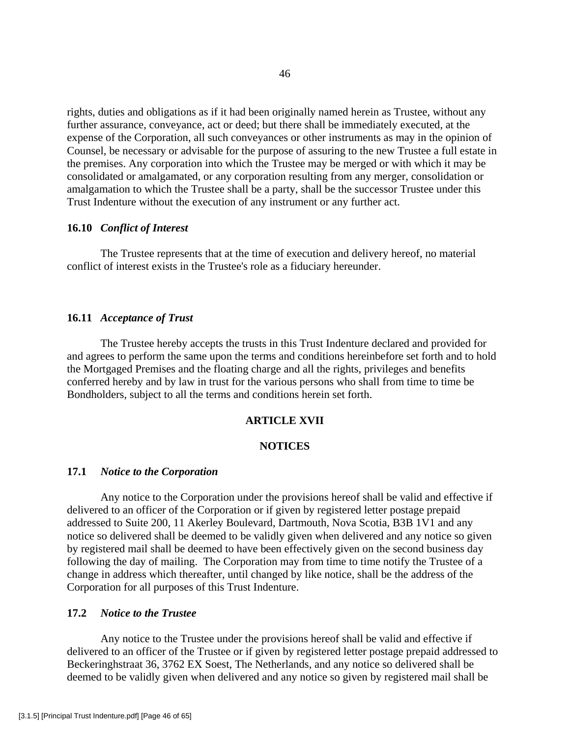rights, duties and obligations as if it had been originally named herein as Trustee, without any further assurance, conveyance, act or deed; but there shall be immediately executed, at the expense of the Corporation, all such conveyances or other instruments as may in the opinion of Counsel, be necessary or advisable for the purpose of assuring to the new Trustee a full estate in the premises. Any corporation into which the Trustee may be merged or with which it may be consolidated or amalgamated, or any corporation resulting from any merger, consolidation or amalgamation to which the Trustee shall be a party, shall be the successor Trustee under this Trust Indenture without the execution of any instrument or any further act.

### 16.10 *Conflict of Interest*

The Trustee represents that at the time of execution and delivery hereof, no material conflict of interest exists in the Trustee's role as a fiduciary hereunder.

### 16.11 *Acceptance of Trust*

The Trustee hereby accepts the trusts in this Trust Indenture declared and provided for and agrees to perform the same upon the terms and conditions hereinbefore set forth and to hold the Mortgaged Premises and the floating charge and all the rights, privileges and benefits conferred hereby and by law in trust for the various persons who shall from time to time be Bondholders, subject to all the terms and conditions herein set forth.

## ARTICLE XVII

## NOTICES

### 17.1 *Notice to the Corporation*

Any notice to the Corporation under the provisions hereof shall be valid and effective if delivered to an officer of the Corporation or if given by registered letter postage prepaid addressed to Suite 200, 11 Akerley Boulevard, Dartmouth, Nova Scotia, B3B 1V1 and any notice so delivered shall be deemed to be validly given when delivered and any notice so given by registered mail shall be deemed to have been effectively given on the second business day following the day of mailing. The Corporation may from time to time notify the Trustee of a change in address which thereafter, until changed by like notice, shall be the address of the Corporation for all purposes of this Trust Indenture.

### 17.2 *Notice to the Trustee*

Any notice to the Trustee under the provisions hereof shall be valid and effective if delivered to an officer of the Trustee or if given by registered letter postage prepaid addressed to Beckeringhstraat 36, 3762 EX Soest, The Netherlands, and any notice so delivered shall be deemed to be validly given when delivered and any notice so given by registered mail shall be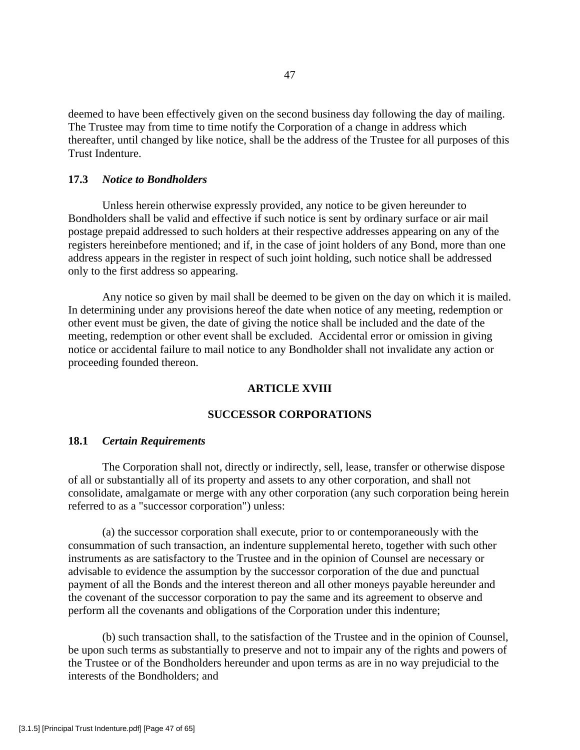deemed to have been effectively given on the second business day following the day of mailing. The Trustee may from time to time notify the Corporation of a change in address which thereafter, until changed by like notice, shall be the address of the Trustee for all purposes of this Trust Indenture.

### 17.3 *Notice to Bondholders*

Unless herein otherwise expressly provided, any notice to be given hereunder to Bondholders shall be valid and effective if such notice is sent by ordinary surface or air mail postage prepaid addressed to such holders at their respective addresses appearing on any of the registers hereinbefore mentioned; and if, in the case of joint holders of any Bond, more than one address appears in the register in respect of such joint holding, such notice shall be addressed only to the first address so appearing.

Any notice so given by mail shall be deemed to be given on the day on which it is mailed. In determining under any provisions hereof the date when notice of any meeting, redemption or other event must be given, the date of giving the notice shall be included and the date of the meeting, redemption or other event shall be excluded. Accidental error or omission in giving notice or accidental failure to mail notice to any Bondholder shall not invalidate any action or proceeding founded thereon.

## ARTICLE XVIII

## SUCCESSOR CORPORATIONS

### 18.1 *Certain Requirements*

The Corporation shall not, directly or indirectly, sell, lease, transfer or otherwise dispose of all or substantially all of its property and assets to any other corporation, and shall not consolidate, amalgamate or merge with any other corporation (any such corporation being herein referred to as a "successor corporation") unless:

(a) the successor corporation shall execute, prior to or contemporaneously with the consummation of such transaction, an indenture supplemental hereto, together with such other instruments as are satisfactory to the Trustee and in the opinion of Counsel are necessary or advisable to evidence the assumption by the successor corporation of the due and punctual payment of all the Bonds and the interest thereon and all other moneys payable hereunder and the covenant of the successor corporation to pay the same and its agreement to observe and perform all the covenants and obligations of the Corporation under this indenture;

(b) such transaction shall, to the satisfaction of the Trustee and in the opinion of Counsel, be upon such terms as substantially to preserve and not to impair any of the rights and powers of the Trustee or of the Bondholders hereunder and upon terms as are in no way prejudicial to the interests of the Bondholders; and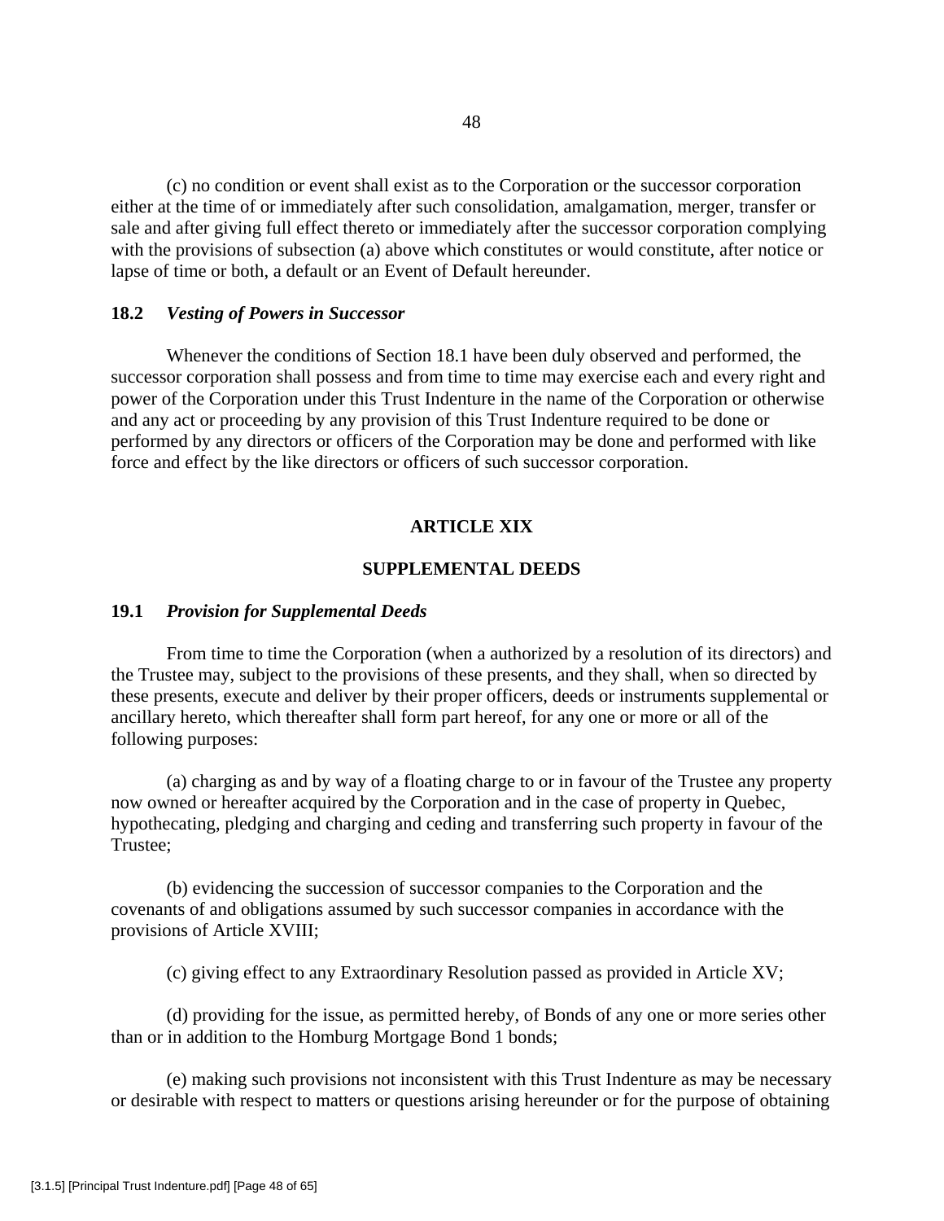(c) no condition or event shall exist as to the Corporation or the successor corporation either at the time of or immediately after such consolidation, amalgamation, merger, transfer or sale and after giving full effect thereto or immediately after the successor corporation complying with the provisions of subsection (a) above which constitutes or would constitute, after notice or lapse of time or both, a default or an Event of Default hereunder.

### 18.2 *Vesting of Powers in Successor*

Whenever the conditions of Section 18.1 have been duly observed and performed, the successor corporation shall possess and from time to time may exercise each and every right and power of the Corporation under this Trust Indenture in the name of the Corporation or otherwise and any act or proceeding by any provision of this Trust Indenture required to be done or performed by any directors or officers of the Corporation may be done and performed with like force and effect by the like directors or officers of such successor corporation.

## ARTICLE XIX

## SUPPLEMENTAL DEEDS

### 19.1 *Provision for Supplemental Deeds*

From time to time the Corporation (when a authorized by a resolution of its directors) and the Trustee may, subject to the provisions of these presents, and they shall, when so directed by these presents, execute and deliver by their proper officers, deeds or instruments supplemental or ancillary hereto, which thereafter shall form part hereof, for any one or more or all of the following purposes:

(a) charging as and by way of a floating charge to or in favour of the Trustee any property now owned or hereafter acquired by the Corporation and in the case of property in Quebec, hypothecating, pledging and charging and ceding and transferring such property in favour of the Trustee;

(b) evidencing the succession of successor companies to the Corporation and the covenants of and obligations assumed by such successor companies in accordance with the provisions of Article XVIII;

(c) giving effect to any Extraordinary Resolution passed as provided in Article XV;

(d) providing for the issue, as permitted hereby, of Bonds of any one or more series other than or in addition to the Homburg Mortgage Bond 1 bonds;

(e) making such provisions not inconsistent with this Trust Indenture as may be necessary or desirable with respect to matters or questions arising hereunder or for the purpose of obtaining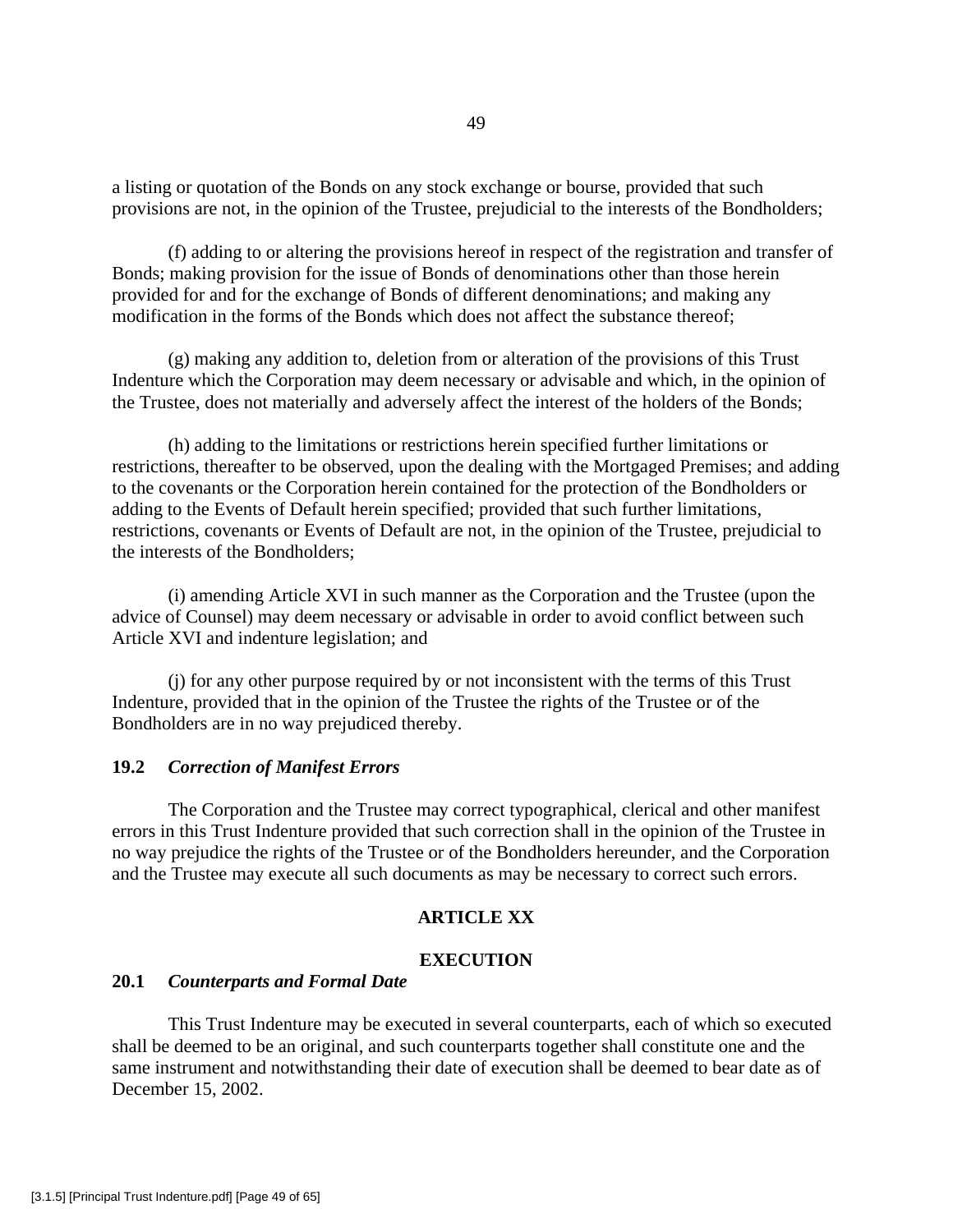a listing or quotation of the Bonds on any stock exchange or bourse, provided that such provisions are not, in the opinion of the Trustee, prejudicial to the interests of the Bondholders;

(f) adding to or altering the provisions hereof in respect of the registration and transfer of Bonds; making provision for the issue of Bonds of denominations other than those herein provided for and for the exchange of Bonds of different denominations; and making any modification in the forms of the Bonds which does not affect the substance thereof;

(g) making any addition to, deletion from or alteration of the provisions of this Trust Indenture which the Corporation may deem necessary or advisable and which, in the opinion of the Trustee, does not materially and adversely affect the interest of the holders of the Bonds;

(h) adding to the limitations or restrictions herein specified further limitations or restrictions, thereafter to be observed, upon the dealing with the Mortgaged Premises; and adding to the covenants or the Corporation herein contained for the protection of the Bondholders or adding to the Events of Default herein specified; provided that such further limitations, restrictions, covenants or Events of Default are not, in the opinion of the Trustee, prejudicial to the interests of the Bondholders;

(i) amending Article XVI in such manner as the Corporation and the Trustee (upon the advice of Counsel) may deem necessary or advisable in order to avoid conflict between such Article XVI and indenture legislation; and

(j) for any other purpose required by or not inconsistent with the terms of this Trust Indenture, provided that in the opinion of the Trustee the rights of the Trustee or of the Bondholders are in no way prejudiced thereby.

### 19.2 *Correction of Manifest Errors*

The Corporation and the Trustee may correct typographical, clerical and other manifest errors in this Trust Indenture provided that such correction shall in the opinion of the Trustee in no way prejudice the rights of the Trustee or of the Bondholders hereunder, and the Corporation and the Trustee may execute all such documents as may be necessary to correct such errors.

## ARTICLE XX

## EXECUTION

### 20.1 *Counterparts and Formal Date*

This Trust Indenture may be executed in several counterparts, each of which so executed shall be deemed to be an original, and such counterparts together shall constitute one and the same instrument and notwithstanding their date of execution shall be deemed to bear date as of December 15, 2002.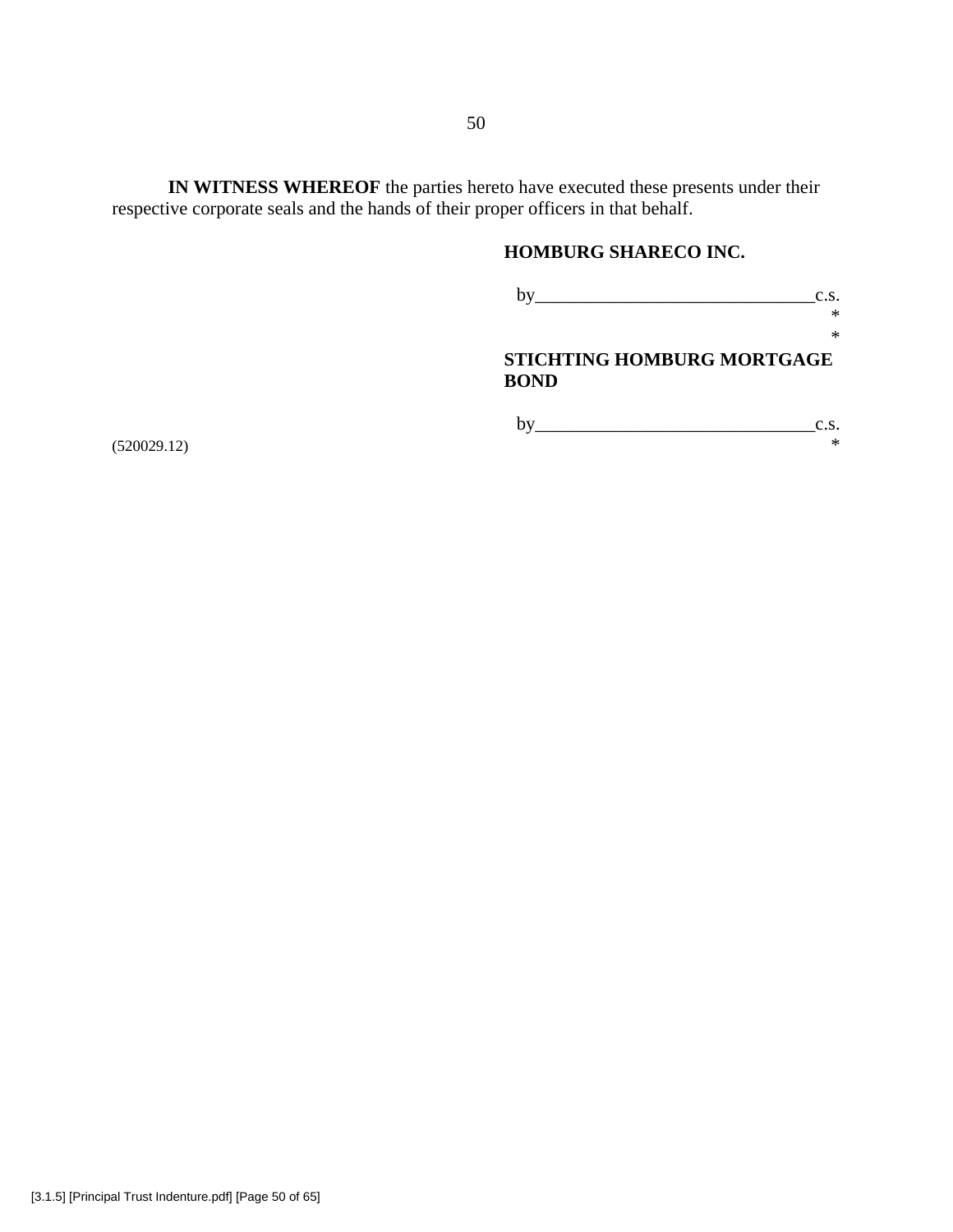**IN WITNESS WHEREOF** the parties hereto have executed these presents under their respective corporate seals and the hands of their proper officers in that behalf.

**HOMBURG SHARECO INC.**

by_______________________________c.s.
*
*

**STICHTING HOMBURG MORTGAGE BOND**

by_______________________________c.s.
*

(520029.12)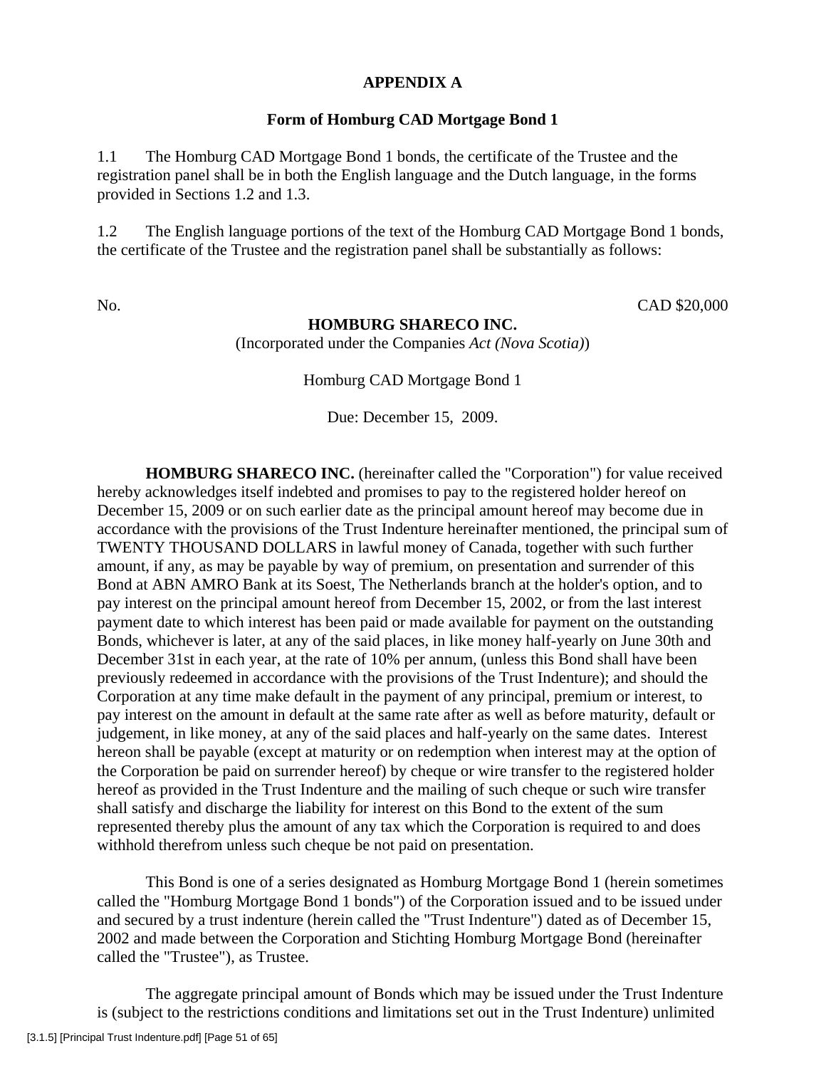## APPENDIX A

### Form of Homburg CAD Mortgage Bond 1

1.1 The Homburg CAD Mortgage Bond 1 bonds, the certificate of the Trustee and the registration panel shall be in both the English language and the Dutch language, in the forms provided in Sections 1.2 and 1.3.

1.2 The English language portions of the text of the Homburg CAD Mortgage Bond 1 bonds, the certificate of the Trustee and the registration panel shall be substantially as follows:

No. CAD $20,000

**HOMBURG SHARECO INC.**

(Incorporated under the Companies *Act (Nova Scotia)*)

Homburg CAD Mortgage Bond 1

Due: December 15, 2009.

**HOMBURG SHARECO INC.** (hereinafter called the "Corporation") for value received hereby acknowledges itself indebted and promises to pay to the registered holder hereof on December 15, 2009 or on such earlier date as the principal amount hereof may become due in accordance with the provisions of the Trust Indenture hereinafter mentioned, the principal sum of TWENTY THOUSAND DOLLARS in lawful money of Canada, together with such further amount, if any, as may be payable by way of premium, on presentation and surrender of this Bond at ABN AMRO Bank at its Soest, The Netherlands branch at the holder's option, and to pay interest on the principal amount hereof from December 15, 2002, or from the last interest payment date to which interest has been paid or made available for payment on the outstanding Bonds, whichever is later, at any of the said places, in like money half-yearly on June 30th and December 31st in each year, at the rate of 10% per annum, (unless this Bond shall have been previously redeemed in accordance with the provisions of the Trust Indenture); and should the Corporation at any time make default in the payment of any principal, premium or interest, to pay interest on the amount in default at the same rate after as well as before maturity, default or judgement, in like money, at any of the said places and half-yearly on the same dates. Interest hereon shall be payable (except at maturity or on redemption when interest may at the option of the Corporation be paid on surrender hereof) by cheque or wire transfer to the registered holder hereof as provided in the Trust Indenture and the mailing of such cheque or such wire transfer shall satisfy and discharge the liability for interest on this Bond to the extent of the sum represented thereby plus the amount of any tax which the Corporation is required to and does withhold therefrom unless such cheque be not paid on presentation.

This Bond is one of a series designated as Homburg Mortgage Bond 1 (herein sometimes called the "Homburg Mortgage Bond 1 bonds") of the Corporation issued and to be issued under and secured by a trust indenture (herein called the "Trust Indenture") dated as of December 15, 2002 and made between the Corporation and Stichting Homburg Mortgage Bond (hereinafter called the "Trustee"), as Trustee.

The aggregate principal amount of Bonds which may be issued under the Trust Indenture is (subject to the restrictions conditions and limitations set out in the Trust Indenture) unlimited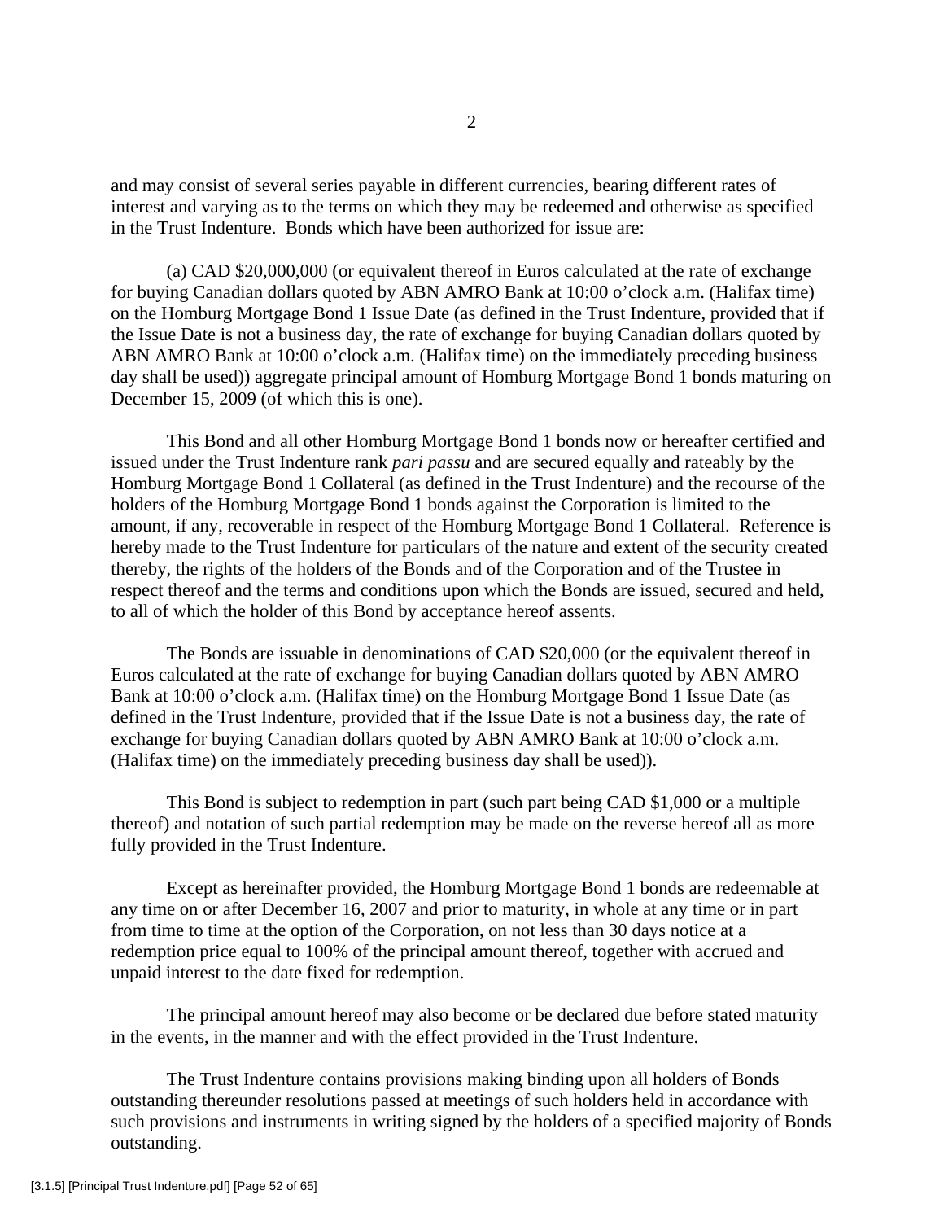and may consist of several series payable in different currencies, bearing different rates of interest and varying as to the terms on which they may be redeemed and otherwise as specified in the Trust Indenture. Bonds which have been authorized for issue are:

(a) CAD $20,000,000 (or equivalent thereof in Euros calculated at the rate of exchange for buying Canadian dollars quoted by ABN AMRO Bank at 10:00 o'clock a.m. (Halifax time) on the Homburg Mortgage Bond 1 Issue Date (as defined in the Trust Indenture, provided that if the Issue Date is not a business day, the rate of exchange for buying Canadian dollars quoted by ABN AMRO Bank at 10:00 o'clock a.m. (Halifax time) on the immediately preceding business day shall be used)) aggregate principal amount of Homburg Mortgage Bond 1 bonds maturing on December 15, 2009 (of which this is one).

This Bond and all other Homburg Mortgage Bond 1 bonds now or hereafter certified and issued under the Trust Indenture rank *pari passu* and are secured equally and rateably by the Homburg Mortgage Bond 1 Collateral (as defined in the Trust Indenture) and the recourse of the holders of the Homburg Mortgage Bond 1 bonds against the Corporation is limited to the amount, if any, recoverable in respect of the Homburg Mortgage Bond 1 Collateral. Reference is hereby made to the Trust Indenture for particulars of the nature and extent of the security created thereby, the rights of the holders of the Bonds and of the Corporation and of the Trustee in respect thereof and the terms and conditions upon which the Bonds are issued, secured and held, to all of which the holder of this Bond by acceptance hereof assents.

The Bonds are issuable in denominations of CAD $20,000 (or the equivalent thereof in Euros calculated at the rate of exchange for buying Canadian dollars quoted by ABN AMRO Bank at 10:00 o'clock a.m. (Halifax time) on the Homburg Mortgage Bond 1 Issue Date (as defined in the Trust Indenture, provided that if the Issue Date is not a business day, the rate of exchange for buying Canadian dollars quoted by ABN AMRO Bank at 10:00 o'clock a.m. (Halifax time) on the immediately preceding business day shall be used)).

This Bond is subject to redemption in part (such part being CAD $1,000 or a multiple thereof) and notation of such partial redemption may be made on the reverse hereof all as more fully provided in the Trust Indenture.

Except as hereinafter provided, the Homburg Mortgage Bond 1 bonds are redeemable at any time on or after December 16, 2007 and prior to maturity, in whole at any time or in part from time to time at the option of the Corporation, on not less than 30 days notice at a redemption price equal to 100% of the principal amount thereof, together with accrued and unpaid interest to the date fixed for redemption.

The principal amount hereof may also become or be declared due before stated maturity in the events, in the manner and with the effect provided in the Trust Indenture.

The Trust Indenture contains provisions making binding upon all holders of Bonds outstanding thereunder resolutions passed at meetings of such holders held in accordance with such provisions and instruments in writing signed by the holders of a specified majority of Bonds outstanding.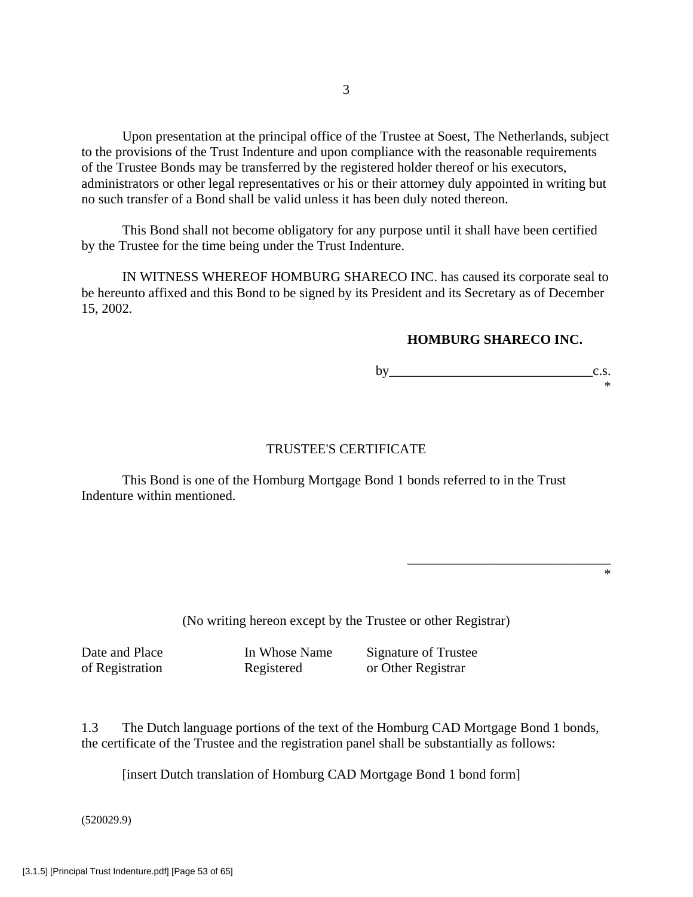Upon presentation at the principal office of the Trustee at Soest, The Netherlands, subject to the provisions of the Trust Indenture and upon compliance with the reasonable requirements of the Trustee Bonds may be transferred by the registered holder thereof or his executors, administrators or other legal representatives or his or their attorney duly appointed in writing but no such transfer of a Bond shall be valid unless it has been duly noted thereon.

This Bond shall not become obligatory for any purpose until it shall have been certified by the Trustee for the time being under the Trust Indenture.

IN WITNESS WHEREOF HOMBURG SHARECO INC. has caused its corporate seal to be hereunto affixed and this Bond to be signed by its President and its Secretary as of December 15, 2002.

**HOMBURG SHARECO INC.**

by______________________________c.s.
*

TRUSTEE'S CERTIFICATE

This Bond is one of the Homburg Mortgage Bond 1 bonds referred to in the Trust Indenture within mentioned.

______________________________
*

(No writing hereon except by the Trustee or other Registrar)

| Date and Place of Registration | In Whose Name Registered | Signature of Trustee or Other Registrar |
| --- | --- | --- |

1.3 The Dutch language portions of the text of the Homburg CAD Mortgage Bond 1 bonds, the certificate of the Trustee and the registration panel shall be substantially as follows:

[insert Dutch translation of Homburg CAD Mortgage Bond 1 bond form]

(520029.9)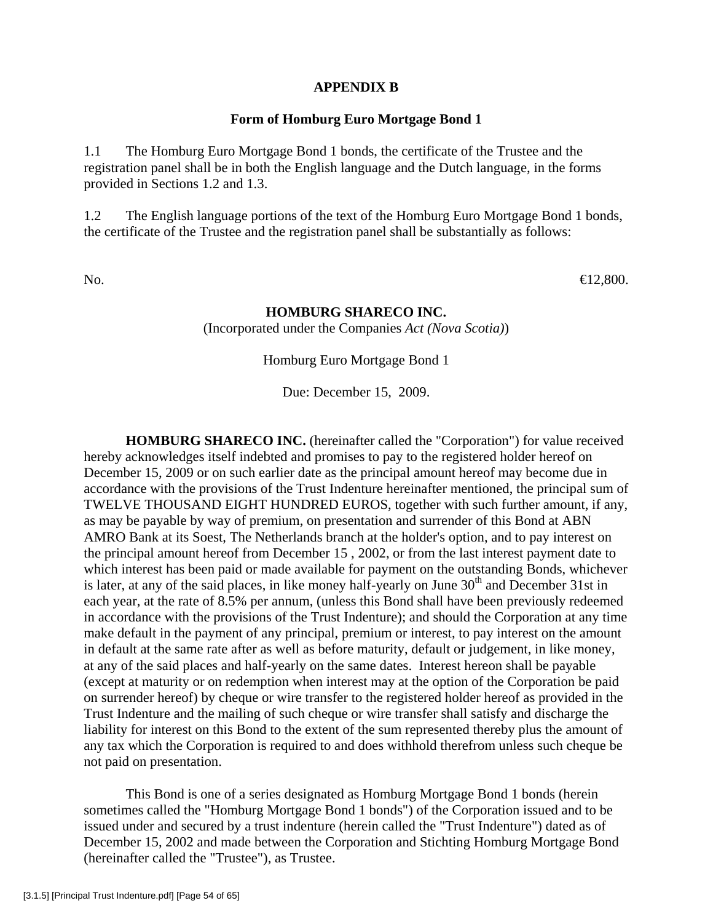**APPENDIX B**

**Form of Homburg Euro Mortgage Bond 1**

1.1 The Homburg Euro Mortgage Bond 1 bonds, the certificate of the Trustee and the registration panel shall be in both the English language and the Dutch language, in the forms provided in Sections 1.2 and 1.3.

1.2 The English language portions of the text of the Homburg Euro Mortgage Bond 1 bonds, the certificate of the Trustee and the registration panel shall be substantially as follows:

No. €12,800.

**HOMBURG SHARECO INC.**
(Incorporated under the Companies *Act (Nova Scotia)*)

Homburg Euro Mortgage Bond 1

Due: December 15, 2009.

**HOMBURG SHARECO INC.** (hereinafter called the "Corporation") for value received hereby acknowledges itself indebted and promises to pay to the registered holder hereof on December 15, 2009 or on such earlier date as the principal amount hereof may become due in accordance with the provisions of the Trust Indenture hereinafter mentioned, the principal sum of TWELVE THOUSAND EIGHT HUNDRED EUROS, together with such further amount, if any, as may be payable by way of premium, on presentation and surrender of this Bond at ABN AMRO Bank at its Soest, The Netherlands branch at the holder's option, and to pay interest on the principal amount hereof from December 15 , 2002, or from the last interest payment date to which interest has been paid or made available for payment on the outstanding Bonds, whichever is later, at any of the said places, in like money half-yearly on June 30th and December 31st in each year, at the rate of 8.5% per annum, (unless this Bond shall have been previously redeemed in accordance with the provisions of the Trust Indenture); and should the Corporation at any time make default in the payment of any principal, premium or interest, to pay interest on the amount in default at the same rate after as well as before maturity, default or judgement, in like money, at any of the said places and half-yearly on the same dates. Interest hereon shall be payable (except at maturity or on redemption when interest may at the option of the Corporation be paid on surrender hereof) by cheque or wire transfer to the registered holder hereof as provided in the Trust Indenture and the mailing of such cheque or wire transfer shall satisfy and discharge the liability for interest on this Bond to the extent of the sum represented thereby plus the amount of any tax which the Corporation is required to and does withhold therefrom unless such cheque be not paid on presentation.

This Bond is one of a series designated as Homburg Mortgage Bond 1 bonds (herein sometimes called the "Homburg Mortgage Bond 1 bonds") of the Corporation issued and to be issued under and secured by a trust indenture (herein called the "Trust Indenture") dated as of December 15, 2002 and made between the Corporation and Stichting Homburg Mortgage Bond (hereinafter called the "Trustee"), as Trustee.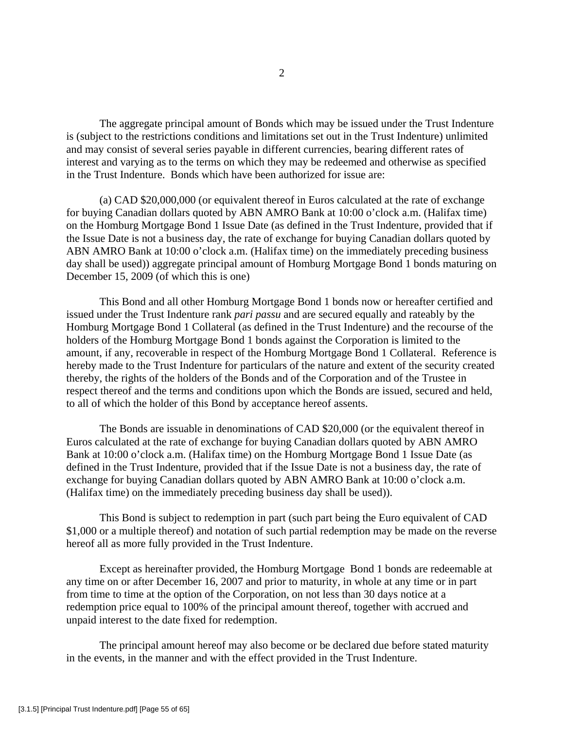The aggregate principal amount of Bonds which may be issued under the Trust Indenture is (subject to the restrictions conditions and limitations set out in the Trust Indenture) unlimited and may consist of several series payable in different currencies, bearing different rates of interest and varying as to the terms on which they may be redeemed and otherwise as specified in the Trust Indenture. Bonds which have been authorized for issue are:

(a) CAD $20,000,000 (or equivalent thereof in Euros calculated at the rate of exchange for buying Canadian dollars quoted by ABN AMRO Bank at 10:00 o'clock a.m. (Halifax time) on the Homburg Mortgage Bond 1 Issue Date (as defined in the Trust Indenture, provided that if the Issue Date is not a business day, the rate of exchange for buying Canadian dollars quoted by ABN AMRO Bank at 10:00 o'clock a.m. (Halifax time) on the immediately preceding business day shall be used)) aggregate principal amount of Homburg Mortgage Bond 1 bonds maturing on December 15, 2009 (of which this is one)

This Bond and all other Homburg Mortgage Bond 1 bonds now or hereafter certified and issued under the Trust Indenture rank *pari passu* and are secured equally and rateably by the Homburg Mortgage Bond 1 Collateral (as defined in the Trust Indenture) and the recourse of the holders of the Homburg Mortgage Bond 1 bonds against the Corporation is limited to the amount, if any, recoverable in respect of the Homburg Mortgage Bond 1 Collateral. Reference is hereby made to the Trust Indenture for particulars of the nature and extent of the security created thereby, the rights of the holders of the Bonds and of the Corporation and of the Trustee in respect thereof and the terms and conditions upon which the Bonds are issued, secured and held, to all of which the holder of this Bond by acceptance hereof assents.

The Bonds are issuable in denominations of CAD $20,000 (or the equivalent thereof in Euros calculated at the rate of exchange for buying Canadian dollars quoted by ABN AMRO Bank at 10:00 o'clock a.m. (Halifax time) on the Homburg Mortgage Bond 1 Issue Date (as defined in the Trust Indenture, provided that if the Issue Date is not a business day, the rate of exchange for buying Canadian dollars quoted by ABN AMRO Bank at 10:00 o'clock a.m. (Halifax time) on the immediately preceding business day shall be used)).

This Bond is subject to redemption in part (such part being the Euro equivalent of CAD $1,000 or a multiple thereof) and notation of such partial redemption may be made on the reverse hereof all as more fully provided in the Trust Indenture.

Except as hereinafter provided, the Homburg Mortgage Bond 1 bonds are redeemable at any time on or after December 16, 2007 and prior to maturity, in whole at any time or in part from time to time at the option of the Corporation, on not less than 30 days notice at a redemption price equal to 100% of the principal amount thereof, together with accrued and unpaid interest to the date fixed for redemption.

The principal amount hereof may also become or be declared due before stated maturity in the events, in the manner and with the effect provided in the Trust Indenture.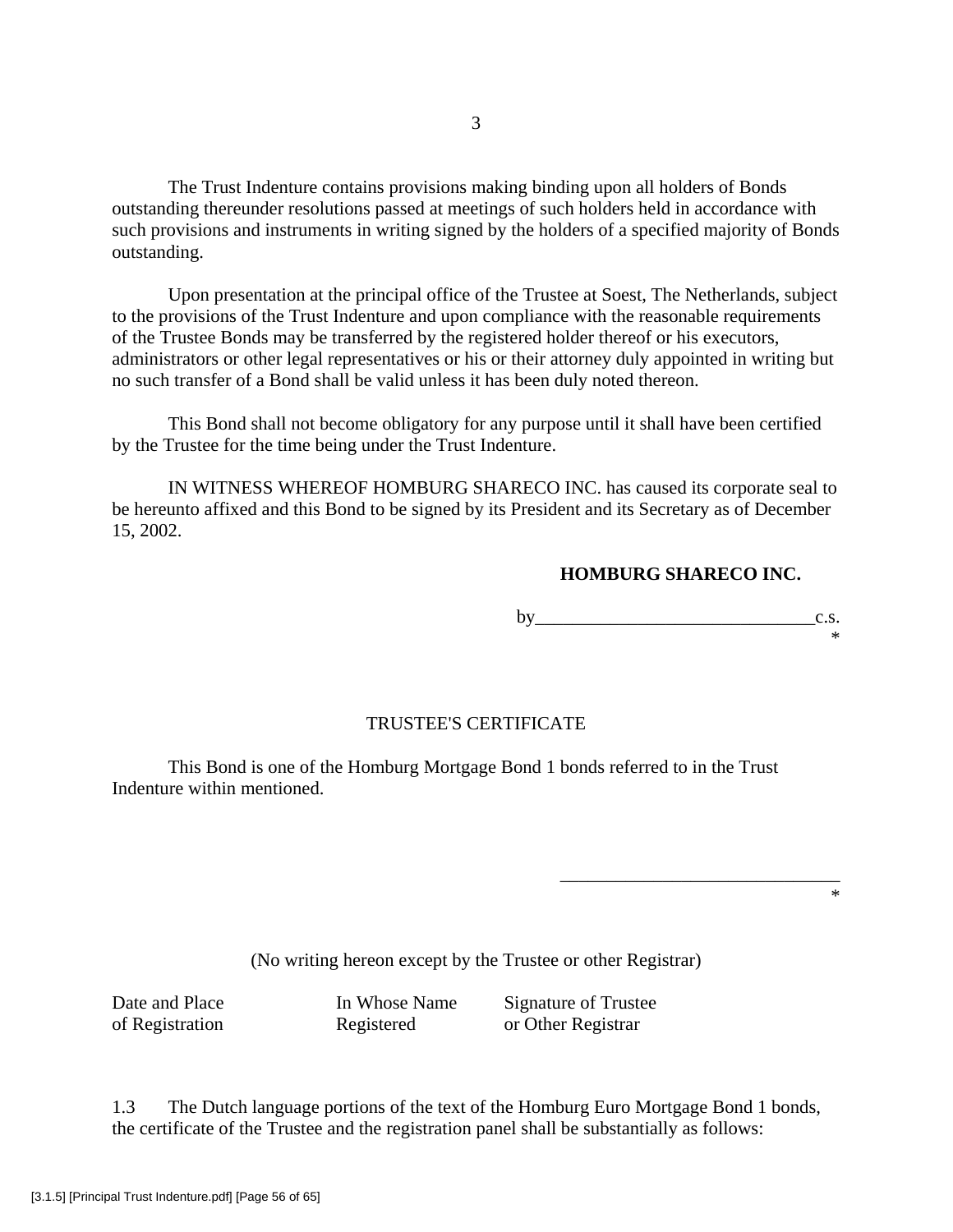The Trust Indenture contains provisions making binding upon all holders of Bonds outstanding thereunder resolutions passed at meetings of such holders held in accordance with such provisions and instruments in writing signed by the holders of a specified majority of Bonds outstanding.

Upon presentation at the principal office of the Trustee at Soest, The Netherlands, subject to the provisions of the Trust Indenture and upon compliance with the reasonable requirements of the Trustee Bonds may be transferred by the registered holder thereof or his executors, administrators or other legal representatives or his or their attorney duly appointed in writing but no such transfer of a Bond shall be valid unless it has been duly noted thereon.

This Bond shall not become obligatory for any purpose until it shall have been certified by the Trustee for the time being under the Trust Indenture.

IN WITNESS WHEREOF HOMBURG SHARECO INC. has caused its corporate seal to be hereunto affixed and this Bond to be signed by its President and its Secretary as of December 15, 2002.

**HOMBURG SHARECO INC.**

by______________________________c.s.
*

TRUSTEE'S CERTIFICATE

This Bond is one of the Homburg Mortgage Bond 1 bonds referred to in the Trust Indenture within mentioned.

______________________________
*

(No writing hereon except by the Trustee or other Registrar)

| Date and Place of Registration | In Whose Name Registered | Signature of Trustee or Other Registrar |
|---|---|---|

1.3 The Dutch language portions of the text of the Homburg Euro Mortgage Bond 1 bonds, the certificate of the Trustee and the registration panel shall be substantially as follows: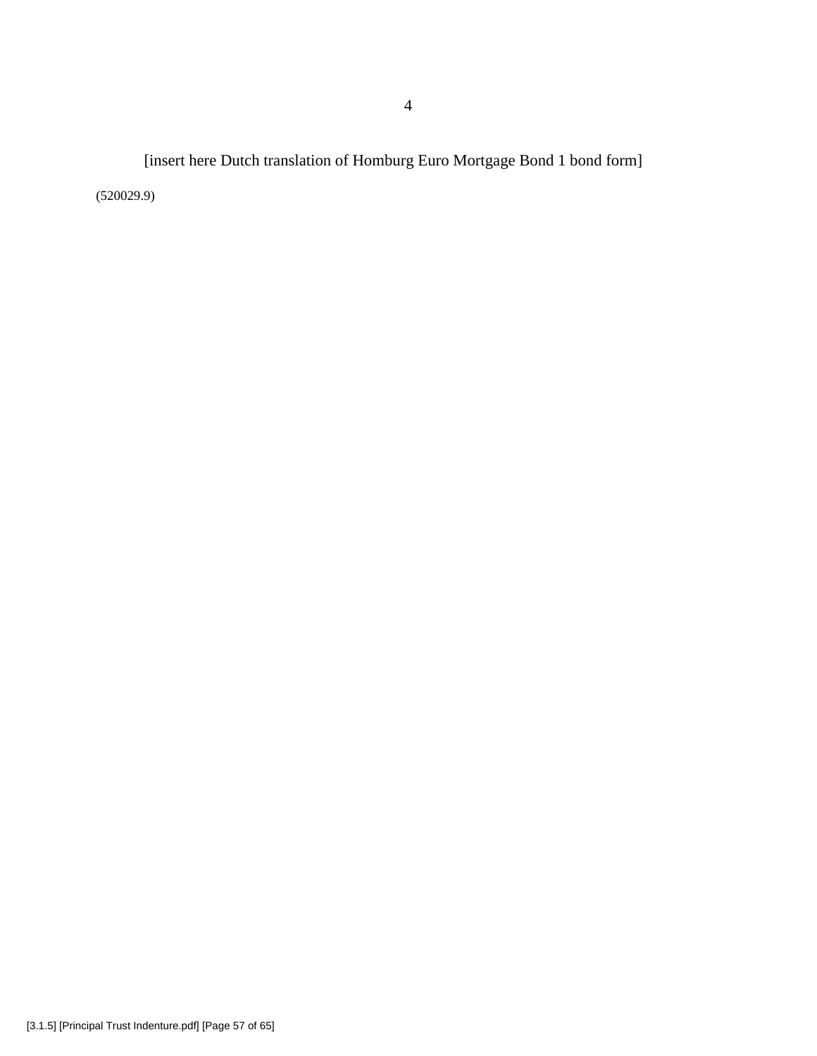[insert here Dutch translation of Homburg Euro Mortgage Bond 1 bond form]

(520029.9)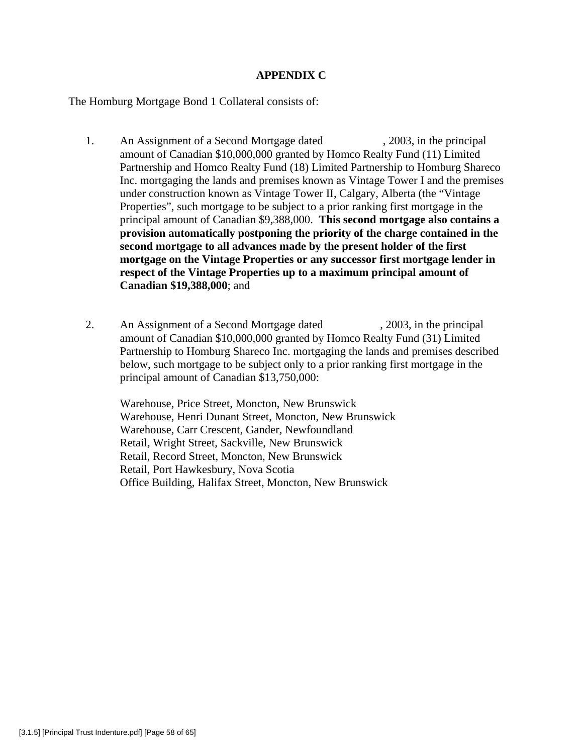## APPENDIX C

The Homburg Mortgage Bond 1 Collateral consists of:

1. An Assignment of a Second Mortgage dated , 2003, in the principal amount of Canadian $10,000,000 granted by Homco Realty Fund (11) Limited Partnership and Homco Realty Fund (18) Limited Partnership to Homburg Shareco Inc. mortgaging the lands and premises known as Vintage Tower I and the premises under construction known as Vintage Tower II, Calgary, Alberta (the "Vintage Properties", such mortgage to be subject to a prior ranking first mortgage in the principal amount of Canadian $9,388,000. **This second mortgage also contains a provision automatically postponing the priority of the charge contained in the second mortgage to all advances made by the present holder of the first mortgage on the Vintage Properties or any successor first mortgage lender in respect of the Vintage Properties up to a maximum principal amount of Canadian $19,388,000**; and

2. An Assignment of a Second Mortgage dated , 2003, in the principal amount of Canadian $10,000,000 granted by Homco Realty Fund (31) Limited Partnership to Homburg Shareco Inc. mortgaging the lands and premises described below, such mortgage to be subject only to a prior ranking first mortgage in the principal amount of Canadian $13,750,000:

   Warehouse, Price Street, Moncton, New Brunswick
   Warehouse, Henri Dunant Street, Moncton, New Brunswick
   Warehouse, Carr Crescent, Gander, Newfoundland
   Retail, Wright Street, Sackville, New Brunswick
   Retail, Record Street, Moncton, New Brunswick
   Retail, Port Hawkesbury, Nova Scotia
   Office Building, Halifax Street, Moncton, New Brunswick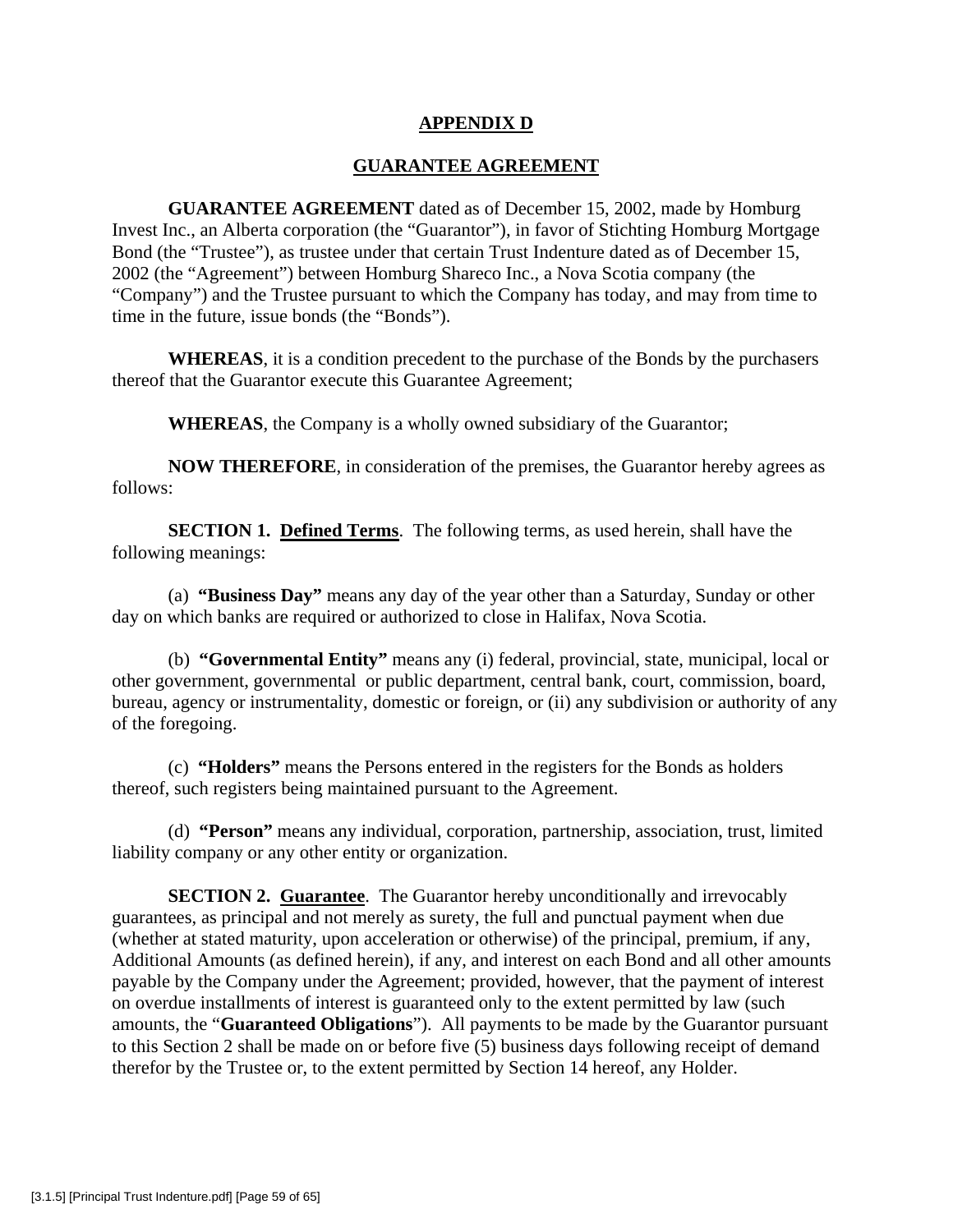# APPENDIX D

## GUARANTEE AGREEMENT

**GUARANTEE AGREEMENT** dated as of December 15, 2002, made by Homburg Invest Inc., an Alberta corporation (the "Guarantor"), in favor of Stichting Homburg Mortgage Bond (the "Trustee"), as trustee under that certain Trust Indenture dated as of December 15, 2002 (the "Agreement") between Homburg Shareco Inc., a Nova Scotia company (the "Company") and the Trustee pursuant to which the Company has today, and may from time to time in the future, issue bonds (the "Bonds").

**WHEREAS**, it is a condition precedent to the purchase of the Bonds by the purchasers thereof that the Guarantor execute this Guarantee Agreement;

**WHEREAS**, the Company is a wholly owned subsidiary of the Guarantor;

**NOW THEREFORE**, in consideration of the premises, the Guarantor hereby agrees as follows:

**SECTION 1. Defined Terms**. The following terms, as used herein, shall have the following meanings:

(a) **"Business Day"** means any day of the year other than a Saturday, Sunday or other day on which banks are required or authorized to close in Halifax, Nova Scotia.

(b) **"Governmental Entity"** means any (i) federal, provincial, state, municipal, local or other government, governmental or public department, central bank, court, commission, board, bureau, agency or instrumentality, domestic or foreign, or (ii) any subdivision or authority of any of the foregoing.

(c) **"Holders"** means the Persons entered in the registers for the Bonds as holders thereof, such registers being maintained pursuant to the Agreement.

(d) **"Person"** means any individual, corporation, partnership, association, trust, limited liability company or any other entity or organization.

**SECTION 2. Guarantee**. The Guarantor hereby unconditionally and irrevocably guarantees, as principal and not merely as surety, the full and punctual payment when due (whether at stated maturity, upon acceleration or otherwise) of the principal, premium, if any, Additional Amounts (as defined herein), if any, and interest on each Bond and all other amounts payable by the Company under the Agreement; provided, however, that the payment of interest on overdue installments of interest is guaranteed only to the extent permitted by law (such amounts, the "**Guaranteed Obligations**"). All payments to be made by the Guarantor pursuant to this Section 2 shall be made on or before five (5) business days following receipt of demand therefor by the Trustee or, to the extent permitted by Section 14 hereof, any Holder.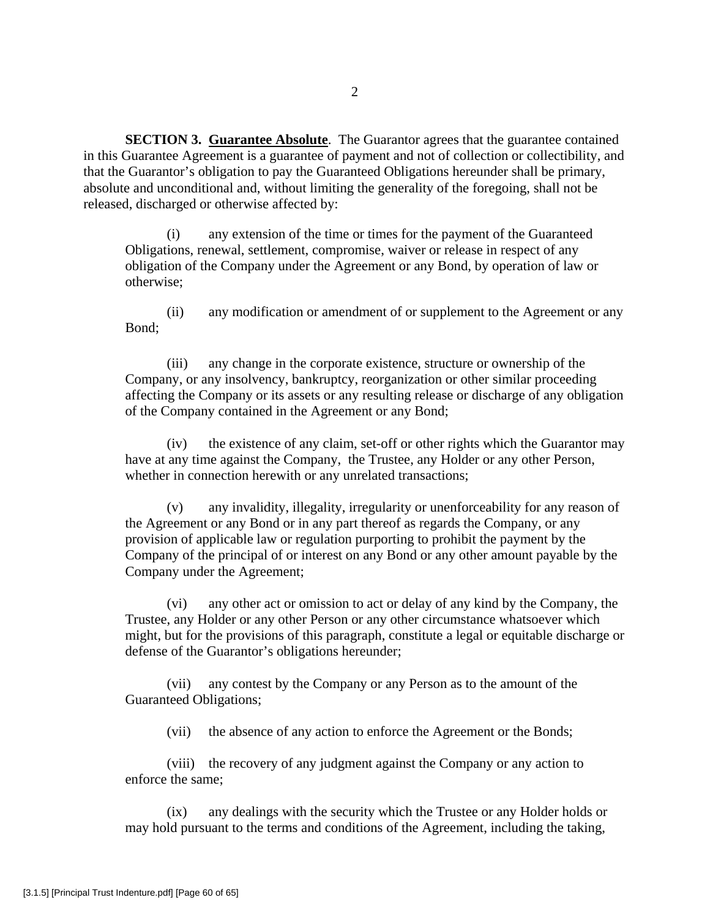**SECTION 3. Guarantee Absolute**. The Guarantor agrees that the guarantee contained in this Guarantee Agreement is a guarantee of payment and not of collection or collectibility, and that the Guarantor's obligation to pay the Guaranteed Obligations hereunder shall be primary, absolute and unconditional and, without limiting the generality of the foregoing, shall not be released, discharged or otherwise affected by:

(i) any extension of the time or times for the payment of the Guaranteed Obligations, renewal, settlement, compromise, waiver or release in respect of any obligation of the Company under the Agreement or any Bond, by operation of law or otherwise;

(ii) any modification or amendment of or supplement to the Agreement or any Bond;

(iii) any change in the corporate existence, structure or ownership of the Company, or any insolvency, bankruptcy, reorganization or other similar proceeding affecting the Company or its assets or any resulting release or discharge of any obligation of the Company contained in the Agreement or any Bond;

(iv) the existence of any claim, set-off or other rights which the Guarantor may have at any time against the Company, the Trustee, any Holder or any other Person, whether in connection herewith or any unrelated transactions;

(v) any invalidity, illegality, irregularity or unenforceability for any reason of the Agreement or any Bond or in any part thereof as regards the Company, or any provision of applicable law or regulation purporting to prohibit the payment by the Company of the principal of or interest on any Bond or any other amount payable by the Company under the Agreement;

(vi) any other act or omission to act or delay of any kind by the Company, the Trustee, any Holder or any other Person or any other circumstance whatsoever which might, but for the provisions of this paragraph, constitute a legal or equitable discharge or defense of the Guarantor's obligations hereunder;

(vii) any contest by the Company or any Person as to the amount of the Guaranteed Obligations;

(vii) the absence of any action to enforce the Agreement or the Bonds;

(viii) the recovery of any judgment against the Company or any action to enforce the same;

(ix) any dealings with the security which the Trustee or any Holder holds or may hold pursuant to the terms and conditions of the Agreement, including the taking,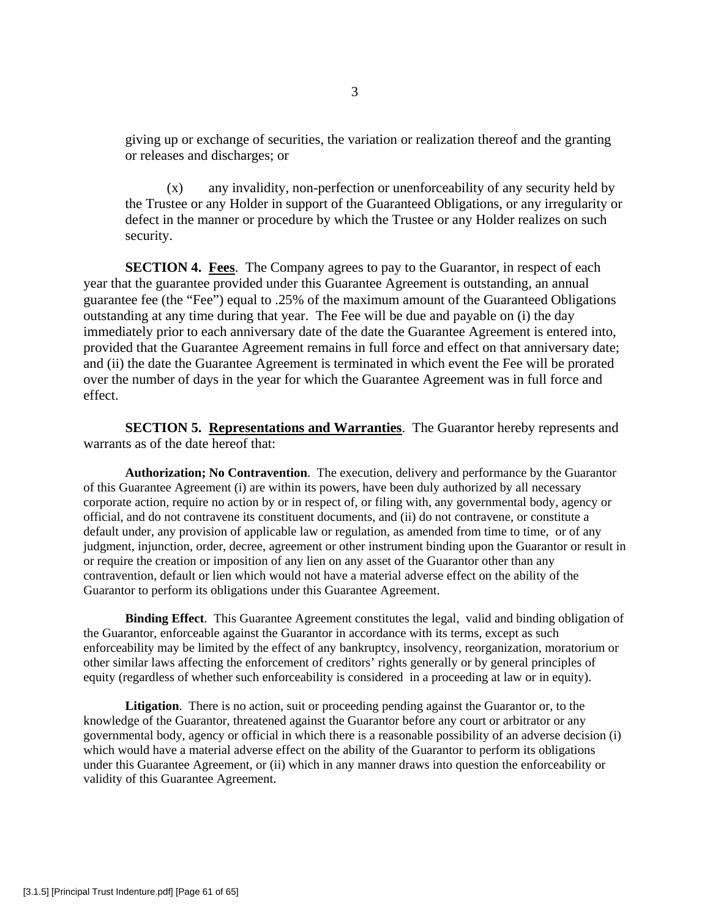giving up or exchange of securities, the variation or realization thereof and the granting or releases and discharges; or

(x) any invalidity, non-perfection or unenforceability of any security held by the Trustee or any Holder in support of the Guaranteed Obligations, or any irregularity or defect in the manner or procedure by which the Trustee or any Holder realizes on such security.

**SECTION 4. Fees**. The Company agrees to pay to the Guarantor, in respect of each year that the guarantee provided under this Guarantee Agreement is outstanding, an annual guarantee fee (the "Fee") equal to .25% of the maximum amount of the Guaranteed Obligations outstanding at any time during that year. The Fee will be due and payable on (i) the day immediately prior to each anniversary date of the date the Guarantee Agreement is entered into, provided that the Guarantee Agreement remains in full force and effect on that anniversary date; and (ii) the date the Guarantee Agreement is terminated in which event the Fee will be prorated over the number of days in the year for which the Guarantee Agreement was in full force and effect.

**SECTION 5. Representations and Warranties**. The Guarantor hereby represents and warrants as of the date hereof that:

**Authorization; No Contravention**. The execution, delivery and performance by the Guarantor of this Guarantee Agreement (i) are within its powers, have been duly authorized by all necessary corporate action, require no action by or in respect of, or filing with, any governmental body, agency or official, and do not contravene its constituent documents, and (ii) do not contravene, or constitute a default under, any provision of applicable law or regulation, as amended from time to time, or of any judgment, injunction, order, decree, agreement or other instrument binding upon the Guarantor or result in or require the creation or imposition of any lien on any asset of the Guarantor other than any contravention, default or lien which would not have a material adverse effect on the ability of the Guarantor to perform its obligations under this Guarantee Agreement.

**Binding Effect**. This Guarantee Agreement constitutes the legal, valid and binding obligation of the Guarantor, enforceable against the Guarantor in accordance with its terms, except as such enforceability may be limited by the effect of any bankruptcy, insolvency, reorganization, moratorium or other similar laws affecting the enforcement of creditors' rights generally or by general principles of equity (regardless of whether such enforceability is considered in a proceeding at law or in equity).

**Litigation**. There is no action, suit or proceeding pending against the Guarantor or, to the knowledge of the Guarantor, threatened against the Guarantor before any court or arbitrator or any governmental body, agency or official in which there is a reasonable possibility of an adverse decision (i) which would have a material adverse effect on the ability of the Guarantor to perform its obligations under this Guarantee Agreement, or (ii) which in any manner draws into question the enforceability or validity of this Guarantee Agreement.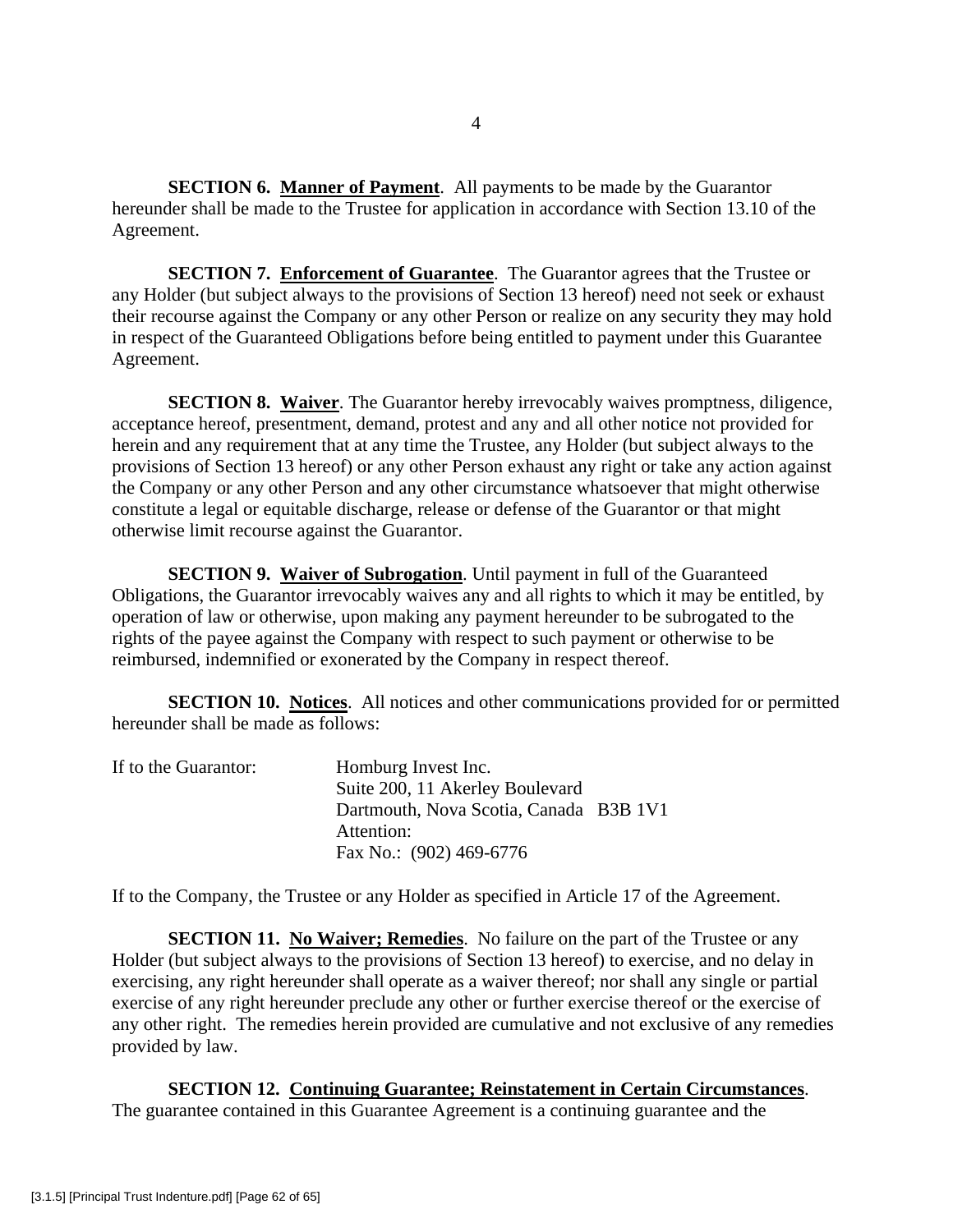**SECTION 6. Manner of Payment**. All payments to be made by the Guarantor hereunder shall be made to the Trustee for application in accordance with Section 13.10 of the Agreement.

**SECTION 7. Enforcement of Guarantee**. The Guarantor agrees that the Trustee or any Holder (but subject always to the provisions of Section 13 hereof) need not seek or exhaust their recourse against the Company or any other Person or realize on any security they may hold in respect of the Guaranteed Obligations before being entitled to payment under this Guarantee Agreement.

**SECTION 8. Waiver**. The Guarantor hereby irrevocably waives promptness, diligence, acceptance hereof, presentment, demand, protest and any and all other notice not provided for herein and any requirement that at any time the Trustee, any Holder (but subject always to the provisions of Section 13 hereof) or any other Person exhaust any right or take any action against the Company or any other Person and any other circumstance whatsoever that might otherwise constitute a legal or equitable discharge, release or defense of the Guarantor or that might otherwise limit recourse against the Guarantor.

**SECTION 9. Waiver of Subrogation**. Until payment in full of the Guaranteed Obligations, the Guarantor irrevocably waives any and all rights to which it may be entitled, by operation of law or otherwise, upon making any payment hereunder to be subrogated to the rights of the payee against the Company with respect to such payment or otherwise to be reimbursed, indemnified or exonerated by the Company in respect thereof.

**SECTION 10. Notices**. All notices and other communications provided for or permitted hereunder shall be made as follows:

If to the Guarantor:

Homburg Invest Inc.
Suite 200, 11 Akerley Boulevard
Dartmouth, Nova Scotia, Canada B3B 1V1
Attention:
Fax No.: (902) 469-6776

If to the Company, the Trustee or any Holder as specified in Article 17 of the Agreement.

**SECTION 11. No Waiver; Remedies**. No failure on the part of the Trustee or any Holder (but subject always to the provisions of Section 13 hereof) to exercise, and no delay in exercising, any right hereunder shall operate as a waiver thereof; nor shall any single or partial exercise of any right hereunder preclude any other or further exercise thereof or the exercise of any other right. The remedies herein provided are cumulative and not exclusive of any remedies provided by law.

**SECTION 12. Continuing Guarantee; Reinstatement in Certain Circumstances**. The guarantee contained in this Guarantee Agreement is a continuing guarantee and the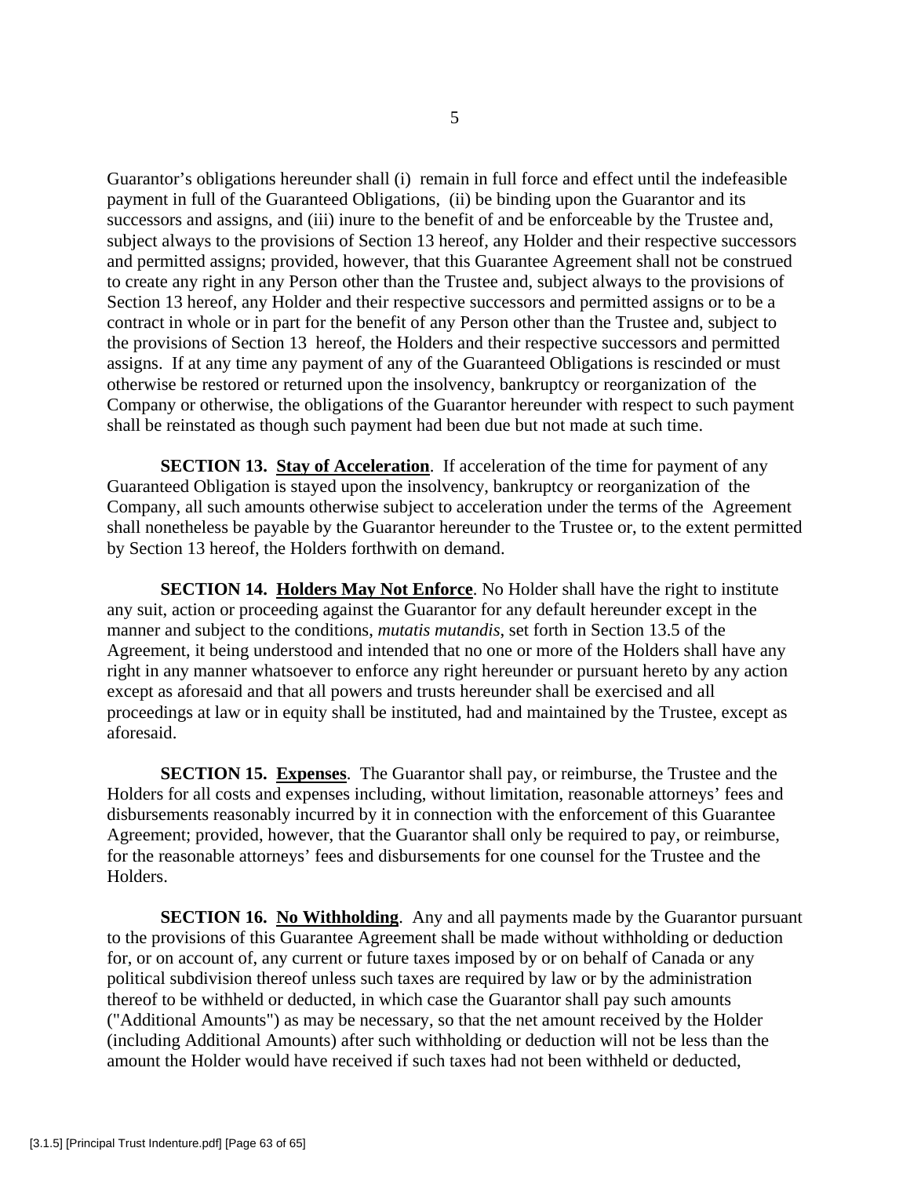Guarantor's obligations hereunder shall (i) remain in full force and effect until the indefeasible payment in full of the Guaranteed Obligations, (ii) be binding upon the Guarantor and its successors and assigns, and (iii) inure to the benefit of and be enforceable by the Trustee and, subject always to the provisions of Section 13 hereof, any Holder and their respective successors and permitted assigns; provided, however, that this Guarantee Agreement shall not be construed to create any right in any Person other than the Trustee and, subject always to the provisions of Section 13 hereof, any Holder and their respective successors and permitted assigns or to be a contract in whole or in part for the benefit of any Person other than the Trustee and, subject to the provisions of Section 13 hereof, the Holders and their respective successors and permitted assigns. If at any time any payment of any of the Guaranteed Obligations is rescinded or must otherwise be restored or returned upon the insolvency, bankruptcy or reorganization of the Company or otherwise, the obligations of the Guarantor hereunder with respect to such payment shall be reinstated as though such payment had been due but not made at such time.

**SECTION 13. Stay of Acceleration**. If acceleration of the time for payment of any Guaranteed Obligation is stayed upon the insolvency, bankruptcy or reorganization of the Company, all such amounts otherwise subject to acceleration under the terms of the Agreement shall nonetheless be payable by the Guarantor hereunder to the Trustee or, to the extent permitted by Section 13 hereof, the Holders forthwith on demand.

**SECTION 14. Holders May Not Enforce**. No Holder shall have the right to institute any suit, action or proceeding against the Guarantor for any default hereunder except in the manner and subject to the conditions, *mutatis mutandis*, set forth in Section 13.5 of the Agreement, it being understood and intended that no one or more of the Holders shall have any right in any manner whatsoever to enforce any right hereunder or pursuant hereto by any action except as aforesaid and that all powers and trusts hereunder shall be exercised and all proceedings at law or in equity shall be instituted, had and maintained by the Trustee, except as aforesaid.

**SECTION 15. Expenses**. The Guarantor shall pay, or reimburse, the Trustee and the Holders for all costs and expenses including, without limitation, reasonable attorneys' fees and disbursements reasonably incurred by it in connection with the enforcement of this Guarantee Agreement; provided, however, that the Guarantor shall only be required to pay, or reimburse, for the reasonable attorneys' fees and disbursements for one counsel for the Trustee and the Holders.

**SECTION 16. No Withholding**. Any and all payments made by the Guarantor pursuant to the provisions of this Guarantee Agreement shall be made without withholding or deduction for, or on account of, any current or future taxes imposed by or on behalf of Canada or any political subdivision thereof unless such taxes are required by law or by the administration thereof to be withheld or deducted, in which case the Guarantor shall pay such amounts ("Additional Amounts") as may be necessary, so that the net amount received by the Holder (including Additional Amounts) after such withholding or deduction will not be less than the amount the Holder would have received if such taxes had not been withheld or deducted,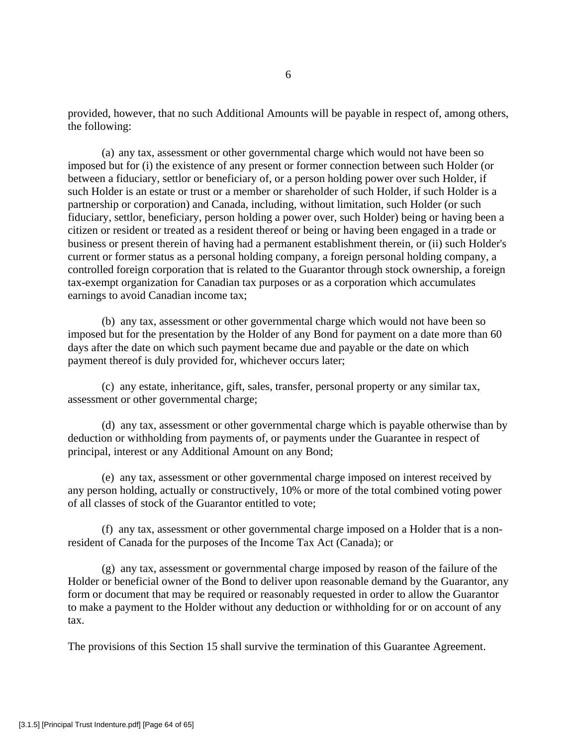provided, however, that no such Additional Amounts will be payable in respect of, among others, the following:

(a) any tax, assessment or other governmental charge which would not have been so imposed but for (i) the existence of any present or former connection between such Holder (or between a fiduciary, settlor or beneficiary of, or a person holding power over such Holder, if such Holder is an estate or trust or a member or shareholder of such Holder, if such Holder is a partnership or corporation) and Canada, including, without limitation, such Holder (or such fiduciary, settlor, beneficiary, person holding a power over, such Holder) being or having been a citizen or resident or treated as a resident thereof or being or having been engaged in a trade or business or present therein of having had a permanent establishment therein, or (ii) such Holder's current or former status as a personal holding company, a foreign personal holding company, a controlled foreign corporation that is related to the Guarantor through stock ownership, a foreign tax-exempt organization for Canadian tax purposes or as a corporation which accumulates earnings to avoid Canadian income tax;

(b) any tax, assessment or other governmental charge which would not have been so imposed but for the presentation by the Holder of any Bond for payment on a date more than 60 days after the date on which such payment became due and payable or the date on which payment thereof is duly provided for, whichever occurs later;

(c) any estate, inheritance, gift, sales, transfer, personal property or any similar tax, assessment or other governmental charge;

(d) any tax, assessment or other governmental charge which is payable otherwise than by deduction or withholding from payments of, or payments under the Guarantee in respect of principal, interest or any Additional Amount on any Bond;

(e) any tax, assessment or other governmental charge imposed on interest received by any person holding, actually or constructively, 10% or more of the total combined voting power of all classes of stock of the Guarantor entitled to vote;

(f) any tax, assessment or other governmental charge imposed on a Holder that is a non-resident of Canada for the purposes of the Income Tax Act (Canada); or

(g) any tax, assessment or governmental charge imposed by reason of the failure of the Holder or beneficial owner of the Bond to deliver upon reasonable demand by the Guarantor, any form or document that may be required or reasonably requested in order to allow the Guarantor to make a payment to the Holder without any deduction or withholding for or on account of any tax.

The provisions of this Section 15 shall survive the termination of this Guarantee Agreement.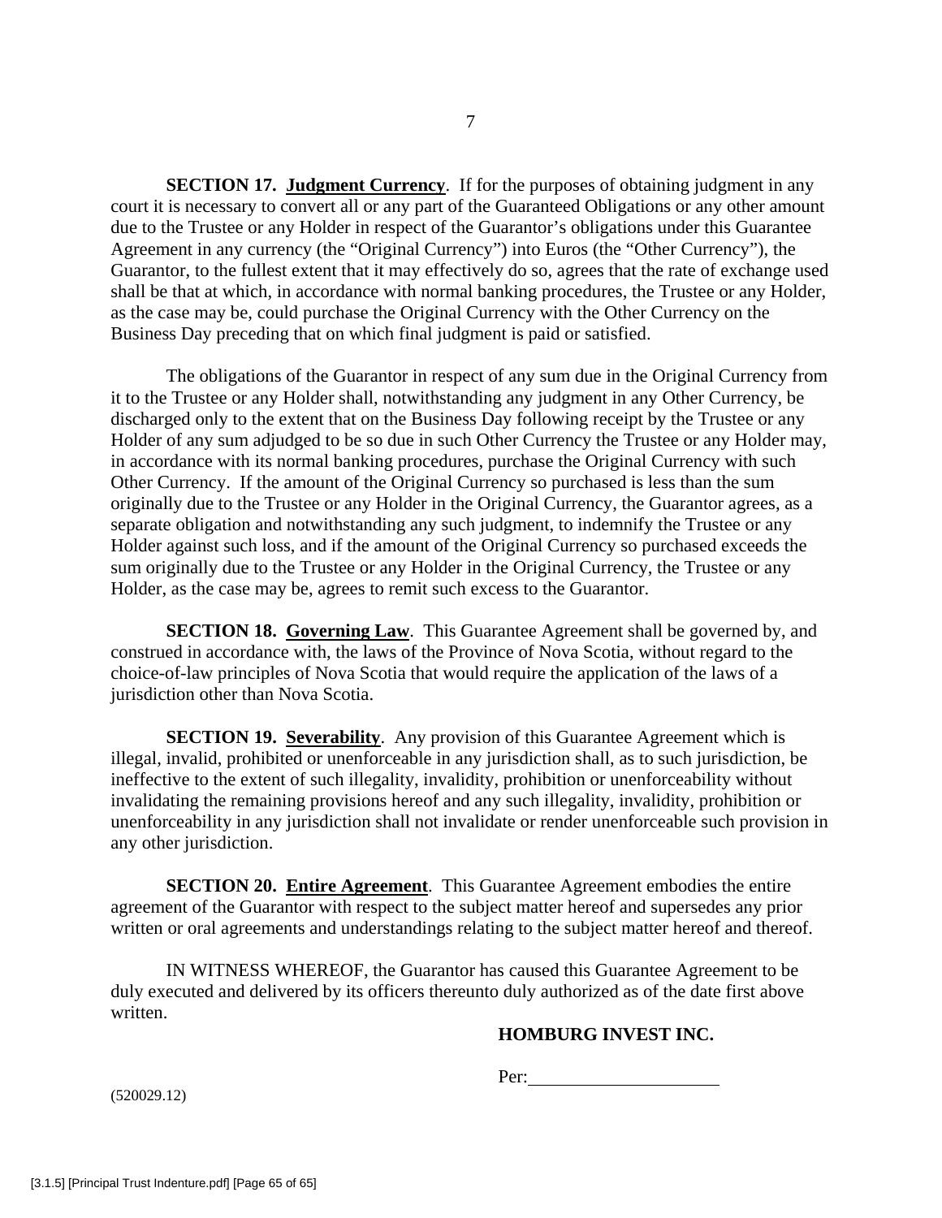**SECTION 17. Judgment Currency**. If for the purposes of obtaining judgment in any court it is necessary to convert all or any part of the Guaranteed Obligations or any other amount due to the Trustee or any Holder in respect of the Guarantor's obligations under this Guarantee Agreement in any currency (the "Original Currency") into Euros (the "Other Currency"), the Guarantor, to the fullest extent that it may effectively do so, agrees that the rate of exchange used shall be that at which, in accordance with normal banking procedures, the Trustee or any Holder, as the case may be, could purchase the Original Currency with the Other Currency on the Business Day preceding that on which final judgment is paid or satisfied.

The obligations of the Guarantor in respect of any sum due in the Original Currency from it to the Trustee or any Holder shall, notwithstanding any judgment in any Other Currency, be discharged only to the extent that on the Business Day following receipt by the Trustee or any Holder of any sum adjudged to be so due in such Other Currency the Trustee or any Holder may, in accordance with its normal banking procedures, purchase the Original Currency with such Other Currency. If the amount of the Original Currency so purchased is less than the sum originally due to the Trustee or any Holder in the Original Currency, the Guarantor agrees, as a separate obligation and notwithstanding any such judgment, to indemnify the Trustee or any Holder against such loss, and if the amount of the Original Currency so purchased exceeds the sum originally due to the Trustee or any Holder in the Original Currency, the Trustee or any Holder, as the case may be, agrees to remit such excess to the Guarantor.

**SECTION 18. Governing Law**. This Guarantee Agreement shall be governed by, and construed in accordance with, the laws of the Province of Nova Scotia, without regard to the choice-of-law principles of Nova Scotia that would require the application of the laws of a jurisdiction other than Nova Scotia.

**SECTION 19. Severability**. Any provision of this Guarantee Agreement which is illegal, invalid, prohibited or unenforceable in any jurisdiction shall, as to such jurisdiction, be ineffective to the extent of such illegality, invalidity, prohibition or unenforceability without invalidating the remaining provisions hereof and any such illegality, invalidity, prohibition or unenforceability in any jurisdiction shall not invalidate or render unenforceable such provision in any other jurisdiction.

**SECTION 20. Entire Agreement**. This Guarantee Agreement embodies the entire agreement of the Guarantor with respect to the subject matter hereof and supersedes any prior written or oral agreements and understandings relating to the subject matter hereof and thereof.

IN WITNESS WHEREOF, the Guarantor has caused this Guarantee Agreement to be duly executed and delivered by its officers thereunto duly authorized as of the date first above written.

**HOMBURG INVEST INC.**

Per: ____________________

(520029.12)